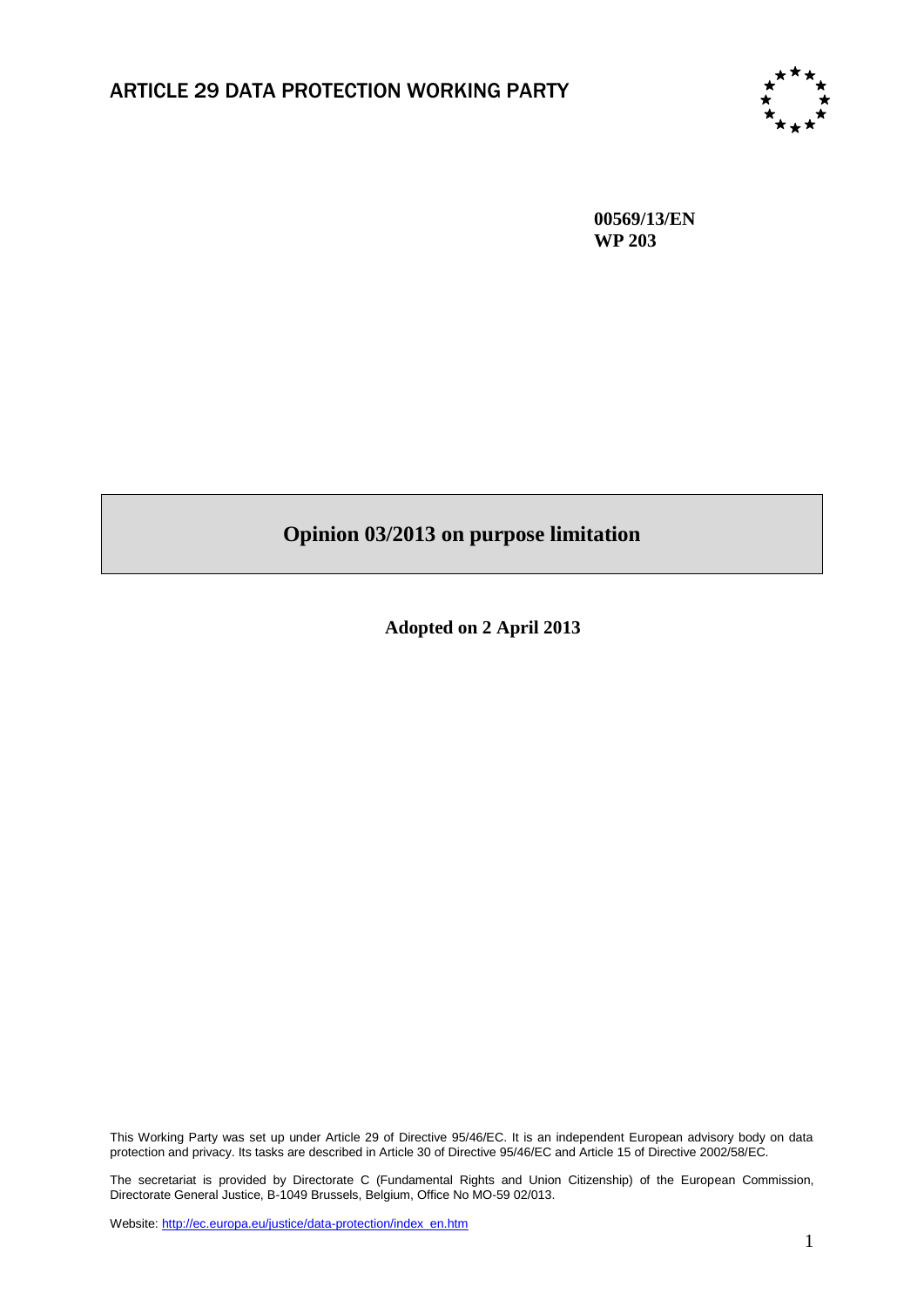ARTICLE 29 DATA PROTECTION WORKING PARTY

**00569/13/EN**
**WP 203**

# Opinion 03/2013 on purpose limitation

**Adopted on 2 April 2013**

This Working Party was set up under Article 29 of Directive 95/46/EC. It is an independent European advisory body on data protection and privacy. Its tasks are described in Article 30 of Directive 95/46/EC and Article 15 of Directive 2002/58/EC.

The secretariat is provided by Directorate C (Fundamental Rights and Union Citizenship) of the European Commission, Directorate General Justice, B-1049 Brussels, Belgium, Office No MO-59 02/013.

Website: http://ec.europa.eu/justice/data-protection/index_en.htm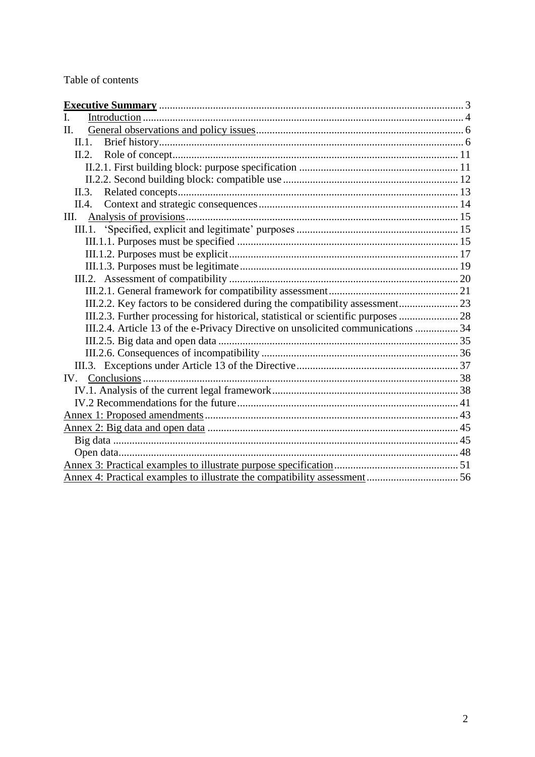Table of contents

**Executive Summary** ... 3

I. Introduction ... 4

II. General observations and policy issues ... 6

- II.1. Brief history ... 6
- II.2. Role of concept ... 11
  - II.2.1. First building block: purpose specification ... 11
  - II.2.2. Second building block: compatible use ... 12
- II.3. Related concepts ... 13
- II.4. Context and strategic consequences ... 14

III. Analysis of provisions ... 15

- III.1. 'Specified, explicit and legitimate' purposes ... 15
  - III.1.1. Purposes must be specified ... 15
  - III.1.2. Purposes must be explicit ... 17
  - III.1.3. Purposes must be legitimate ... 19
- III.2. Assessment of compatibility ... 20
  - III.2.1. General framework for compatibility assessment ... 21
  - III.2.2. Key factors to be considered during the compatibility assessment ... 23
  - III.2.3. Further processing for historical, statistical or scientific purposes ... 28
  - III.2.4. Article 13 of the e-Privacy Directive on unsolicited communications ... 34
  - III.2.5. Big data and open data ... 35
  - III.2.6. Consequences of incompatibility ... 36
- III.3. Exceptions under Article 13 of the Directive ... 37

IV. Conclusions ... 38

- IV.1. Analysis of the current legal framework ... 38
- IV.2 Recommendations for the future ... 41

Annex 1: Proposed amendments ... 43

Annex 2: Big data and open data ... 45

- Big data ... 45
- Open data ... 48

Annex 3: Practical examples to illustrate purpose specification ... 51

Annex 4: Practical examples to illustrate the compatibility assessment ... 56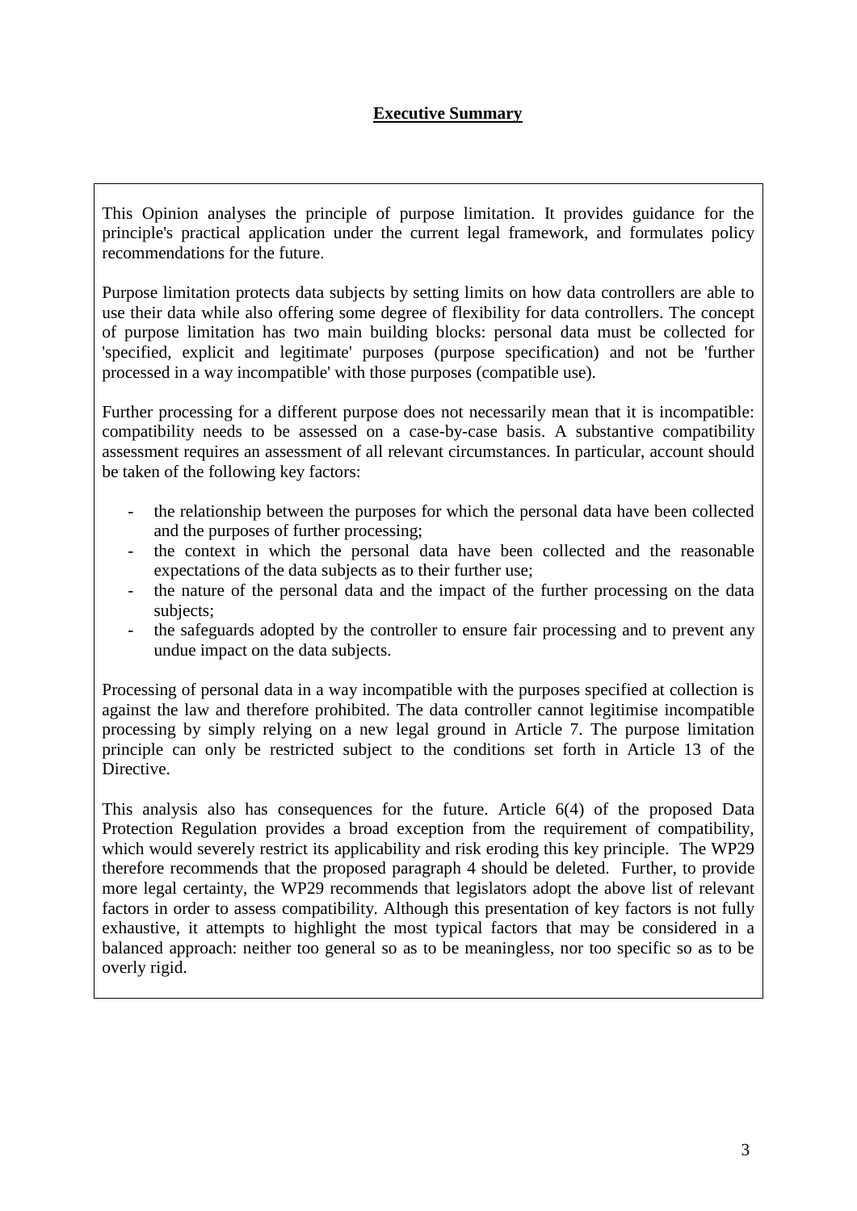## Executive Summary

This Opinion analyses the principle of purpose limitation. It provides guidance for the principle's practical application under the current legal framework, and formulates policy recommendations for the future.

Purpose limitation protects data subjects by setting limits on how data controllers are able to use their data while also offering some degree of flexibility for data controllers. The concept of purpose limitation has two main building blocks: personal data must be collected for 'specified, explicit and legitimate' purposes (purpose specification) and not be 'further processed in a way incompatible' with those purposes (compatible use).

Further processing for a different purpose does not necessarily mean that it is incompatible: compatibility needs to be assessed on a case-by-case basis. A substantive compatibility assessment requires an assessment of all relevant circumstances. In particular, account should be taken of the following key factors:

- the relationship between the purposes for which the personal data have been collected and the purposes of further processing;
- the context in which the personal data have been collected and the reasonable expectations of the data subjects as to their further use;
- the nature of the personal data and the impact of the further processing on the data subjects;
- the safeguards adopted by the controller to ensure fair processing and to prevent any undue impact on the data subjects.

Processing of personal data in a way incompatible with the purposes specified at collection is against the law and therefore prohibited. The data controller cannot legitimise incompatible processing by simply relying on a new legal ground in Article 7. The purpose limitation principle can only be restricted subject to the conditions set forth in Article 13 of the Directive.

This analysis also has consequences for the future. Article 6(4) of the proposed Data Protection Regulation provides a broad exception from the requirement of compatibility, which would severely restrict its applicability and risk eroding this key principle. The WP29 therefore recommends that the proposed paragraph 4 should be deleted. Further, to provide more legal certainty, the WP29 recommends that legislators adopt the above list of relevant factors in order to assess compatibility. Although this presentation of key factors is not fully exhaustive, it attempts to highlight the most typical factors that may be considered in a balanced approach: neither too general so as to be meaningless, nor too specific so as to be overly rigid.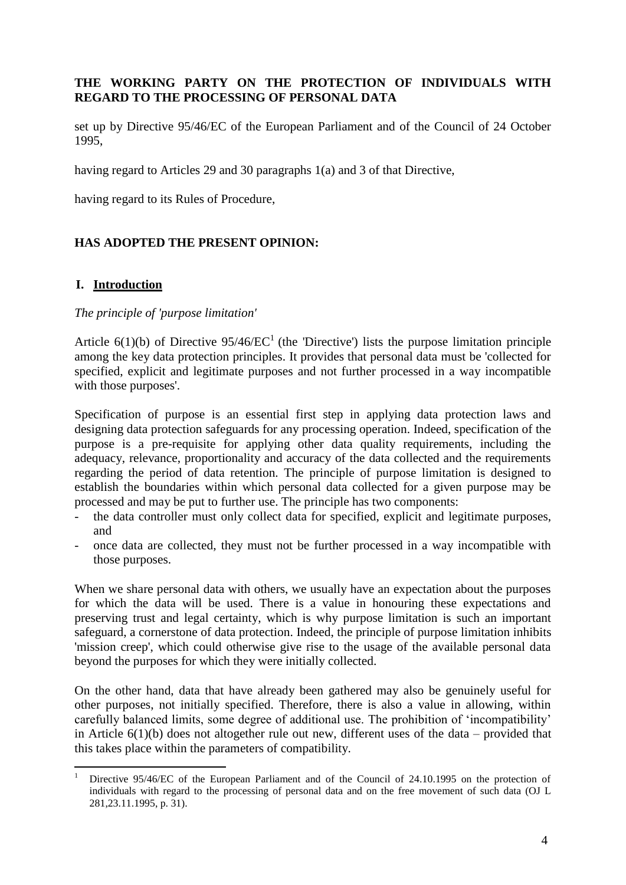**THE WORKING PARTY ON THE PROTECTION OF INDIVIDUALS WITH REGARD TO THE PROCESSING OF PERSONAL DATA**

set up by Directive 95/46/EC of the European Parliament and of the Council of 24 October 1995,

having regard to Articles 29 and 30 paragraphs 1(a) and 3 of that Directive,

having regard to its Rules of Procedure,

**HAS ADOPTED THE PRESENT OPINION:**

## I. Introduction

*The principle of 'purpose limitation'*

Article 6(1)(b) of Directive 95/46/EC[1] (the 'Directive') lists the purpose limitation principle among the key data protection principles. It provides that personal data must be 'collected for specified, explicit and legitimate purposes and not further processed in a way incompatible with those purposes'.

Specification of purpose is an essential first step in applying data protection laws and designing data protection safeguards for any processing operation. Indeed, specification of the purpose is a pre-requisite for applying other data quality requirements, including the adequacy, relevance, proportionality and accuracy of the data collected and the requirements regarding the period of data retention. The principle of purpose limitation is designed to establish the boundaries within which personal data collected for a given purpose may be processed and may be put to further use. The principle has two components:

- the data controller must only collect data for specified, explicit and legitimate purposes, and
- once data are collected, they must not be further processed in a way incompatible with those purposes.

When we share personal data with others, we usually have an expectation about the purposes for which the data will be used. There is a value in honouring these expectations and preserving trust and legal certainty, which is why purpose limitation is such an important safeguard, a cornerstone of data protection. Indeed, the principle of purpose limitation inhibits 'mission creep', which could otherwise give rise to the usage of the available personal data beyond the purposes for which they were initially collected.

On the other hand, data that have already been gathered may also be genuinely useful for other purposes, not initially specified. Therefore, there is also a value in allowing, within carefully balanced limits, some degree of additional use. The prohibition of 'incompatibility' in Article 6(1)(b) does not altogether rule out new, different uses of the data – provided that this takes place within the parameters of compatibility.

[1] Directive 95/46/EC of the European Parliament and of the Council of 24.10.1995 on the protection of individuals with regard to the processing of personal data and on the free movement of such data (OJ L 281,23.11.1995, p. 31).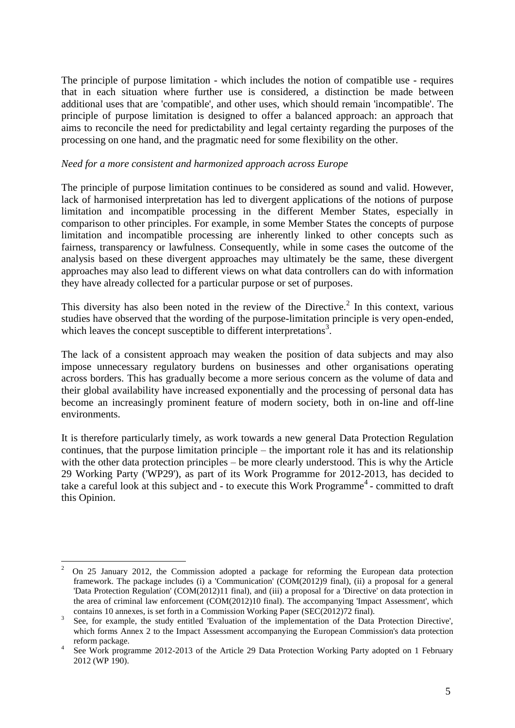The principle of purpose limitation - which includes the notion of compatible use - requires that in each situation where further use is considered, a distinction be made between additional uses that are 'compatible', and other uses, which should remain 'incompatible'. The principle of purpose limitation is designed to offer a balanced approach: an approach that aims to reconcile the need for predictability and legal certainty regarding the purposes of the processing on one hand, and the pragmatic need for some flexibility on the other.

*Need for a more consistent and harmonized approach across Europe*

The principle of purpose limitation continues to be considered as sound and valid. However, lack of harmonised interpretation has led to divergent applications of the notions of purpose limitation and incompatible processing in the different Member States, especially in comparison to other principles. For example, in some Member States the concepts of purpose limitation and incompatible processing are inherently linked to other concepts such as fairness, transparency or lawfulness. Consequently, while in some cases the outcome of the analysis based on these divergent approaches may ultimately be the same, these divergent approaches may also lead to different views on what data controllers can do with information they have already collected for a particular purpose or set of purposes.

This diversity has also been noted in the review of the Directive.[2] In this context, various studies have observed that the wording of the purpose-limitation principle is very open-ended, which leaves the concept susceptible to different interpretations[3].

The lack of a consistent approach may weaken the position of data subjects and may also impose unnecessary regulatory burdens on businesses and other organisations operating across borders. This has gradually become a more serious concern as the volume of data and their global availability have increased exponentially and the processing of personal data has become an increasingly prominent feature of modern society, both in on-line and off-line environments.

It is therefore particularly timely, as work towards a new general Data Protection Regulation continues, that the purpose limitation principle – the important role it has and its relationship with the other data protection principles – be more clearly understood. This is why the Article 29 Working Party ('WP29'), as part of its Work Programme for 2012-2013, has decided to take a careful look at this subject and - to execute this Work Programme[4] - committed to draft this Opinion.

---

[2] On 25 January 2012, the Commission adopted a package for reforming the European data protection framework. The package includes (i) a 'Communication' (COM(2012)9 final), (ii) a proposal for a general 'Data Protection Regulation' (COM(2012)11 final), and (iii) a proposal for a 'Directive' on data protection in the area of criminal law enforcement (COM(2012)10 final). The accompanying 'Impact Assessment', which contains 10 annexes, is set forth in a Commission Working Paper (SEC(2012)72 final).

[3] See, for example, the study entitled 'Evaluation of the implementation of the Data Protection Directive', which forms Annex 2 to the Impact Assessment accompanying the European Commission's data protection reform package.

[4] See Work programme 2012-2013 of the Article 29 Data Protection Working Party adopted on 1 February 2012 (WP 190).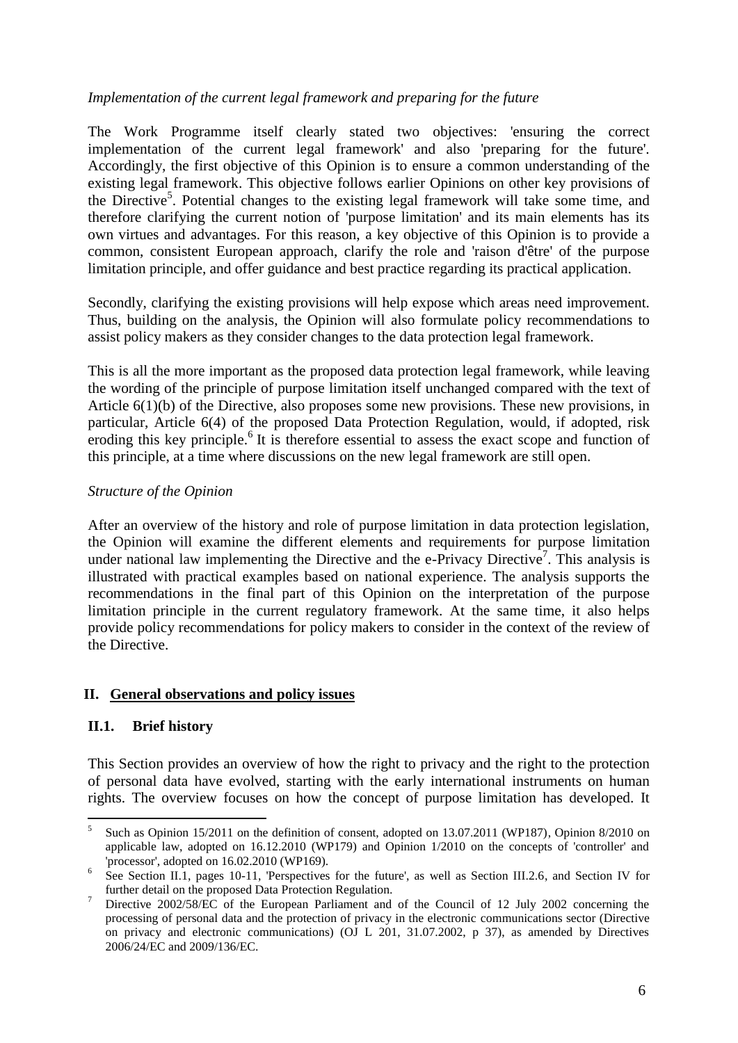*Implementation of the current legal framework and preparing for the future*

The Work Programme itself clearly stated two objectives: 'ensuring the correct implementation of the current legal framework' and also 'preparing for the future'. Accordingly, the first objective of this Opinion is to ensure a common understanding of the existing legal framework. This objective follows earlier Opinions on other key provisions of the Directive[5]. Potential changes to the existing legal framework will take some time, and therefore clarifying the current notion of 'purpose limitation' and its main elements has its own virtues and advantages. For this reason, a key objective of this Opinion is to provide a common, consistent European approach, clarify the role and 'raison d'être' of the purpose limitation principle, and offer guidance and best practice regarding its practical application.

Secondly, clarifying the existing provisions will help expose which areas need improvement. Thus, building on the analysis, the Opinion will also formulate policy recommendations to assist policy makers as they consider changes to the data protection legal framework.

This is all the more important as the proposed data protection legal framework, while leaving the wording of the principle of purpose limitation itself unchanged compared with the text of Article 6(1)(b) of the Directive, also proposes some new provisions. These new provisions, in particular, Article 6(4) of the proposed Data Protection Regulation, would, if adopted, risk eroding this key principle.[6] It is therefore essential to assess the exact scope and function of this principle, at a time where discussions on the new legal framework are still open.

*Structure of the Opinion*

After an overview of the history and role of purpose limitation in data protection legislation, the Opinion will examine the different elements and requirements for purpose limitation under national law implementing the Directive and the e-Privacy Directive[7]. This analysis is illustrated with practical examples based on national experience. The analysis supports the recommendations in the final part of this Opinion on the interpretation of the purpose limitation principle in the current regulatory framework. At the same time, it also helps provide policy recommendations for policy makers to consider in the context of the review of the Directive.

## II. General observations and policy issues

### II.1. Brief history

This Section provides an overview of how the right to privacy and the right to the protection of personal data have evolved, starting with the early international instruments on human rights. The overview focuses on how the concept of purpose limitation has developed. It

---

[5] Such as Opinion 15/2011 on the definition of consent, adopted on 13.07.2011 (WP187), Opinion 8/2010 on applicable law, adopted on 16.12.2010 (WP179) and Opinion 1/2010 on the concepts of 'controller' and 'processor', adopted on 16.02.2010 (WP169).

[6] See Section II.1, pages 10-11, 'Perspectives for the future', as well as Section III.2.6, and Section IV for further detail on the proposed Data Protection Regulation.

[7] Directive 2002/58/EC of the European Parliament and of the Council of 12 July 2002 concerning the processing of personal data and the protection of privacy in the electronic communications sector (Directive on privacy and electronic communications) (OJ L 201, 31.07.2002, p 37), as amended by Directives 2006/24/EC and 2009/136/EC.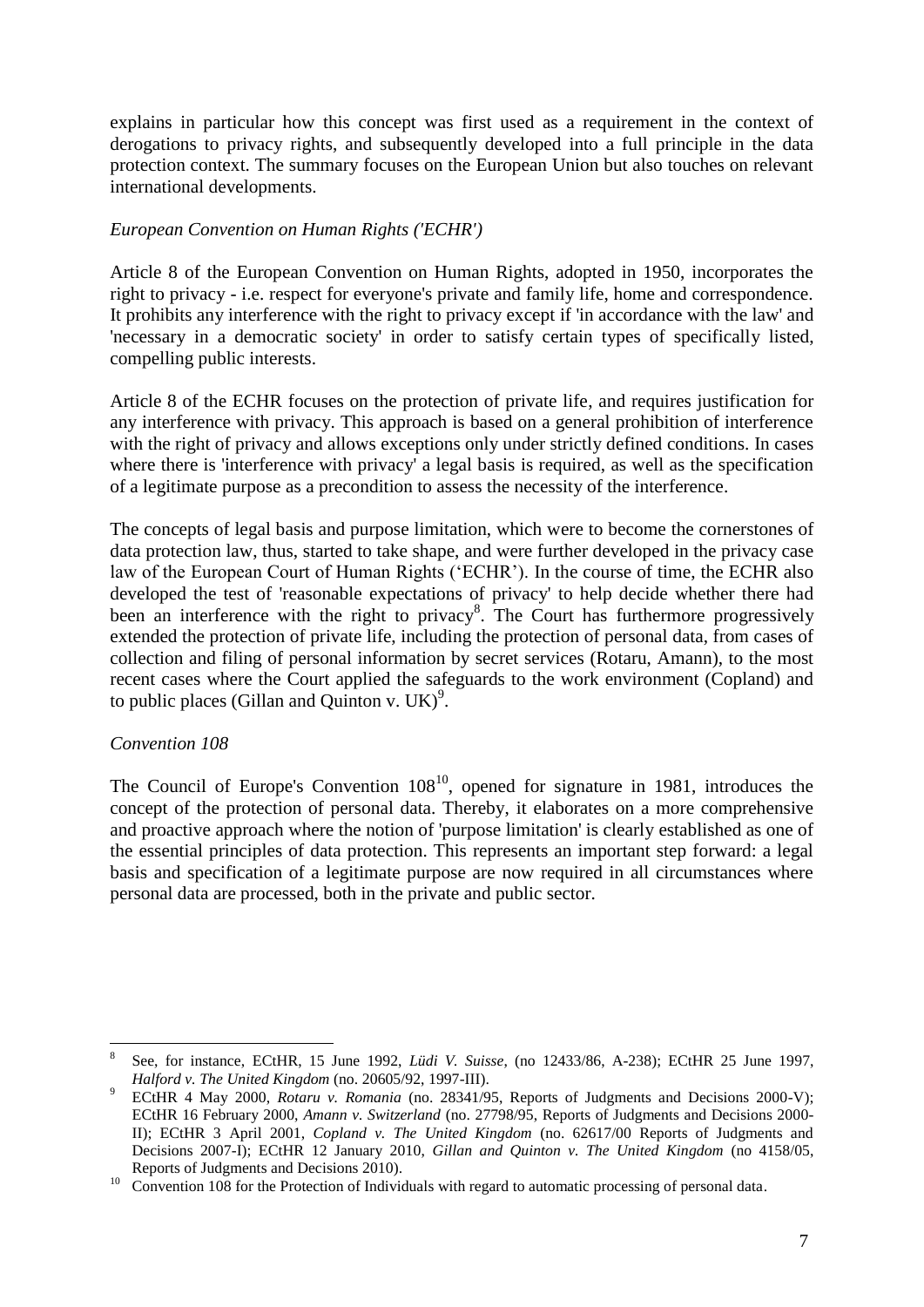explains in particular how this concept was first used as a requirement in the context of derogations to privacy rights, and subsequently developed into a full principle in the data protection context. The summary focuses on the European Union but also touches on relevant international developments.

*European Convention on Human Rights ('ECHR')*

Article 8 of the European Convention on Human Rights, adopted in 1950, incorporates the right to privacy - i.e. respect for everyone's private and family life, home and correspondence. It prohibits any interference with the right to privacy except if 'in accordance with the law' and 'necessary in a democratic society' in order to satisfy certain types of specifically listed, compelling public interests.

Article 8 of the ECHR focuses on the protection of private life, and requires justification for any interference with privacy. This approach is based on a general prohibition of interference with the right of privacy and allows exceptions only under strictly defined conditions. In cases where there is 'interference with privacy' a legal basis is required, as well as the specification of a legitimate purpose as a precondition to assess the necessity of the interference.

The concepts of legal basis and purpose limitation, which were to become the cornerstones of data protection law, thus, started to take shape, and were further developed in the privacy case law of the European Court of Human Rights ('ECHR'). In the course of time, the ECHR also developed the test of 'reasonable expectations of privacy' to help decide whether there had been an interference with the right to privacy[8]. The Court has furthermore progressively extended the protection of private life, including the protection of personal data, from cases of collection and filing of personal information by secret services (Rotaru, Amann), to the most recent cases where the Court applied the safeguards to the work environment (Copland) and to public places (Gillan and Quinton v. UK)[9].

*Convention 108*

The Council of Europe's Convention 108[10], opened for signature in 1981, introduces the concept of the protection of personal data. Thereby, it elaborates on a more comprehensive and proactive approach where the notion of 'purpose limitation' is clearly established as one of the essential principles of data protection. This represents an important step forward: a legal basis and specification of a legitimate purpose are now required in all circumstances where personal data are processed, both in the private and public sector.

---

[8] See, for instance, ECtHR, 15 June 1992, *Lüdi V. Suisse*, (no 12433/86, A-238); ECtHR 25 June 1997, *Halford v. The United Kingdom* (no. 20605/92, 1997-III).

[9] ECtHR 4 May 2000, *Rotaru v. Romania* (no. 28341/95, Reports of Judgments and Decisions 2000-V); ECtHR 16 February 2000, *Amann v. Switzerland* (no. 27798/95, Reports of Judgments and Decisions 2000-II); ECtHR 3 April 2001, *Copland v. The United Kingdom* (no. 62617/00 Reports of Judgments and Decisions 2007-I); ECtHR 12 January 2010, *Gillan and Quinton v. The United Kingdom* (no 4158/05, Reports of Judgments and Decisions 2010).

[10] Convention 108 for the Protection of Individuals with regard to automatic processing of personal data.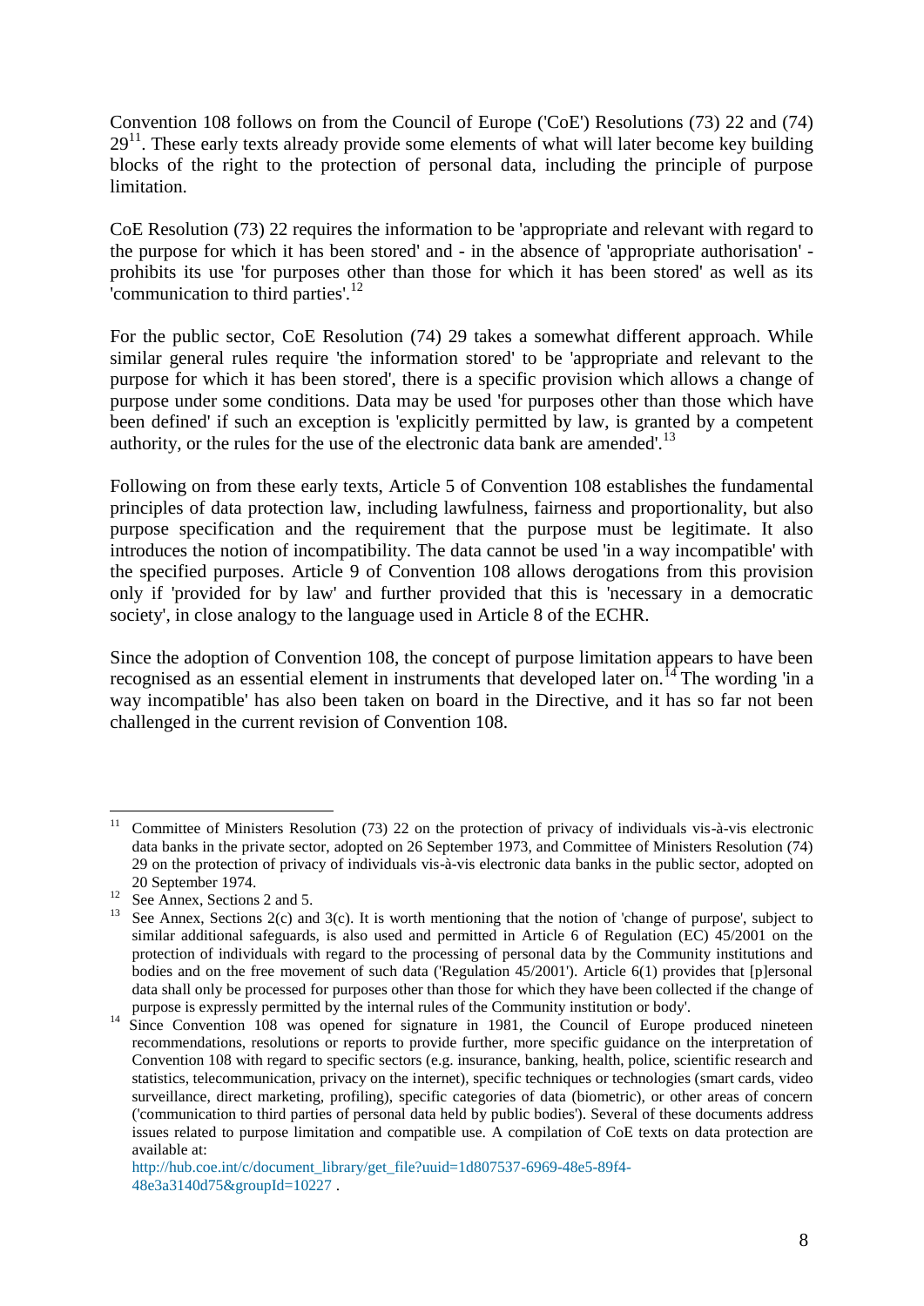Convention 108 follows on from the Council of Europe ('CoE') Resolutions (73) 22 and (74) 29[11]. These early texts already provide some elements of what will later become key building blocks of the right to the protection of personal data, including the principle of purpose limitation.

CoE Resolution (73) 22 requires the information to be 'appropriate and relevant with regard to the purpose for which it has been stored' and - in the absence of 'appropriate authorisation' - prohibits its use 'for purposes other than those for which it has been stored' as well as its 'communication to third parties'.[12]

For the public sector, CoE Resolution (74) 29 takes a somewhat different approach. While similar general rules require 'the information stored' to be 'appropriate and relevant to the purpose for which it has been stored', there is a specific provision which allows a change of purpose under some conditions. Data may be used 'for purposes other than those which have been defined' if such an exception is 'explicitly permitted by law, is granted by a competent authority, or the rules for the use of the electronic data bank are amended'.[13]

Following on from these early texts, Article 5 of Convention 108 establishes the fundamental principles of data protection law, including lawfulness, fairness and proportionality, but also purpose specification and the requirement that the purpose must be legitimate. It also introduces the notion of incompatibility. The data cannot be used 'in a way incompatible' with the specified purposes. Article 9 of Convention 108 allows derogations from this provision only if 'provided for by law' and further provided that this is 'necessary in a democratic society', in close analogy to the language used in Article 8 of the ECHR.

Since the adoption of Convention 108, the concept of purpose limitation appears to have been recognised as an essential element in instruments that developed later on.[14] The wording 'in a way incompatible' has also been taken on board in the Directive, and it has so far not been challenged in the current revision of Convention 108.

---

[11] Committee of Ministers Resolution (73) 22 on the protection of privacy of individuals vis-à-vis electronic data banks in the private sector, adopted on 26 September 1973, and Committee of Ministers Resolution (74) 29 on the protection of privacy of individuals vis-à-vis electronic data banks in the public sector, adopted on 20 September 1974.

[12] See Annex, Sections 2 and 5.

[13] See Annex, Sections 2(c) and 3(c). It is worth mentioning that the notion of 'change of purpose', subject to similar additional safeguards, is also used and permitted in Article 6 of Regulation (EC) 45/2001 on the protection of individuals with regard to the processing of personal data by the Community institutions and bodies and on the free movement of such data ('Regulation 45/2001'). Article 6(1) provides that [p]ersonal data shall only be processed for purposes other than those for which they have been collected if the change of purpose is expressly permitted by the internal rules of the Community institution or body'.

[14] Since Convention 108 was opened for signature in 1981, the Council of Europe produced nineteen recommendations, resolutions or reports to provide further, more specific guidance on the interpretation of Convention 108 with regard to specific sectors (e.g. insurance, banking, health, police, scientific research and statistics, telecommunication, privacy on the internet), specific techniques or technologies (smart cards, video surveillance, direct marketing, profiling), specific categories of data (biometric), or other areas of concern ('communication to third parties of personal data held by public bodies'). Several of these documents address issues related to purpose limitation and compatible use. A compilation of CoE texts on data protection are available at: http://hub.coe.int/c/document_library/get_file?uuid=1d807537-6969-48e5-89f4-48e3a3140d75&groupId=10227 .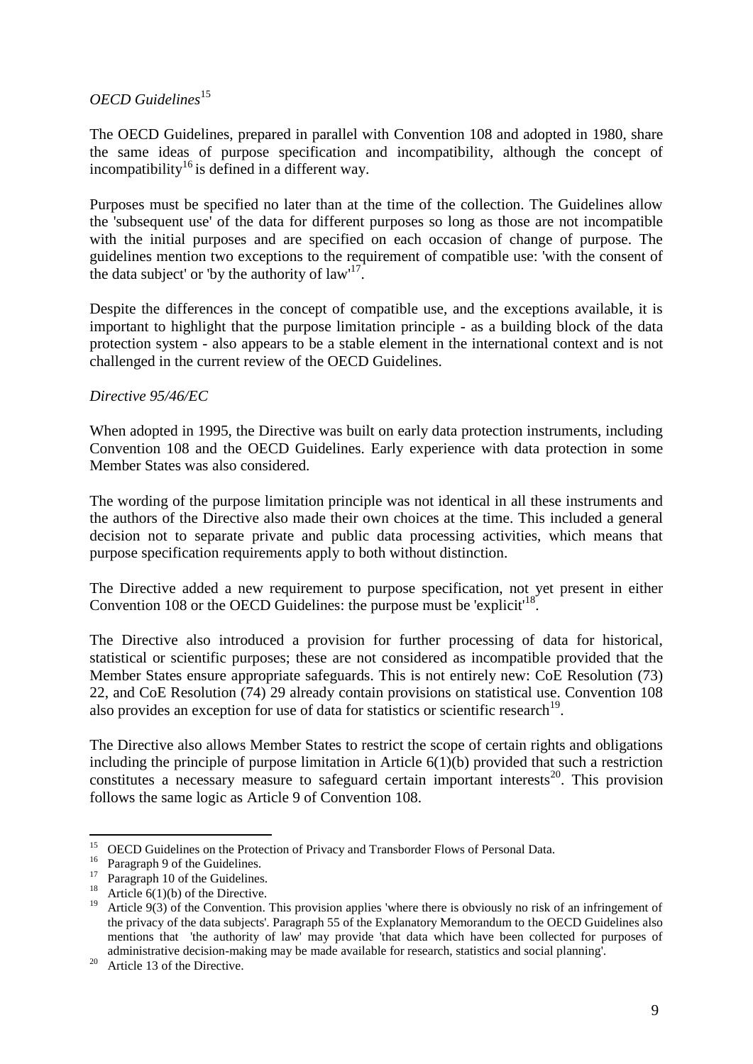*OECD Guidelines*[15]

The OECD Guidelines, prepared in parallel with Convention 108 and adopted in 1980, share the same ideas of purpose specification and incompatibility, although the concept of incompatibility[16] is defined in a different way.

Purposes must be specified no later than at the time of the collection. The Guidelines allow the 'subsequent use' of the data for different purposes so long as those are not incompatible with the initial purposes and are specified on each occasion of change of purpose. The guidelines mention two exceptions to the requirement of compatible use: 'with the consent of the data subject' or 'by the authority of law'[17].

Despite the differences in the concept of compatible use, and the exceptions available, it is important to highlight that the purpose limitation principle - as a building block of the data protection system - also appears to be a stable element in the international context and is not challenged in the current review of the OECD Guidelines.

*Directive 95/46/EC*

When adopted in 1995, the Directive was built on early data protection instruments, including Convention 108 and the OECD Guidelines. Early experience with data protection in some Member States was also considered.

The wording of the purpose limitation principle was not identical in all these instruments and the authors of the Directive also made their own choices at the time. This included a general decision not to separate private and public data processing activities, which means that purpose specification requirements apply to both without distinction.

The Directive added a new requirement to purpose specification, not yet present in either Convention 108 or the OECD Guidelines: the purpose must be 'explicit'[18].

The Directive also introduced a provision for further processing of data for historical, statistical or scientific purposes; these are not considered as incompatible provided that the Member States ensure appropriate safeguards. This is not entirely new: CoE Resolution (73) 22, and CoE Resolution (74) 29 already contain provisions on statistical use. Convention 108 also provides an exception for use of data for statistics or scientific research[19].

The Directive also allows Member States to restrict the scope of certain rights and obligations including the principle of purpose limitation in Article 6(1)(b) provided that such a restriction constitutes a necessary measure to safeguard certain important interests[20]. This provision follows the same logic as Article 9 of Convention 108.

---

[15] OECD Guidelines on the Protection of Privacy and Transborder Flows of Personal Data.

[16] Paragraph 9 of the Guidelines.

[17] Paragraph 10 of the Guidelines.

[18] Article 6(1)(b) of the Directive.

[19] Article 9(3) of the Convention. This provision applies 'where there is obviously no risk of an infringement of the privacy of the data subjects'. Paragraph 55 of the Explanatory Memorandum to the OECD Guidelines also mentions that 'the authority of law' may provide 'that data which have been collected for purposes of administrative decision-making may be made available for research, statistics and social planning'.

[20] Article 13 of the Directive.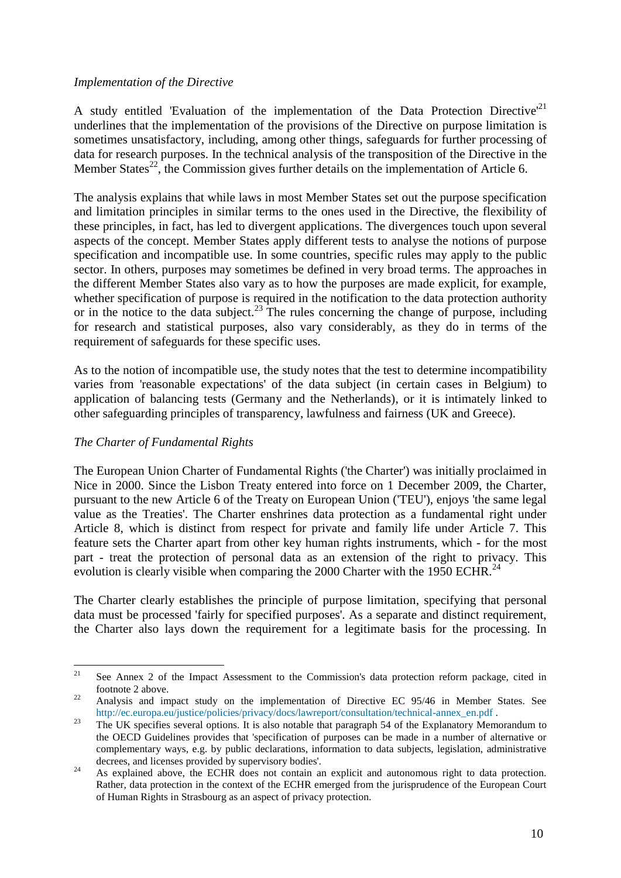*Implementation of the Directive*

A study entitled 'Evaluation of the implementation of the Data Protection Directive'[21] underlines that the implementation of the provisions of the Directive on purpose limitation is sometimes unsatisfactory, including, among other things, safeguards for further processing of data for research purposes. In the technical analysis of the transposition of the Directive in the Member States[22], the Commission gives further details on the implementation of Article 6.

The analysis explains that while laws in most Member States set out the purpose specification and limitation principles in similar terms to the ones used in the Directive, the flexibility of these principles, in fact, has led to divergent applications. The divergences touch upon several aspects of the concept. Member States apply different tests to analyse the notions of purpose specification and incompatible use. In some countries, specific rules may apply to the public sector. In others, purposes may sometimes be defined in very broad terms. The approaches in the different Member States also vary as to how the purposes are made explicit, for example, whether specification of purpose is required in the notification to the data protection authority or in the notice to the data subject.[23] The rules concerning the change of purpose, including for research and statistical purposes, also vary considerably, as they do in terms of the requirement of safeguards for these specific uses.

As to the notion of incompatible use, the study notes that the test to determine incompatibility varies from 'reasonable expectations' of the data subject (in certain cases in Belgium) to application of balancing tests (Germany and the Netherlands), or it is intimately linked to other safeguarding principles of transparency, lawfulness and fairness (UK and Greece).

*The Charter of Fundamental Rights*

The European Union Charter of Fundamental Rights ('the Charter') was initially proclaimed in Nice in 2000. Since the Lisbon Treaty entered into force on 1 December 2009, the Charter, pursuant to the new Article 6 of the Treaty on European Union ('TEU'), enjoys 'the same legal value as the Treaties'. The Charter enshrines data protection as a fundamental right under Article 8, which is distinct from respect for private and family life under Article 7. This feature sets the Charter apart from other key human rights instruments, which - for the most part - treat the protection of personal data as an extension of the right to privacy. This evolution is clearly visible when comparing the 2000 Charter with the 1950 ECHR.[24]

The Charter clearly establishes the principle of purpose limitation, specifying that personal data must be processed 'fairly for specified purposes'. As a separate and distinct requirement, the Charter also lays down the requirement for a legitimate basis for the processing. In

---

[21] See Annex 2 of the Impact Assessment to the Commission's data protection reform package, cited in footnote 2 above.

[22] Analysis and impact study on the implementation of Directive EC 95/46 in Member States. See http://ec.europa.eu/justice/policies/privacy/docs/lawreport/consultation/technical-annex_en.pdf .

[23] The UK specifies several options. It is also notable that paragraph 54 of the Explanatory Memorandum to the OECD Guidelines provides that 'specification of purposes can be made in a number of alternative or complementary ways, e.g. by public declarations, information to data subjects, legislation, administrative decrees, and licenses provided by supervisory bodies'.

[24] As explained above, the ECHR does not contain an explicit and autonomous right to data protection. Rather, data protection in the context of the ECHR emerged from the jurisprudence of the European Court of Human Rights in Strasbourg as an aspect of privacy protection.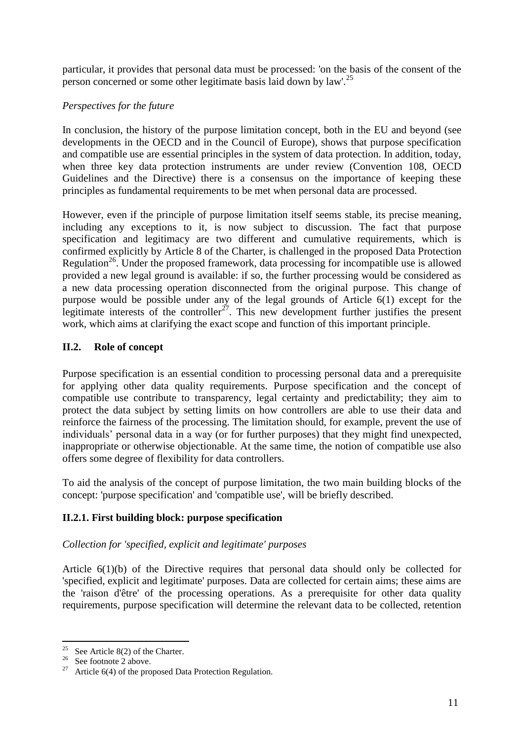particular, it provides that personal data must be processed: 'on the basis of the consent of the person concerned or some other legitimate basis laid down by law'.[25]

*Perspectives for the future*

In conclusion, the history of the purpose limitation concept, both in the EU and beyond (see developments in the OECD and in the Council of Europe), shows that purpose specification and compatible use are essential principles in the system of data protection. In addition, today, when three key data protection instruments are under review (Convention 108, OECD Guidelines and the Directive) there is a consensus on the importance of keeping these principles as fundamental requirements to be met when personal data are processed.

However, even if the principle of purpose limitation itself seems stable, its precise meaning, including any exceptions to it, is now subject to discussion. The fact that purpose specification and legitimacy are two different and cumulative requirements, which is confirmed explicitly by Article 8 of the Charter, is challenged in the proposed Data Protection Regulation[26]. Under the proposed framework, data processing for incompatible use is allowed provided a new legal ground is available: if so, the further processing would be considered as a new data processing operation disconnected from the original purpose. This change of purpose would be possible under any of the legal grounds of Article 6(1) except for the legitimate interests of the controller[27]. This new development further justifies the present work, which aims at clarifying the exact scope and function of this important principle.

## II.2. Role of concept

Purpose specification is an essential condition to processing personal data and a prerequisite for applying other data quality requirements. Purpose specification and the concept of compatible use contribute to transparency, legal certainty and predictability; they aim to protect the data subject by setting limits on how controllers are able to use their data and reinforce the fairness of the processing. The limitation should, for example, prevent the use of individuals' personal data in a way (or for further purposes) that they might find unexpected, inappropriate or otherwise objectionable. At the same time, the notion of compatible use also offers some degree of flexibility for data controllers.

To aid the analysis of the concept of purpose limitation, the two main building blocks of the concept: 'purpose specification' and 'compatible use', will be briefly described.

### II.2.1. First building block: purpose specification

*Collection for 'specified, explicit and legitimate' purposes*

Article 6(1)(b) of the Directive requires that personal data should only be collected for 'specified, explicit and legitimate' purposes. Data are collected for certain aims; these aims are the 'raison d'être' of the processing operations. As a prerequisite for other data quality requirements, purpose specification will determine the relevant data to be collected, retention

---

[25] See Article 8(2) of the Charter.

[26] See footnote 2 above.

[27] Article 6(4) of the proposed Data Protection Regulation.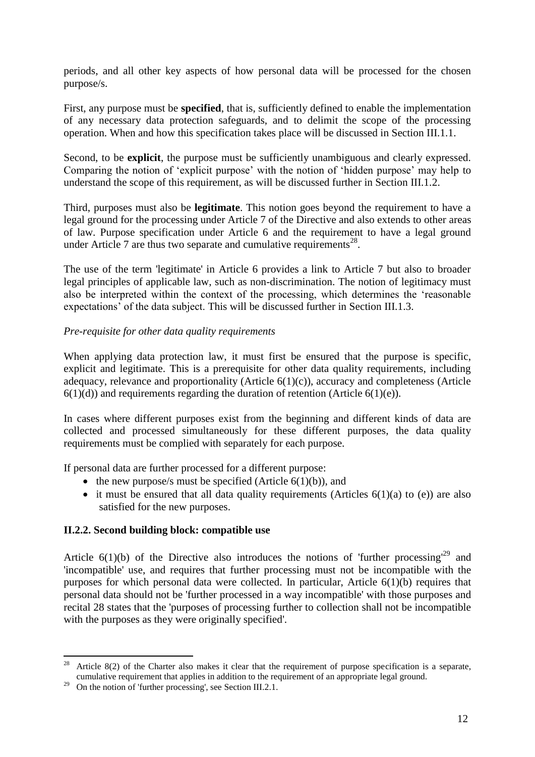periods, and all other key aspects of how personal data will be processed for the chosen purpose/s.

First, any purpose must be **specified**, that is, sufficiently defined to enable the implementation of any necessary data protection safeguards, and to delimit the scope of the processing operation. When and how this specification takes place will be discussed in Section III.1.1.

Second, to be **explicit**, the purpose must be sufficiently unambiguous and clearly expressed. Comparing the notion of 'explicit purpose' with the notion of 'hidden purpose' may help to understand the scope of this requirement, as will be discussed further in Section III.1.2.

Third, purposes must also be **legitimate**. This notion goes beyond the requirement to have a legal ground for the processing under Article 7 of the Directive and also extends to other areas of law. Purpose specification under Article 6 and the requirement to have a legal ground under Article 7 are thus two separate and cumulative requirements[28].

The use of the term 'legitimate' in Article 6 provides a link to Article 7 but also to broader legal principles of applicable law, such as non-discrimination. The notion of legitimacy must also be interpreted within the context of the processing, which determines the 'reasonable expectations' of the data subject. This will be discussed further in Section III.1.3.

*Pre-requisite for other data quality requirements*

When applying data protection law, it must first be ensured that the purpose is specific, explicit and legitimate. This is a prerequisite for other data quality requirements, including adequacy, relevance and proportionality (Article 6(1)(c)), accuracy and completeness (Article 6(1)(d)) and requirements regarding the duration of retention (Article 6(1)(e)).

In cases where different purposes exist from the beginning and different kinds of data are collected and processed simultaneously for these different purposes, the data quality requirements must be complied with separately for each purpose.

If personal data are further processed for a different purpose:

- the new purpose/s must be specified (Article 6(1)(b)), and
- it must be ensured that all data quality requirements (Articles 6(1)(a) to (e)) are also satisfied for the new purposes.

### II.2.2. Second building block: compatible use

Article 6(1)(b) of the Directive also introduces the notions of 'further processing'[29] and 'incompatible' use, and requires that further processing must not be incompatible with the purposes for which personal data were collected. In particular, Article 6(1)(b) requires that personal data should not be 'further processed in a way incompatible' with those purposes and recital 28 states that the 'purposes of processing further to collection shall not be incompatible with the purposes as they were originally specified'.

---

[28] Article 8(2) of the Charter also makes it clear that the requirement of purpose specification is a separate, cumulative requirement that applies in addition to the requirement of an appropriate legal ground.

[29] On the notion of 'further processing', see Section III.2.1.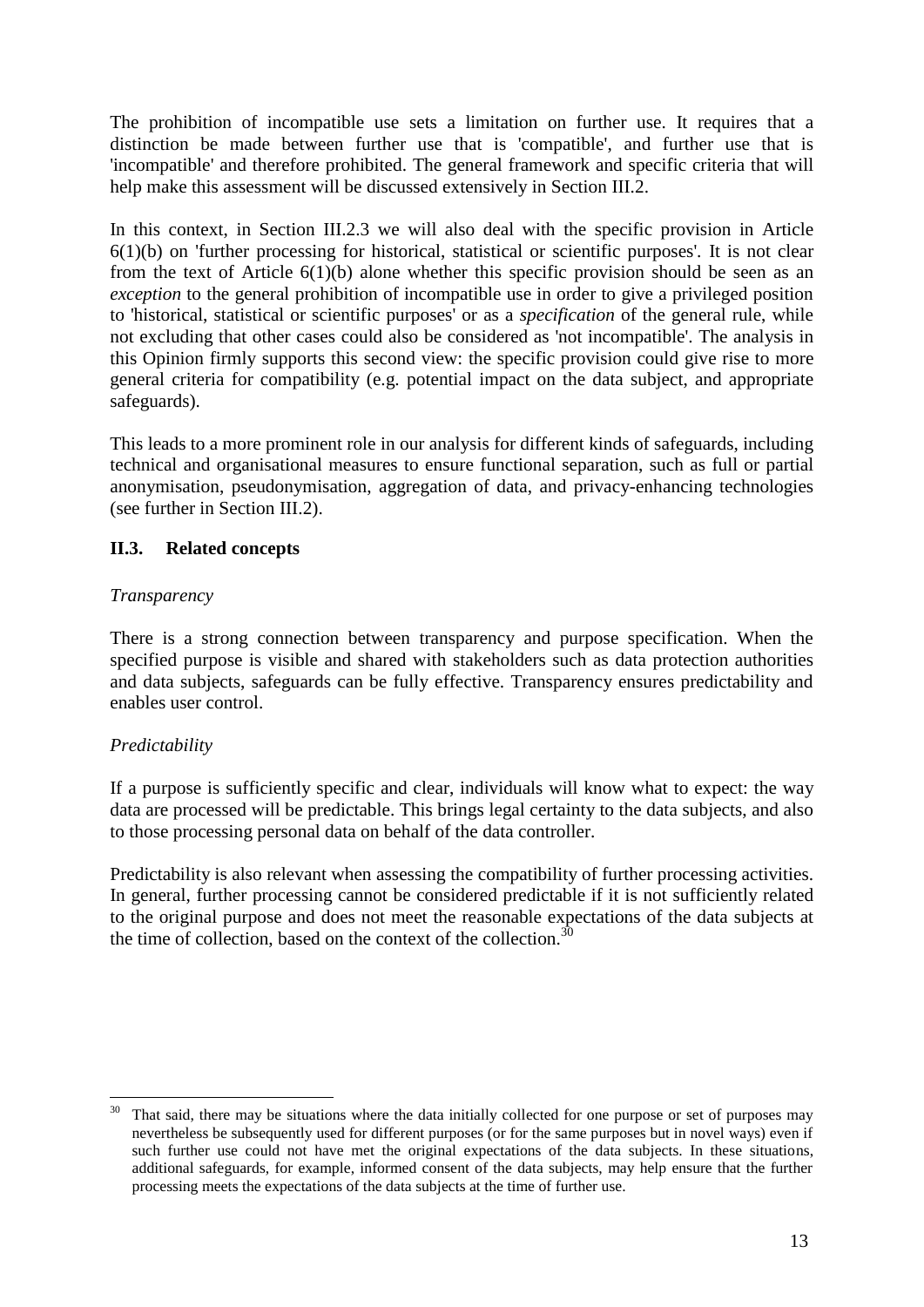The prohibition of incompatible use sets a limitation on further use. It requires that a distinction be made between further use that is 'compatible', and further use that is 'incompatible' and therefore prohibited. The general framework and specific criteria that will help make this assessment will be discussed extensively in Section III.2.

In this context, in Section III.2.3 we will also deal with the specific provision in Article 6(1)(b) on 'further processing for historical, statistical or scientific purposes'. It is not clear from the text of Article 6(1)(b) alone whether this specific provision should be seen as an *exception* to the general prohibition of incompatible use in order to give a privileged position to 'historical, statistical or scientific purposes' or as a *specification* of the general rule, while not excluding that other cases could also be considered as 'not incompatible'. The analysis in this Opinion firmly supports this second view: the specific provision could give rise to more general criteria for compatibility (e.g. potential impact on the data subject, and appropriate safeguards).

This leads to a more prominent role in our analysis for different kinds of safeguards, including technical and organisational measures to ensure functional separation, such as full or partial anonymisation, pseudonymisation, aggregation of data, and privacy-enhancing technologies (see further in Section III.2).

## II.3. Related concepts

*Transparency*

There is a strong connection between transparency and purpose specification. When the specified purpose is visible and shared with stakeholders such as data protection authorities and data subjects, safeguards can be fully effective. Transparency ensures predictability and enables user control.

*Predictability*

If a purpose is sufficiently specific and clear, individuals will know what to expect: the way data are processed will be predictable. This brings legal certainty to the data subjects, and also to those processing personal data on behalf of the data controller.

Predictability is also relevant when assessing the compatibility of further processing activities. In general, further processing cannot be considered predictable if it is not sufficiently related to the original purpose and does not meet the reasonable expectations of the data subjects at the time of collection, based on the context of the collection.[30]

[30] That said, there may be situations where the data initially collected for one purpose or set of purposes may nevertheless be subsequently used for different purposes (or for the same purposes but in novel ways) even if such further use could not have met the original expectations of the data subjects. In these situations, additional safeguards, for example, informed consent of the data subjects, may help ensure that the further processing meets the expectations of the data subjects at the time of further use.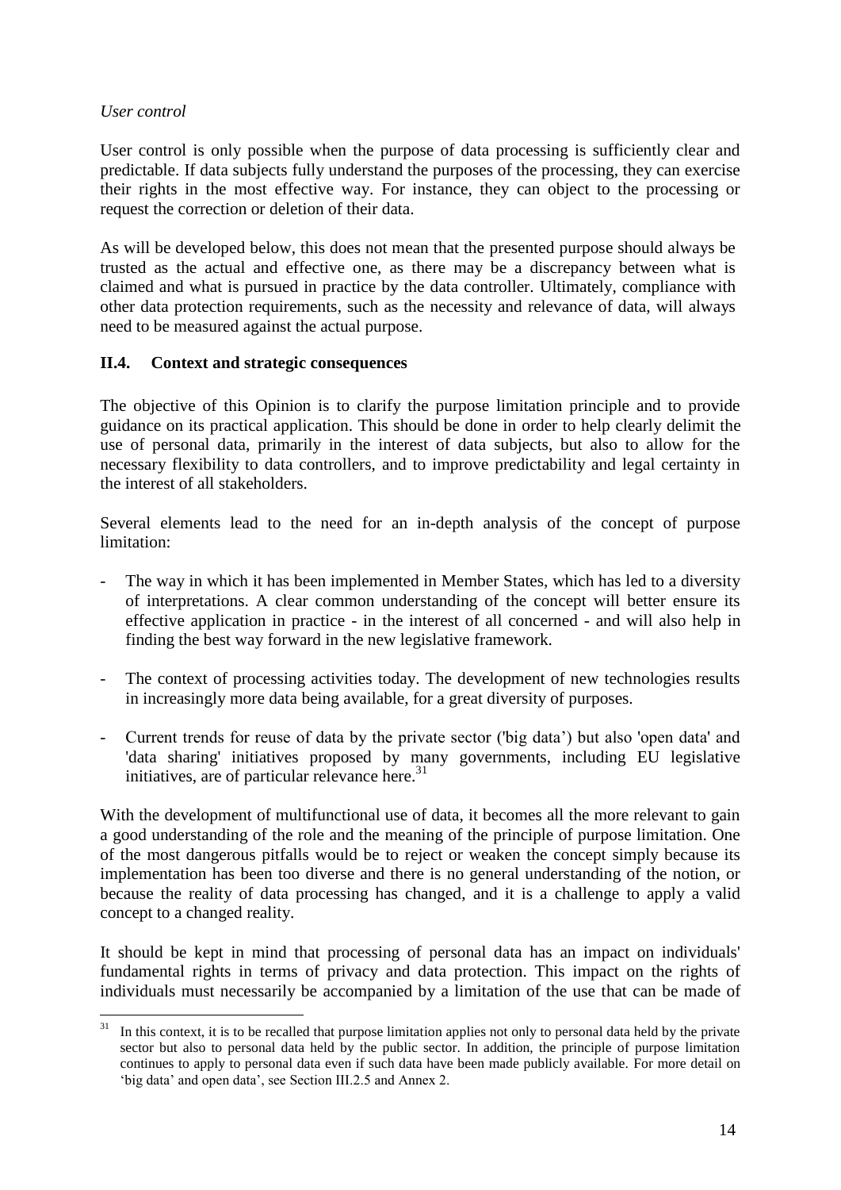*User control*

User control is only possible when the purpose of data processing is sufficiently clear and predictable. If data subjects fully understand the purposes of the processing, they can exercise their rights in the most effective way. For instance, they can object to the processing or request the correction or deletion of their data.

As will be developed below, this does not mean that the presented purpose should always be trusted as the actual and effective one, as there may be a discrepancy between what is claimed and what is pursued in practice by the data controller. Ultimately, compliance with other data protection requirements, such as the necessity and relevance of data, will always need to be measured against the actual purpose.

### II.4. Context and strategic consequences

The objective of this Opinion is to clarify the purpose limitation principle and to provide guidance on its practical application. This should be done in order to help clearly delimit the use of personal data, primarily in the interest of data subjects, but also to allow for the necessary flexibility to data controllers, and to improve predictability and legal certainty in the interest of all stakeholders.

Several elements lead to the need for an in-depth analysis of the concept of purpose limitation:

- The way in which it has been implemented in Member States, which has led to a diversity of interpretations. A clear common understanding of the concept will better ensure its effective application in practice - in the interest of all concerned - and will also help in finding the best way forward in the new legislative framework.

- The context of processing activities today. The development of new technologies results in increasingly more data being available, for a great diversity of purposes.

- Current trends for reuse of data by the private sector ('big data') but also 'open data' and 'data sharing' initiatives proposed by many governments, including EU legislative initiatives, are of particular relevance here.[31]

With the development of multifunctional use of data, it becomes all the more relevant to gain a good understanding of the role and the meaning of the principle of purpose limitation. One of the most dangerous pitfalls would be to reject or weaken the concept simply because its implementation has been too diverse and there is no general understanding of the notion, or because the reality of data processing has changed, and it is a challenge to apply a valid concept to a changed reality.

It should be kept in mind that processing of personal data has an impact on individuals' fundamental rights in terms of privacy and data protection. This impact on the rights of individuals must necessarily be accompanied by a limitation of the use that can be made of

---

[31] In this context, it is to be recalled that purpose limitation applies not only to personal data held by the private sector but also to personal data held by the public sector. In addition, the principle of purpose limitation continues to apply to personal data even if such data have been made publicly available. For more detail on 'big data' and open data', see Section III.2.5 and Annex 2.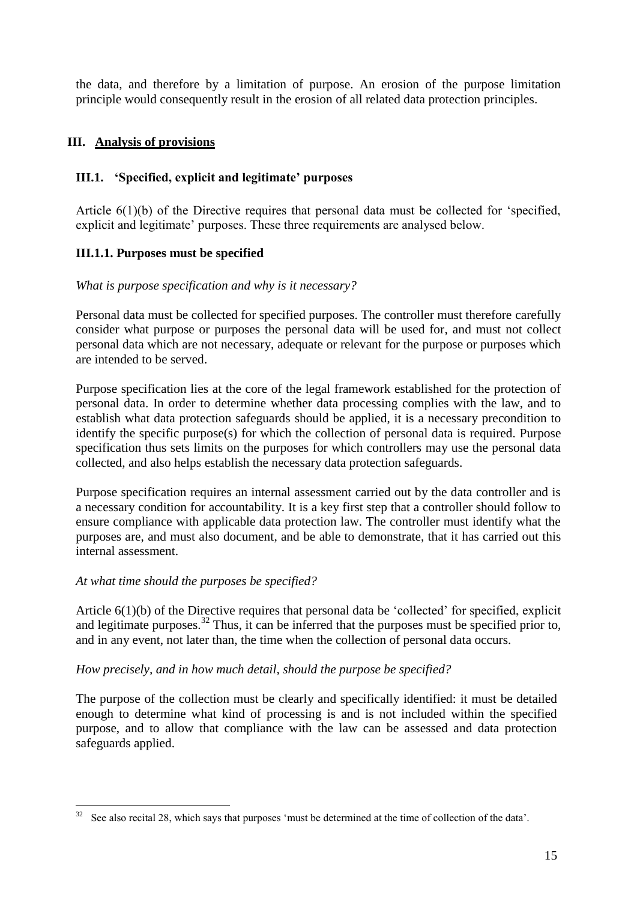the data, and therefore by a limitation of purpose. An erosion of the purpose limitation principle would consequently result in the erosion of all related data protection principles.

## III. Analysis of provisions

### III.1. 'Specified, explicit and legitimate' purposes

Article 6(1)(b) of the Directive requires that personal data must be collected for 'specified, explicit and legitimate' purposes. These three requirements are analysed below.

#### III.1.1. Purposes must be specified

*What is purpose specification and why is it necessary?*

Personal data must be collected for specified purposes. The controller must therefore carefully consider what purpose or purposes the personal data will be used for, and must not collect personal data which are not necessary, adequate or relevant for the purpose or purposes which are intended to be served.

Purpose specification lies at the core of the legal framework established for the protection of personal data. In order to determine whether data processing complies with the law, and to establish what data protection safeguards should be applied, it is a necessary precondition to identify the specific purpose(s) for which the collection of personal data is required. Purpose specification thus sets limits on the purposes for which controllers may use the personal data collected, and also helps establish the necessary data protection safeguards.

Purpose specification requires an internal assessment carried out by the data controller and is a necessary condition for accountability. It is a key first step that a controller should follow to ensure compliance with applicable data protection law. The controller must identify what the purposes are, and must also document, and be able to demonstrate, that it has carried out this internal assessment.

*At what time should the purposes be specified?*

Article 6(1)(b) of the Directive requires that personal data be 'collected' for specified, explicit and legitimate purposes.[32] Thus, it can be inferred that the purposes must be specified prior to, and in any event, not later than, the time when the collection of personal data occurs.

*How precisely, and in how much detail, should the purpose be specified?*

The purpose of the collection must be clearly and specifically identified: it must be detailed enough to determine what kind of processing is and is not included within the specified purpose, and to allow that compliance with the law can be assessed and data protection safeguards applied.

---

[32] See also recital 28, which says that purposes 'must be determined at the time of collection of the data'.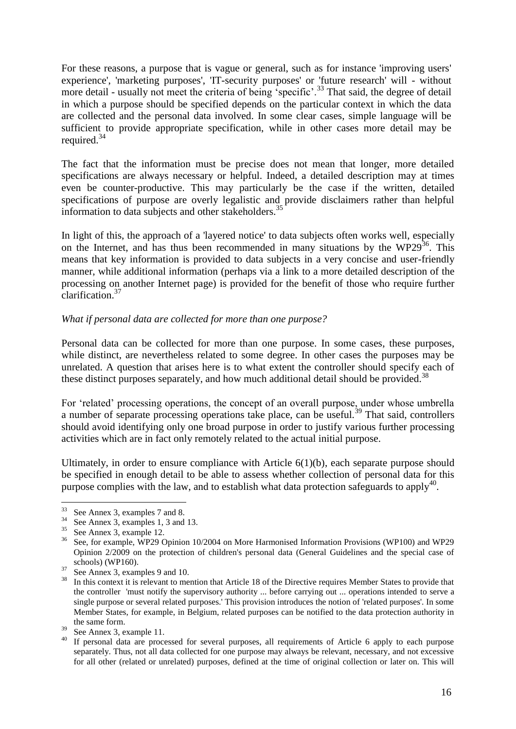For these reasons, a purpose that is vague or general, such as for instance 'improving users' experience', 'marketing purposes', 'IT-security purposes' or 'future research' will - without more detail - usually not meet the criteria of being 'specific'.[33] That said, the degree of detail in which a purpose should be specified depends on the particular context in which the data are collected and the personal data involved. In some clear cases, simple language will be sufficient to provide appropriate specification, while in other cases more detail may be required.[34]

The fact that the information must be precise does not mean that longer, more detailed specifications are always necessary or helpful. Indeed, a detailed description may at times even be counter-productive. This may particularly be the case if the written, detailed specifications of purpose are overly legalistic and provide disclaimers rather than helpful information to data subjects and other stakeholders.[35]

In light of this, the approach of a 'layered notice' to data subjects often works well, especially on the Internet, and has thus been recommended in many situations by the WP29[36]. This means that key information is provided to data subjects in a very concise and user-friendly manner, while additional information (perhaps via a link to a more detailed description of the processing on another Internet page) is provided for the benefit of those who require further clarification.[37]

*What if personal data are collected for more than one purpose?*

Personal data can be collected for more than one purpose. In some cases, these purposes, while distinct, are nevertheless related to some degree. In other cases the purposes may be unrelated. A question that arises here is to what extent the controller should specify each of these distinct purposes separately, and how much additional detail should be provided.[38]

For 'related' processing operations, the concept of an overall purpose, under whose umbrella a number of separate processing operations take place, can be useful.[39] That said, controllers should avoid identifying only one broad purpose in order to justify various further processing activities which are in fact only remotely related to the actual initial purpose.

Ultimately, in order to ensure compliance with Article 6(1)(b), each separate purpose should be specified in enough detail to be able to assess whether collection of personal data for this purpose complies with the law, and to establish what data protection safeguards to apply[40].

---

[33] See Annex 3, examples 7 and 8.

[34] See Annex 3, examples 1, 3 and 13.

[35] See Annex 3, example 12.

[36] See, for example, WP29 Opinion 10/2004 on More Harmonised Information Provisions (WP100) and WP29 Opinion 2/2009 on the protection of children's personal data (General Guidelines and the special case of schools) (WP160).

[37] See Annex 3, examples 9 and 10.

[38] In this context it is relevant to mention that Article 18 of the Directive requires Member States to provide that the controller 'must notify the supervisory authority ... before carrying out ... operations intended to serve a single purpose or several related purposes.' This provision introduces the notion of 'related purposes'. In some Member States, for example, in Belgium, related purposes can be notified to the data protection authority in the same form.

[39] See Annex 3, example 11.

[40] If personal data are processed for several purposes, all requirements of Article 6 apply to each purpose separately. Thus, not all data collected for one purpose may always be relevant, necessary, and not excessive for all other (related or unrelated) purposes, defined at the time of original collection or later on. This will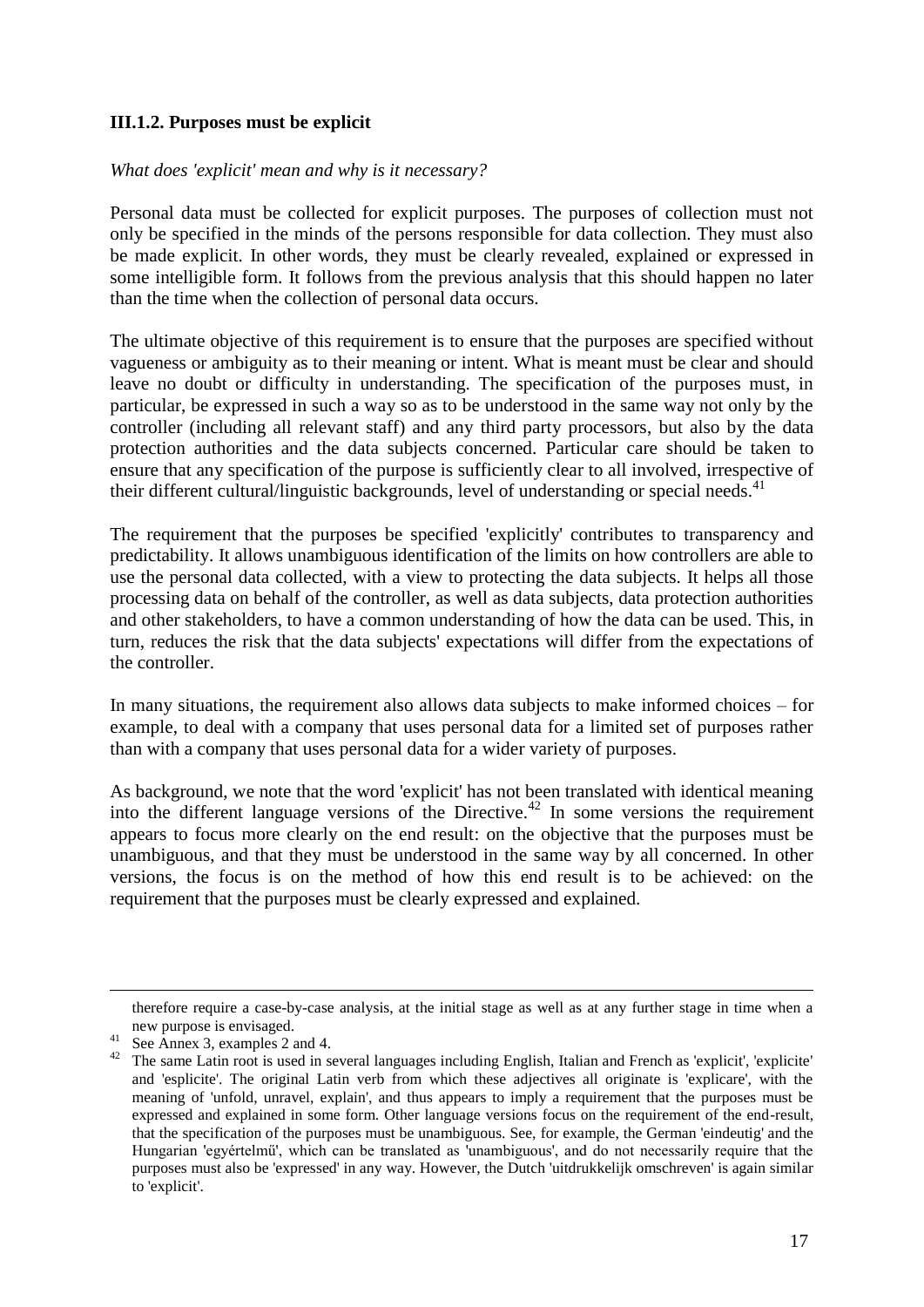### III.1.2. Purposes must be explicit

*What does 'explicit' mean and why is it necessary?*

Personal data must be collected for explicit purposes. The purposes of collection must not only be specified in the minds of the persons responsible for data collection. They must also be made explicit. In other words, they must be clearly revealed, explained or expressed in some intelligible form. It follows from the previous analysis that this should happen no later than the time when the collection of personal data occurs.

The ultimate objective of this requirement is to ensure that the purposes are specified without vagueness or ambiguity as to their meaning or intent. What is meant must be clear and should leave no doubt or difficulty in understanding. The specification of the purposes must, in particular, be expressed in such a way so as to be understood in the same way not only by the controller (including all relevant staff) and any third party processors, but also by the data protection authorities and the data subjects concerned. Particular care should be taken to ensure that any specification of the purpose is sufficiently clear to all involved, irrespective of their different cultural/linguistic backgrounds, level of understanding or special needs.[41]

The requirement that the purposes be specified 'explicitly' contributes to transparency and predictability. It allows unambiguous identification of the limits on how controllers are able to use the personal data collected, with a view to protecting the data subjects. It helps all those processing data on behalf of the controller, as well as data subjects, data protection authorities and other stakeholders, to have a common understanding of how the data can be used. This, in turn, reduces the risk that the data subjects' expectations will differ from the expectations of the controller.

In many situations, the requirement also allows data subjects to make informed choices – for example, to deal with a company that uses personal data for a limited set of purposes rather than with a company that uses personal data for a wider variety of purposes.

As background, we note that the word 'explicit' has not been translated with identical meaning into the different language versions of the Directive.[42] In some versions the requirement appears to focus more clearly on the end result: on the objective that the purposes must be unambiguous, and that they must be understood in the same way by all concerned. In other versions, the focus is on the method of how this end result is to be achieved: on the requirement that the purposes must be clearly expressed and explained.

---

therefore require a case-by-case analysis, at the initial stage as well as at any further stage in time when a new purpose is envisaged.

[41] See Annex 3, examples 2 and 4.

[42] The same Latin root is used in several languages including English, Italian and French as 'explicit', 'explicite' and 'esplicite'. The original Latin verb from which these adjectives all originate is 'explicare', with the meaning of 'unfold, unravel, explain', and thus appears to imply a requirement that the purposes must be expressed and explained in some form. Other language versions focus on the requirement of the end-result, that the specification of the purposes must be unambiguous. See, for example, the German 'eindeutig' and the Hungarian 'egyértelmű', which can be translated as 'unambiguous', and do not necessarily require that the purposes must also be 'expressed' in any way. However, the Dutch 'uitdrukkelijk omschreven' is again similar to 'explicit'.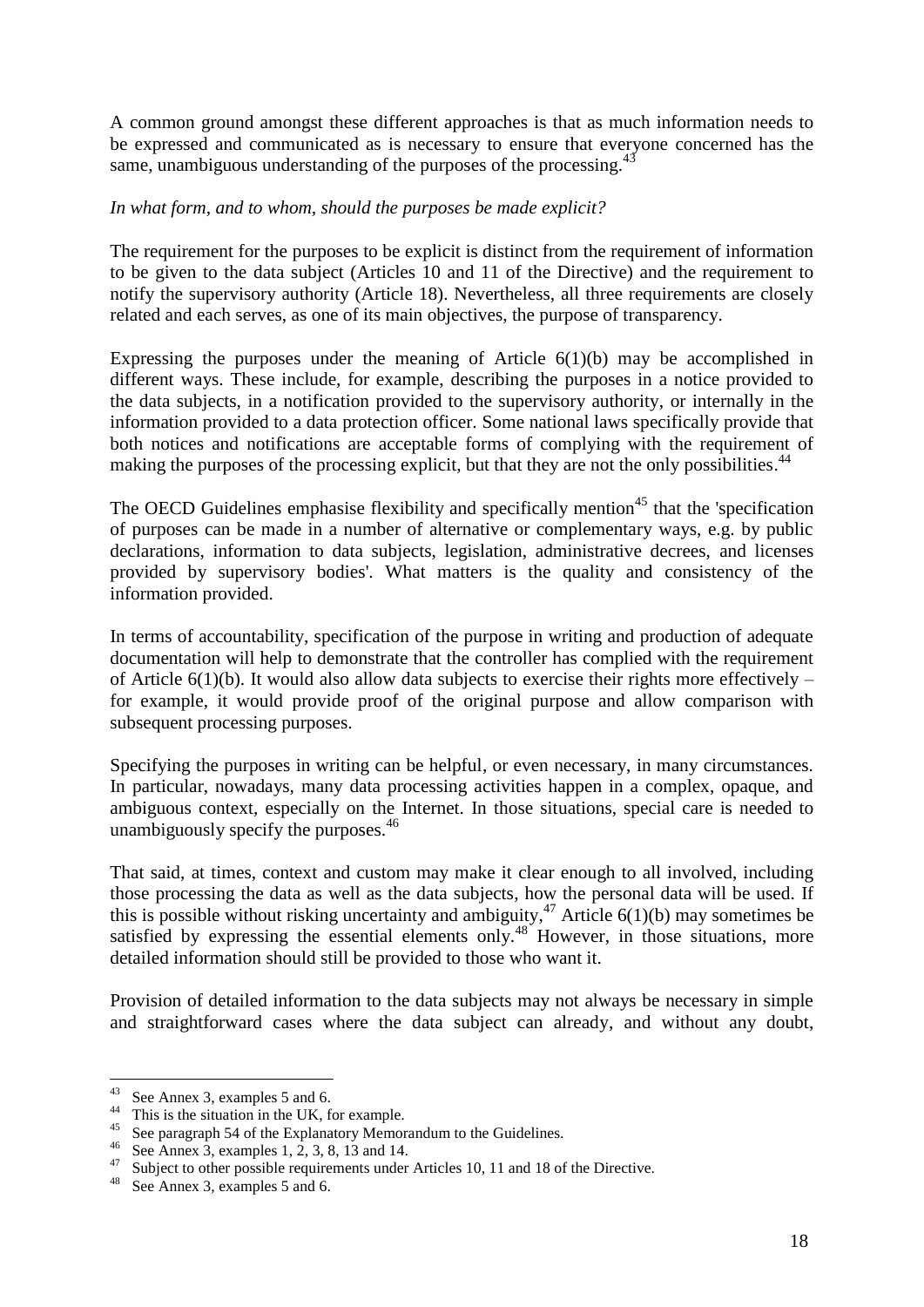A common ground amongst these different approaches is that as much information needs to be expressed and communicated as is necessary to ensure that everyone concerned has the same, unambiguous understanding of the purposes of the processing.[43]

*In what form, and to whom, should the purposes be made explicit?*

The requirement for the purposes to be explicit is distinct from the requirement of information to be given to the data subject (Articles 10 and 11 of the Directive) and the requirement to notify the supervisory authority (Article 18). Nevertheless, all three requirements are closely related and each serves, as one of its main objectives, the purpose of transparency.

Expressing the purposes under the meaning of Article 6(1)(b) may be accomplished in different ways. These include, for example, describing the purposes in a notice provided to the data subjects, in a notification provided to the supervisory authority, or internally in the information provided to a data protection officer. Some national laws specifically provide that both notices and notifications are acceptable forms of complying with the requirement of making the purposes of the processing explicit, but that they are not the only possibilities.[44]

The OECD Guidelines emphasise flexibility and specifically mention[45] that the 'specification of purposes can be made in a number of alternative or complementary ways, e.g. by public declarations, information to data subjects, legislation, administrative decrees, and licenses provided by supervisory bodies'. What matters is the quality and consistency of the information provided.

In terms of accountability, specification of the purpose in writing and production of adequate documentation will help to demonstrate that the controller has complied with the requirement of Article 6(1)(b). It would also allow data subjects to exercise their rights more effectively – for example, it would provide proof of the original purpose and allow comparison with subsequent processing purposes.

Specifying the purposes in writing can be helpful, or even necessary, in many circumstances. In particular, nowadays, many data processing activities happen in a complex, opaque, and ambiguous context, especially on the Internet. In those situations, special care is needed to unambiguously specify the purposes.[46]

That said, at times, context and custom may make it clear enough to all involved, including those processing the data as well as the data subjects, how the personal data will be used. If this is possible without risking uncertainty and ambiguity,[47] Article 6(1)(b) may sometimes be satisfied by expressing the essential elements only.[48] However, in those situations, more detailed information should still be provided to those who want it.

Provision of detailed information to the data subjects may not always be necessary in simple and straightforward cases where the data subject can already, and without any doubt,

---

[43] See Annex 3, examples 5 and 6.

[44] This is the situation in the UK, for example.

[45] See paragraph 54 of the Explanatory Memorandum to the Guidelines.

[46] See Annex 3, examples 1, 2, 3, 8, 13 and 14.

[47] Subject to other possible requirements under Articles 10, 11 and 18 of the Directive.

[48] See Annex 3, examples 5 and 6.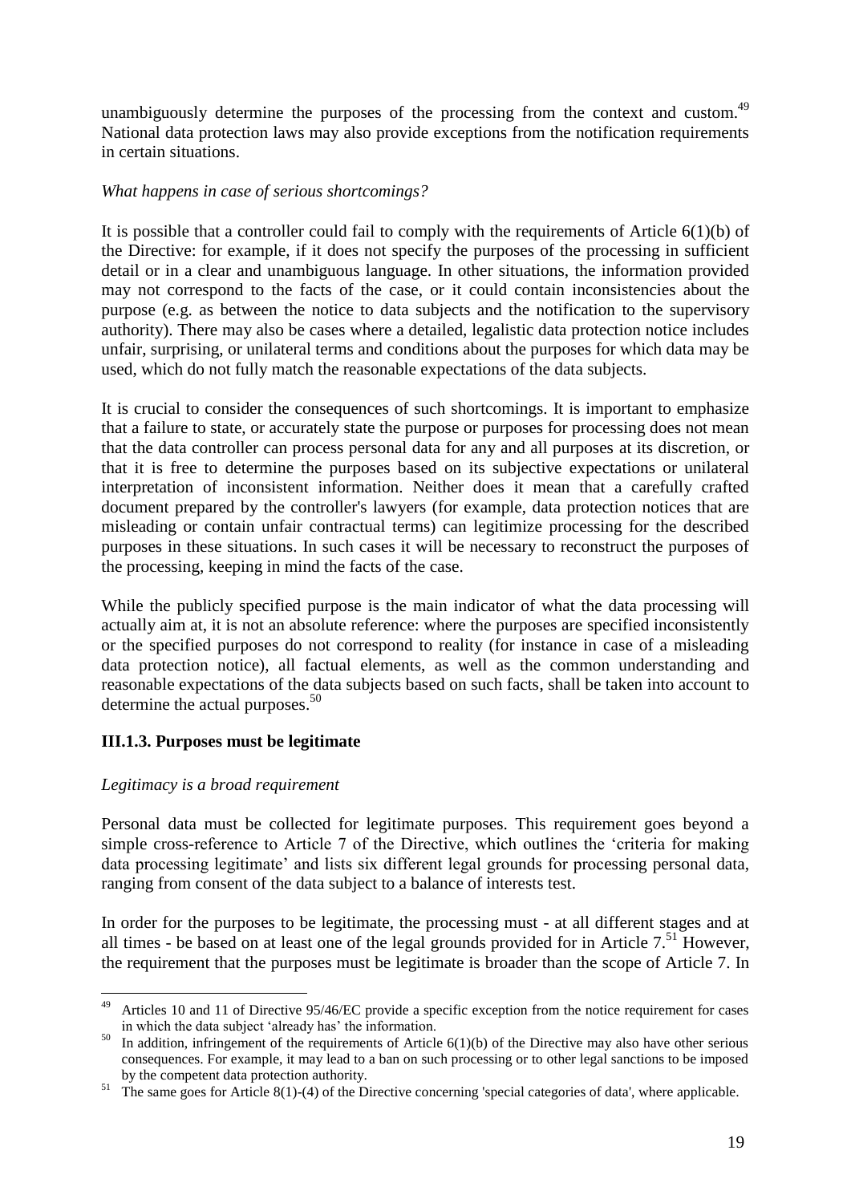unambiguously determine the purposes of the processing from the context and custom.[49] National data protection laws may also provide exceptions from the notification requirements in certain situations.

*What happens in case of serious shortcomings?*

It is possible that a controller could fail to comply with the requirements of Article 6(1)(b) of the Directive: for example, if it does not specify the purposes of the processing in sufficient detail or in a clear and unambiguous language. In other situations, the information provided may not correspond to the facts of the case, or it could contain inconsistencies about the purpose (e.g. as between the notice to data subjects and the notification to the supervisory authority). There may also be cases where a detailed, legalistic data protection notice includes unfair, surprising, or unilateral terms and conditions about the purposes for which data may be used, which do not fully match the reasonable expectations of the data subjects.

It is crucial to consider the consequences of such shortcomings. It is important to emphasize that a failure to state, or accurately state the purpose or purposes for processing does not mean that the data controller can process personal data for any and all purposes at its discretion, or that it is free to determine the purposes based on its subjective expectations or unilateral interpretation of inconsistent information. Neither does it mean that a carefully crafted document prepared by the controller's lawyers (for example, data protection notices that are misleading or contain unfair contractual terms) can legitimize processing for the described purposes in these situations. In such cases it will be necessary to reconstruct the purposes of the processing, keeping in mind the facts of the case.

While the publicly specified purpose is the main indicator of what the data processing will actually aim at, it is not an absolute reference: where the purposes are specified inconsistently or the specified purposes do not correspond to reality (for instance in case of a misleading data protection notice), all factual elements, as well as the common understanding and reasonable expectations of the data subjects based on such facts, shall be taken into account to determine the actual purposes.[50]

### III.1.3. Purposes must be legitimate

*Legitimacy is a broad requirement*

Personal data must be collected for legitimate purposes. This requirement goes beyond a simple cross-reference to Article 7 of the Directive, which outlines the 'criteria for making data processing legitimate' and lists six different legal grounds for processing personal data, ranging from consent of the data subject to a balance of interests test.

In order for the purposes to be legitimate, the processing must - at all different stages and at all times - be based on at least one of the legal grounds provided for in Article 7.[51] However, the requirement that the purposes must be legitimate is broader than the scope of Article 7. In

---

[49] Articles 10 and 11 of Directive 95/46/EC provide a specific exception from the notice requirement for cases in which the data subject 'already has' the information.

[50] In addition, infringement of the requirements of Article 6(1)(b) of the Directive may also have other serious consequences. For example, it may lead to a ban on such processing or to other legal sanctions to be imposed by the competent data protection authority.

[51] The same goes for Article 8(1)-(4) of the Directive concerning 'special categories of data', where applicable.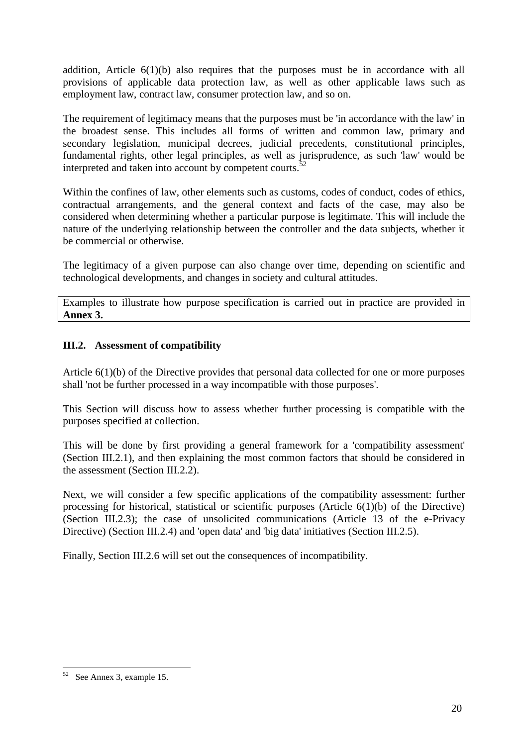addition, Article 6(1)(b) also requires that the purposes must be in accordance with all provisions of applicable data protection law, as well as other applicable laws such as employment law, contract law, consumer protection law, and so on.

The requirement of legitimacy means that the purposes must be 'in accordance with the law' in the broadest sense. This includes all forms of written and common law, primary and secondary legislation, municipal decrees, judicial precedents, constitutional principles, fundamental rights, other legal principles, as well as jurisprudence, as such 'law' would be interpreted and taken into account by competent courts.[52]

Within the confines of law, other elements such as customs, codes of conduct, codes of ethics, contractual arrangements, and the general context and facts of the case, may also be considered when determining whether a particular purpose is legitimate. This will include the nature of the underlying relationship between the controller and the data subjects, whether it be commercial or otherwise.

The legitimacy of a given purpose can also change over time, depending on scientific and technological developments, and changes in society and cultural attitudes.

Examples to illustrate how purpose specification is carried out in practice are provided in **Annex 3.**

### III.2. Assessment of compatibility

Article 6(1)(b) of the Directive provides that personal data collected for one or more purposes shall 'not be further processed in a way incompatible with those purposes'.

This Section will discuss how to assess whether further processing is compatible with the purposes specified at collection.

This will be done by first providing a general framework for a 'compatibility assessment' (Section III.2.1), and then explaining the most common factors that should be considered in the assessment (Section III.2.2).

Next, we will consider a few specific applications of the compatibility assessment: further processing for historical, statistical or scientific purposes (Article 6(1)(b) of the Directive) (Section III.2.3); the case of unsolicited communications (Article 13 of the e-Privacy Directive) (Section III.2.4) and 'open data' and 'big data' initiatives (Section III.2.5).

Finally, Section III.2.6 will set out the consequences of incompatibility.

---

[52] See Annex 3, example 15.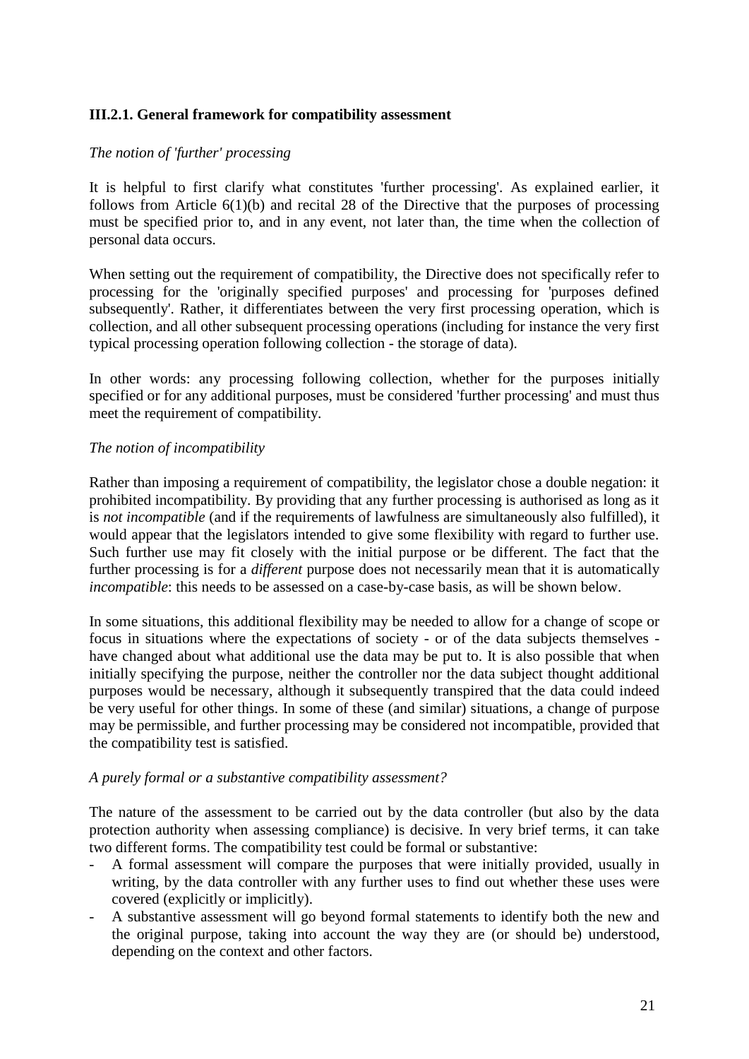### III.2.1. General framework for compatibility assessment

*The notion of 'further' processing*

It is helpful to first clarify what constitutes 'further processing'. As explained earlier, it follows from Article 6(1)(b) and recital 28 of the Directive that the purposes of processing must be specified prior to, and in any event, not later than, the time when the collection of personal data occurs.

When setting out the requirement of compatibility, the Directive does not specifically refer to processing for the 'originally specified purposes' and processing for 'purposes defined subsequently'. Rather, it differentiates between the very first processing operation, which is collection, and all other subsequent processing operations (including for instance the very first typical processing operation following collection - the storage of data).

In other words: any processing following collection, whether for the purposes initially specified or for any additional purposes, must be considered 'further processing' and must thus meet the requirement of compatibility.

*The notion of incompatibility*

Rather than imposing a requirement of compatibility, the legislator chose a double negation: it prohibited incompatibility. By providing that any further processing is authorised as long as it is *not incompatible* (and if the requirements of lawfulness are simultaneously also fulfilled), it would appear that the legislators intended to give some flexibility with regard to further use. Such further use may fit closely with the initial purpose or be different. The fact that the further processing is for a *different* purpose does not necessarily mean that it is automatically *incompatible*: this needs to be assessed on a case-by-case basis, as will be shown below.

In some situations, this additional flexibility may be needed to allow for a change of scope or focus in situations where the expectations of society - or of the data subjects themselves - have changed about what additional use the data may be put to. It is also possible that when initially specifying the purpose, neither the controller nor the data subject thought additional purposes would be necessary, although it subsequently transpired that the data could indeed be very useful for other things. In some of these (and similar) situations, a change of purpose may be permissible, and further processing may be considered not incompatible, provided that the compatibility test is satisfied.

*A purely formal or a substantive compatibility assessment?*

The nature of the assessment to be carried out by the data controller (but also by the data protection authority when assessing compliance) is decisive. In very brief terms, it can take two different forms. The compatibility test could be formal or substantive:

- A formal assessment will compare the purposes that were initially provided, usually in writing, by the data controller with any further uses to find out whether these uses were covered (explicitly or implicitly).
- A substantive assessment will go beyond formal statements to identify both the new and the original purpose, taking into account the way they are (or should be) understood, depending on the context and other factors.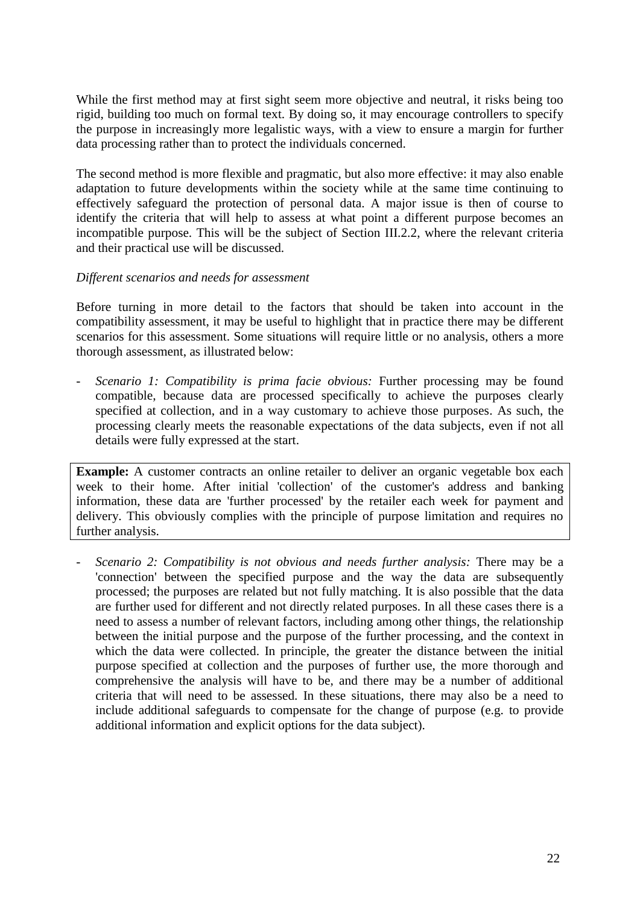While the first method may at first sight seem more objective and neutral, it risks being too rigid, building too much on formal text. By doing so, it may encourage controllers to specify the purpose in increasingly more legalistic ways, with a view to ensure a margin for further data processing rather than to protect the individuals concerned.

The second method is more flexible and pragmatic, but also more effective: it may also enable adaptation to future developments within the society while at the same time continuing to effectively safeguard the protection of personal data. A major issue is then of course to identify the criteria that will help to assess at what point a different purpose becomes an incompatible purpose. This will be the subject of Section III.2.2, where the relevant criteria and their practical use will be discussed.

*Different scenarios and needs for assessment*

Before turning in more detail to the factors that should be taken into account in the compatibility assessment, it may be useful to highlight that in practice there may be different scenarios for this assessment. Some situations will require little or no analysis, others a more thorough assessment, as illustrated below:

- *Scenario 1: Compatibility is prima facie obvious:* Further processing may be found compatible, because data are processed specifically to achieve the purposes clearly specified at collection, and in a way customary to achieve those purposes. As such, the processing clearly meets the reasonable expectations of the data subjects, even if not all details were fully expressed at the start.

> **Example:** A customer contracts an online retailer to deliver an organic vegetable box each week to their home. After initial 'collection' of the customer's address and banking information, these data are 'further processed' by the retailer each week for payment and delivery. This obviously complies with the principle of purpose limitation and requires no further analysis.

- *Scenario 2: Compatibility is not obvious and needs further analysis:* There may be a 'connection' between the specified purpose and the way the data are subsequently processed; the purposes are related but not fully matching. It is also possible that the data are further used for different and not directly related purposes. In all these cases there is a need to assess a number of relevant factors, including among other things, the relationship between the initial purpose and the purpose of the further processing, and the context in which the data were collected. In principle, the greater the distance between the initial purpose specified at collection and the purposes of further use, the more thorough and comprehensive the analysis will have to be, and there may be a number of additional criteria that will need to be assessed. In these situations, there may also be a need to include additional safeguards to compensate for the change of purpose (e.g. to provide additional information and explicit options for the data subject).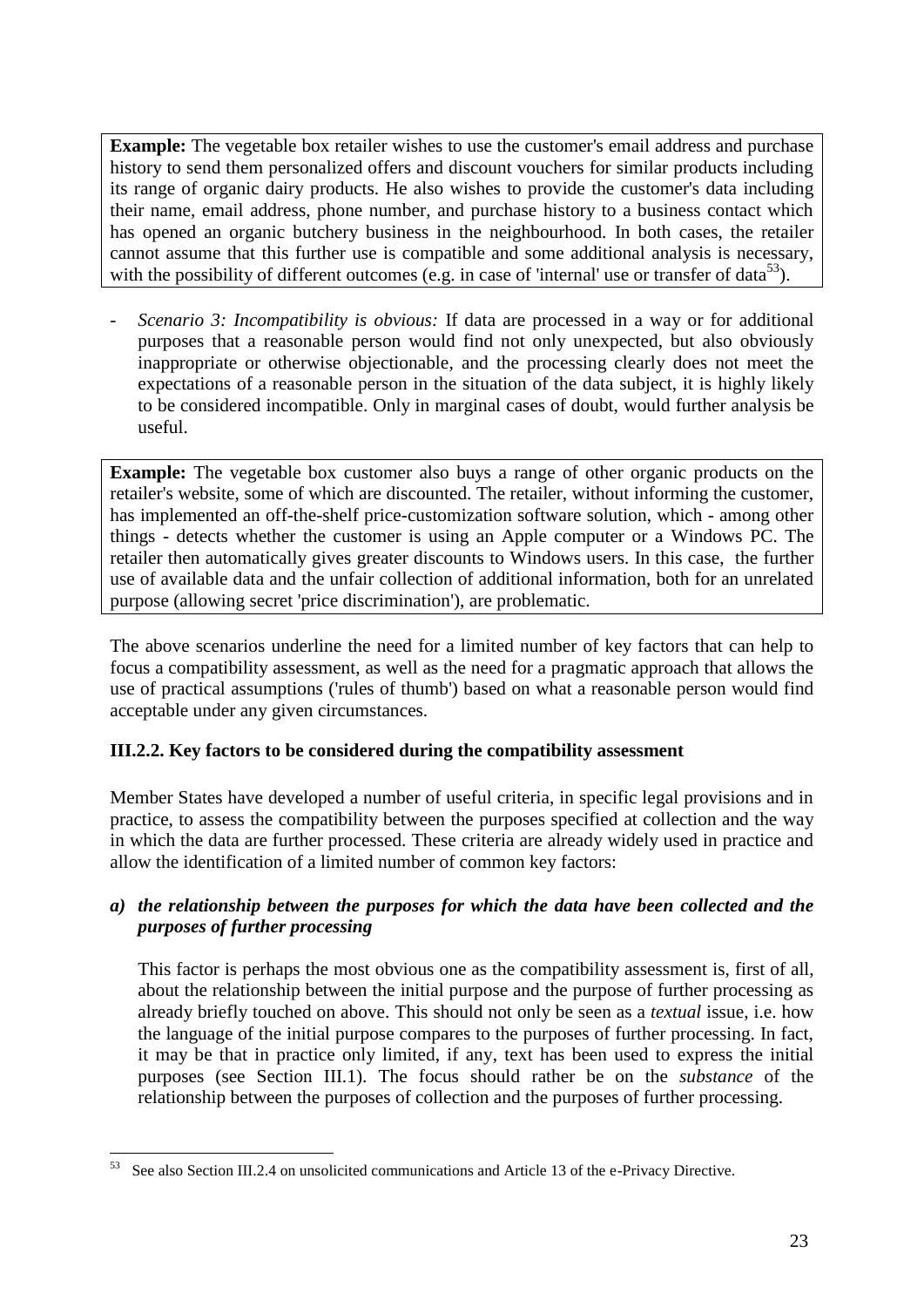**Example:** The vegetable box retailer wishes to use the customer's email address and purchase history to send them personalized offers and discount vouchers for similar products including its range of organic dairy products. He also wishes to provide the customer's data including their name, email address, phone number, and purchase history to a business contact which has opened an organic butchery business in the neighbourhood. In both cases, the retailer cannot assume that this further use is compatible and some additional analysis is necessary, with the possibility of different outcomes (e.g. in case of 'internal' use or transfer of data[53]).

- *Scenario 3: Incompatibility is obvious:* If data are processed in a way or for additional purposes that a reasonable person would find not only unexpected, but also obviously inappropriate or otherwise objectionable, and the processing clearly does not meet the expectations of a reasonable person in the situation of the data subject, it is highly likely to be considered incompatible. Only in marginal cases of doubt, would further analysis be useful.

**Example:** The vegetable box customer also buys a range of other organic products on the retailer's website, some of which are discounted. The retailer, without informing the customer, has implemented an off-the-shelf price-customization software solution, which - among other things - detects whether the customer is using an Apple computer or a Windows PC. The retailer then automatically gives greater discounts to Windows users. In this case, the further use of available data and the unfair collection of additional information, both for an unrelated purpose (allowing secret 'price discrimination'), are problematic.

The above scenarios underline the need for a limited number of key factors that can help to focus a compatibility assessment, as well as the need for a pragmatic approach that allows the use of practical assumptions ('rules of thumb') based on what a reasonable person would find acceptable under any given circumstances.

### III.2.2. Key factors to be considered during the compatibility assessment

Member States have developed a number of useful criteria, in specific legal provisions and in practice, to assess the compatibility between the purposes specified at collection and the way in which the data are further processed. These criteria are already widely used in practice and allow the identification of a limited number of common key factors:

***a) the relationship between the purposes for which the data have been collected and the purposes of further processing***

This factor is perhaps the most obvious one as the compatibility assessment is, first of all, about the relationship between the initial purpose and the purpose of further processing as already briefly touched on above. This should not only be seen as a *textual* issue, i.e. how the language of the initial purpose compares to the purposes of further processing. In fact, it may be that in practice only limited, if any, text has been used to express the initial purposes (see Section III.1). The focus should rather be on the *substance* of the relationship between the purposes of collection and the purposes of further processing.

---

[53] See also Section III.2.4 on unsolicited communications and Article 13 of the e-Privacy Directive.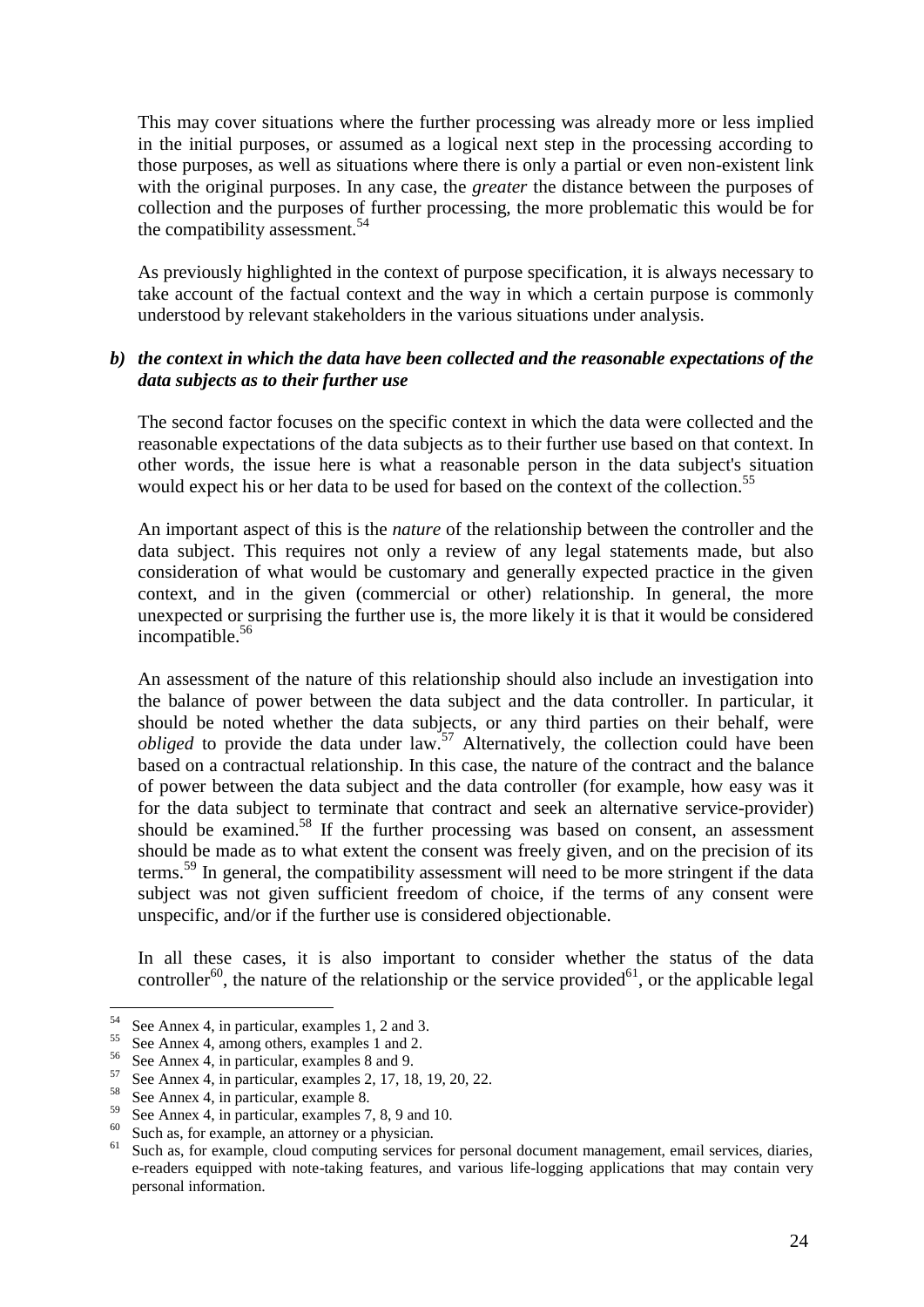This may cover situations where the further processing was already more or less implied in the initial purposes, or assumed as a logical next step in the processing according to those purposes, as well as situations where there is only a partial or even non-existent link with the original purposes. In any case, the *greater* the distance between the purposes of collection and the purposes of further processing, the more problematic this would be for the compatibility assessment.[54]

As previously highlighted in the context of purpose specification, it is always necessary to take account of the factual context and the way in which a certain purpose is commonly understood by relevant stakeholders in the various situations under analysis.

***b) the context in which the data have been collected and the reasonable expectations of the data subjects as to their further use***

The second factor focuses on the specific context in which the data were collected and the reasonable expectations of the data subjects as to their further use based on that context. In other words, the issue here is what a reasonable person in the data subject's situation would expect his or her data to be used for based on the context of the collection.[55]

An important aspect of this is the *nature* of the relationship between the controller and the data subject. This requires not only a review of any legal statements made, but also consideration of what would be customary and generally expected practice in the given context, and in the given (commercial or other) relationship. In general, the more unexpected or surprising the further use is, the more likely it is that it would be considered incompatible.[56]

An assessment of the nature of this relationship should also include an investigation into the balance of power between the data subject and the data controller. In particular, it should be noted whether the data subjects, or any third parties on their behalf, were *obliged* to provide the data under law.[57] Alternatively, the collection could have been based on a contractual relationship. In this case, the nature of the contract and the balance of power between the data subject and the data controller (for example, how easy was it for the data subject to terminate that contract and seek an alternative service-provider) should be examined.[58] If the further processing was based on consent, an assessment should be made as to what extent the consent was freely given, and on the precision of its terms.[59] In general, the compatibility assessment will need to be more stringent if the data subject was not given sufficient freedom of choice, if the terms of any consent were unspecific, and/or if the further use is considered objectionable.

In all these cases, it is also important to consider whether the status of the data controller[60], the nature of the relationship or the service provided[61], or the applicable legal

---

[54] See Annex 4, in particular, examples 1, 2 and 3.

[55] See Annex 4, among others, examples 1 and 2.

[56] See Annex 4, in particular, examples 8 and 9.

[57] See Annex 4, in particular, examples 2, 17, 18, 19, 20, 22.

[58] See Annex 4, in particular, example 8.

[59] See Annex 4, in particular, examples 7, 8, 9 and 10.

[60] Such as, for example, an attorney or a physician.

[61] Such as, for example, cloud computing services for personal document management, email services, diaries, e-readers equipped with note-taking features, and various life-logging applications that may contain very personal information.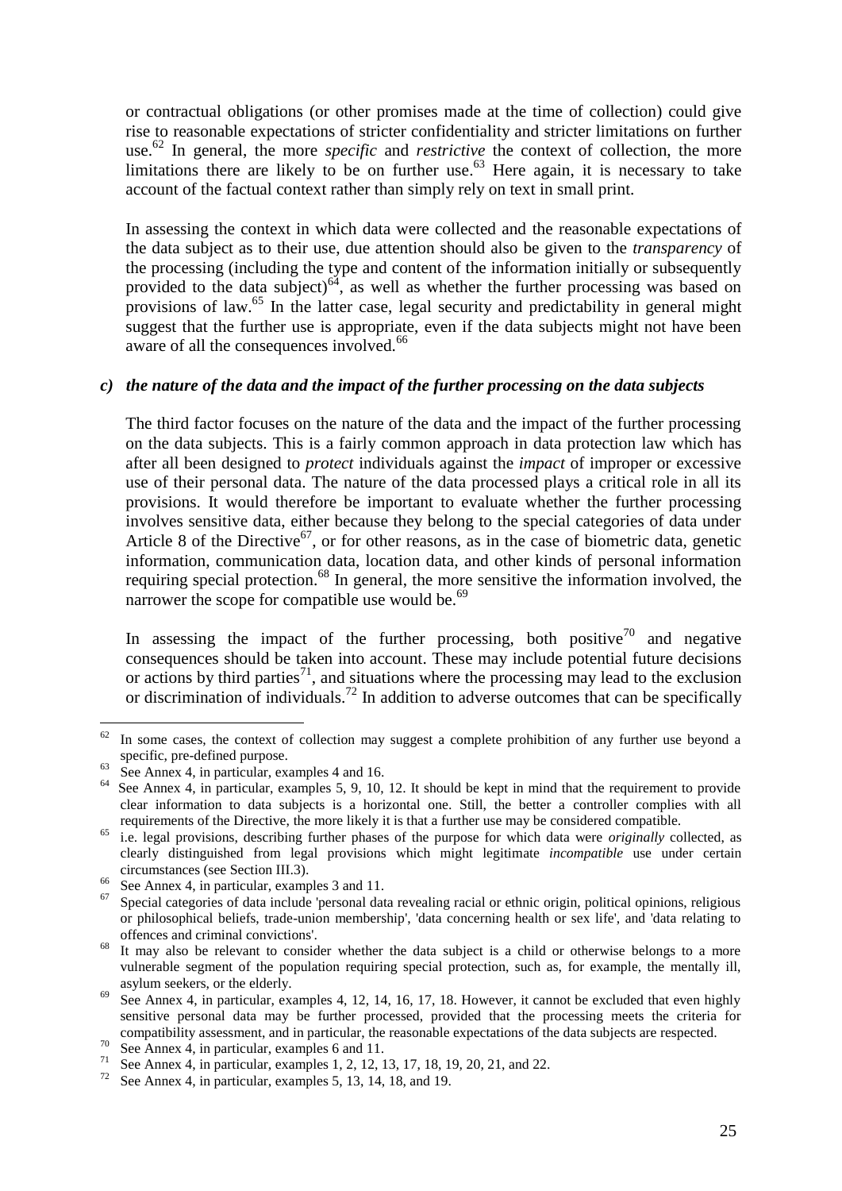or contractual obligations (or other promises made at the time of collection) could give rise to reasonable expectations of stricter confidentiality and stricter limitations on further use.[62] In general, the more *specific* and *restrictive* the context of collection, the more limitations there are likely to be on further use.[63] Here again, it is necessary to take account of the factual context rather than simply rely on text in small print.

In assessing the context in which data were collected and the reasonable expectations of the data subject as to their use, due attention should also be given to the *transparency* of the processing (including the type and content of the information initially or subsequently provided to the data subject)[64], as well as whether the further processing was based on provisions of law.[65] In the latter case, legal security and predictability in general might suggest that the further use is appropriate, even if the data subjects might not have been aware of all the consequences involved.[66]

***c) the nature of the data and the impact of the further processing on the data subjects***

The third factor focuses on the nature of the data and the impact of the further processing on the data subjects. This is a fairly common approach in data protection law which has after all been designed to *protect* individuals against the *impact* of improper or excessive use of their personal data. The nature of the data processed plays a critical role in all its provisions. It would therefore be important to evaluate whether the further processing involves sensitive data, either because they belong to the special categories of data under Article 8 of the Directive[67], or for other reasons, as in the case of biometric data, genetic information, communication data, location data, and other kinds of personal information requiring special protection.[68] In general, the more sensitive the information involved, the narrower the scope for compatible use would be.[69]

In assessing the impact of the further processing, both positive[70] and negative consequences should be taken into account. These may include potential future decisions or actions by third parties[71], and situations where the processing may lead to the exclusion or discrimination of individuals.[72] In addition to adverse outcomes that can be specifically

---

[62] In some cases, the context of collection may suggest a complete prohibition of any further use beyond a specific, pre-defined purpose.

[63] See Annex 4, in particular, examples 4 and 16.

[64] See Annex 4, in particular, examples 5, 9, 10, 12. It should be kept in mind that the requirement to provide clear information to data subjects is a horizontal one. Still, the better a controller complies with all requirements of the Directive, the more likely it is that a further use may be considered compatible.

[65] i.e. legal provisions, describing further phases of the purpose for which data were *originally* collected, as clearly distinguished from legal provisions which might legitimate *incompatible* use under certain circumstances (see Section III.3).

[66] See Annex 4, in particular, examples 3 and 11.

[67] Special categories of data include 'personal data revealing racial or ethnic origin, political opinions, religious or philosophical beliefs, trade-union membership', 'data concerning health or sex life', and 'data relating to offences and criminal convictions'.

[68] It may also be relevant to consider whether the data subject is a child or otherwise belongs to a more vulnerable segment of the population requiring special protection, such as, for example, the mentally ill, asylum seekers, or the elderly.

[69] See Annex 4, in particular, examples 4, 12, 14, 16, 17, 18. However, it cannot be excluded that even highly sensitive personal data may be further processed, provided that the processing meets the criteria for compatibility assessment, and in particular, the reasonable expectations of the data subjects are respected.

[70] See Annex 4, in particular, examples 6 and 11.

[71] See Annex 4, in particular, examples 1, 2, 12, 13, 17, 18, 19, 20, 21, and 22.

[72] See Annex 4, in particular, examples 5, 13, 14, 18, and 19.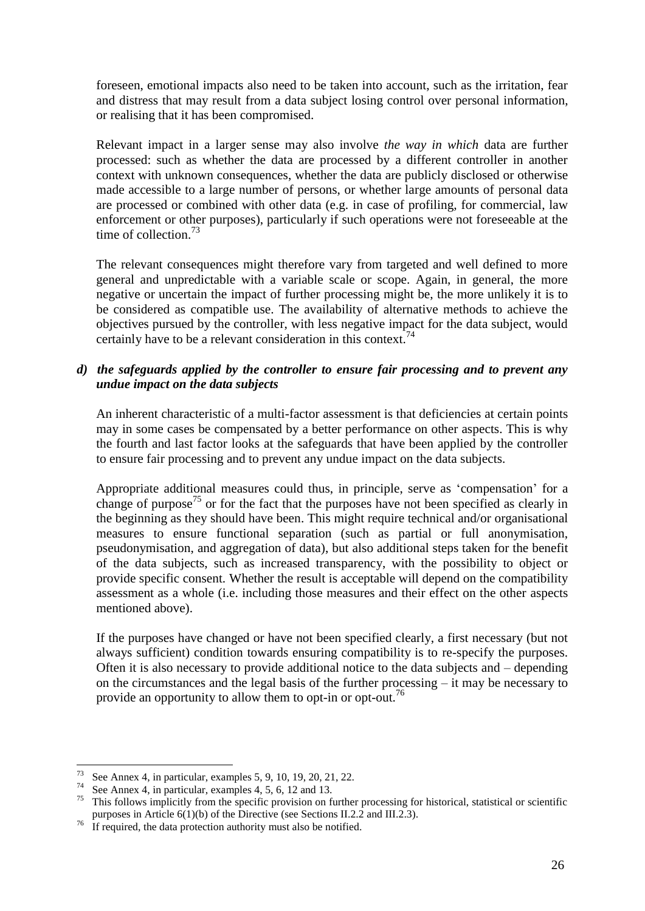foreseen, emotional impacts also need to be taken into account, such as the irritation, fear and distress that may result from a data subject losing control over personal information, or realising that it has been compromised.

Relevant impact in a larger sense may also involve *the way in which* data are further processed: such as whether the data are processed by a different controller in another context with unknown consequences, whether the data are publicly disclosed or otherwise made accessible to a large number of persons, or whether large amounts of personal data are processed or combined with other data (e.g. in case of profiling, for commercial, law enforcement or other purposes), particularly if such operations were not foreseeable at the time of collection.[73]

The relevant consequences might therefore vary from targeted and well defined to more general and unpredictable with a variable scale or scope. Again, in general, the more negative or uncertain the impact of further processing might be, the more unlikely it is to be considered as compatible use. The availability of alternative methods to achieve the objectives pursued by the controller, with less negative impact for the data subject, would certainly have to be a relevant consideration in this context.[74]

***d) the safeguards applied by the controller to ensure fair processing and to prevent any undue impact on the data subjects***

An inherent characteristic of a multi-factor assessment is that deficiencies at certain points may in some cases be compensated by a better performance on other aspects. This is why the fourth and last factor looks at the safeguards that have been applied by the controller to ensure fair processing and to prevent any undue impact on the data subjects.

Appropriate additional measures could thus, in principle, serve as 'compensation' for a change of purpose[75] or for the fact that the purposes have not been specified as clearly in the beginning as they should have been. This might require technical and/or organisational measures to ensure functional separation (such as partial or full anonymisation, pseudonymisation, and aggregation of data), but also additional steps taken for the benefit of the data subjects, such as increased transparency, with the possibility to object or provide specific consent. Whether the result is acceptable will depend on the compatibility assessment as a whole (i.e. including those measures and their effect on the other aspects mentioned above).

If the purposes have changed or have not been specified clearly, a first necessary (but not always sufficient) condition towards ensuring compatibility is to re-specify the purposes. Often it is also necessary to provide additional notice to the data subjects and – depending on the circumstances and the legal basis of the further processing – it may be necessary to provide an opportunity to allow them to opt-in or opt-out.[76]

---

[73] See Annex 4, in particular, examples 5, 9, 10, 19, 20, 21, 22.

[74] See Annex 4, in particular, examples 4, 5, 6, 12 and 13.

[75] This follows implicitly from the specific provision on further processing for historical, statistical or scientific purposes in Article 6(1)(b) of the Directive (see Sections II.2.2 and III.2.3).

[76] If required, the data protection authority must also be notified.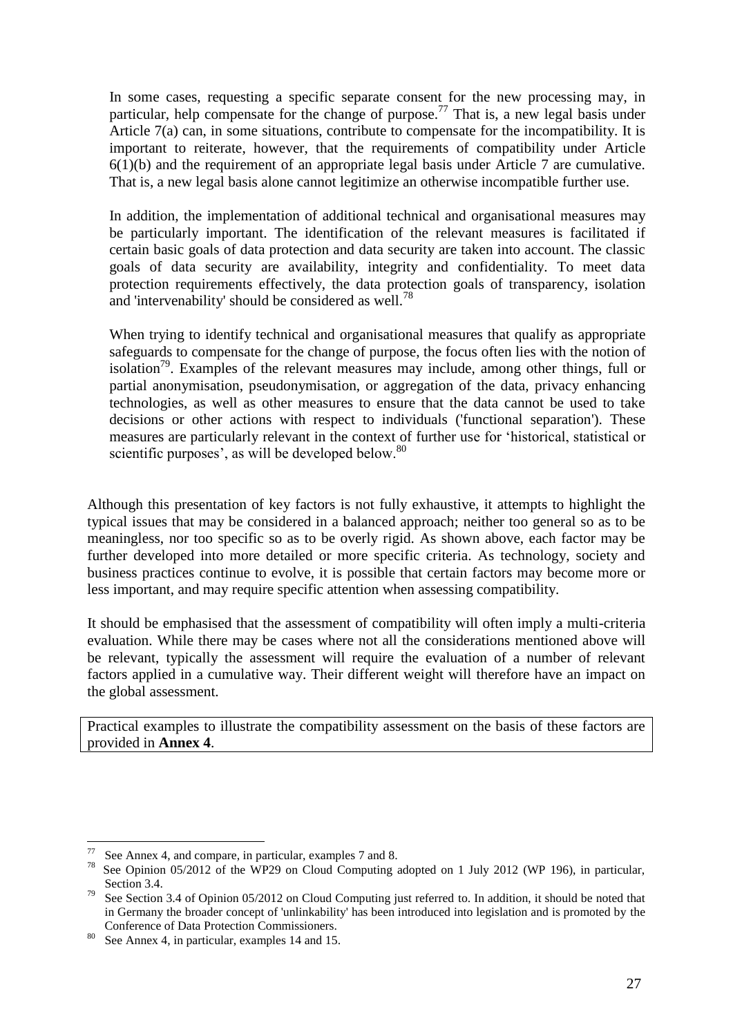In some cases, requesting a specific separate consent for the new processing may, in particular, help compensate for the change of purpose.[77] That is, a new legal basis under Article 7(a) can, in some situations, contribute to compensate for the incompatibility. It is important to reiterate, however, that the requirements of compatibility under Article 6(1)(b) and the requirement of an appropriate legal basis under Article 7 are cumulative. That is, a new legal basis alone cannot legitimize an otherwise incompatible further use.

In addition, the implementation of additional technical and organisational measures may be particularly important. The identification of the relevant measures is facilitated if certain basic goals of data protection and data security are taken into account. The classic goals of data security are availability, integrity and confidentiality. To meet data protection requirements effectively, the data protection goals of transparency, isolation and 'intervenability' should be considered as well.[78]

When trying to identify technical and organisational measures that qualify as appropriate safeguards to compensate for the change of purpose, the focus often lies with the notion of isolation[79]. Examples of the relevant measures may include, among other things, full or partial anonymisation, pseudonymisation, or aggregation of the data, privacy enhancing technologies, as well as other measures to ensure that the data cannot be used to take decisions or other actions with respect to individuals ('functional separation'). These measures are particularly relevant in the context of further use for 'historical, statistical or scientific purposes', as will be developed below.[80]

Although this presentation of key factors is not fully exhaustive, it attempts to highlight the typical issues that may be considered in a balanced approach; neither too general so as to be meaningless, nor too specific so as to be overly rigid. As shown above, each factor may be further developed into more detailed or more specific criteria. As technology, society and business practices continue to evolve, it is possible that certain factors may become more or less important, and may require specific attention when assessing compatibility.

It should be emphasised that the assessment of compatibility will often imply a multi-criteria evaluation. While there may be cases where not all the considerations mentioned above will be relevant, typically the assessment will require the evaluation of a number of relevant factors applied in a cumulative way. Their different weight will therefore have an impact on the global assessment.

Practical examples to illustrate the compatibility assessment on the basis of these factors are provided in **Annex 4**.

---

[77] See Annex 4, and compare, in particular, examples 7 and 8.

[78] See Opinion 05/2012 of the WP29 on Cloud Computing adopted on 1 July 2012 (WP 196), in particular, Section 3.4.

[79] See Section 3.4 of Opinion 05/2012 on Cloud Computing just referred to. In addition, it should be noted that in Germany the broader concept of 'unlinkability' has been introduced into legislation and is promoted by the Conference of Data Protection Commissioners.

[80] See Annex 4, in particular, examples 14 and 15.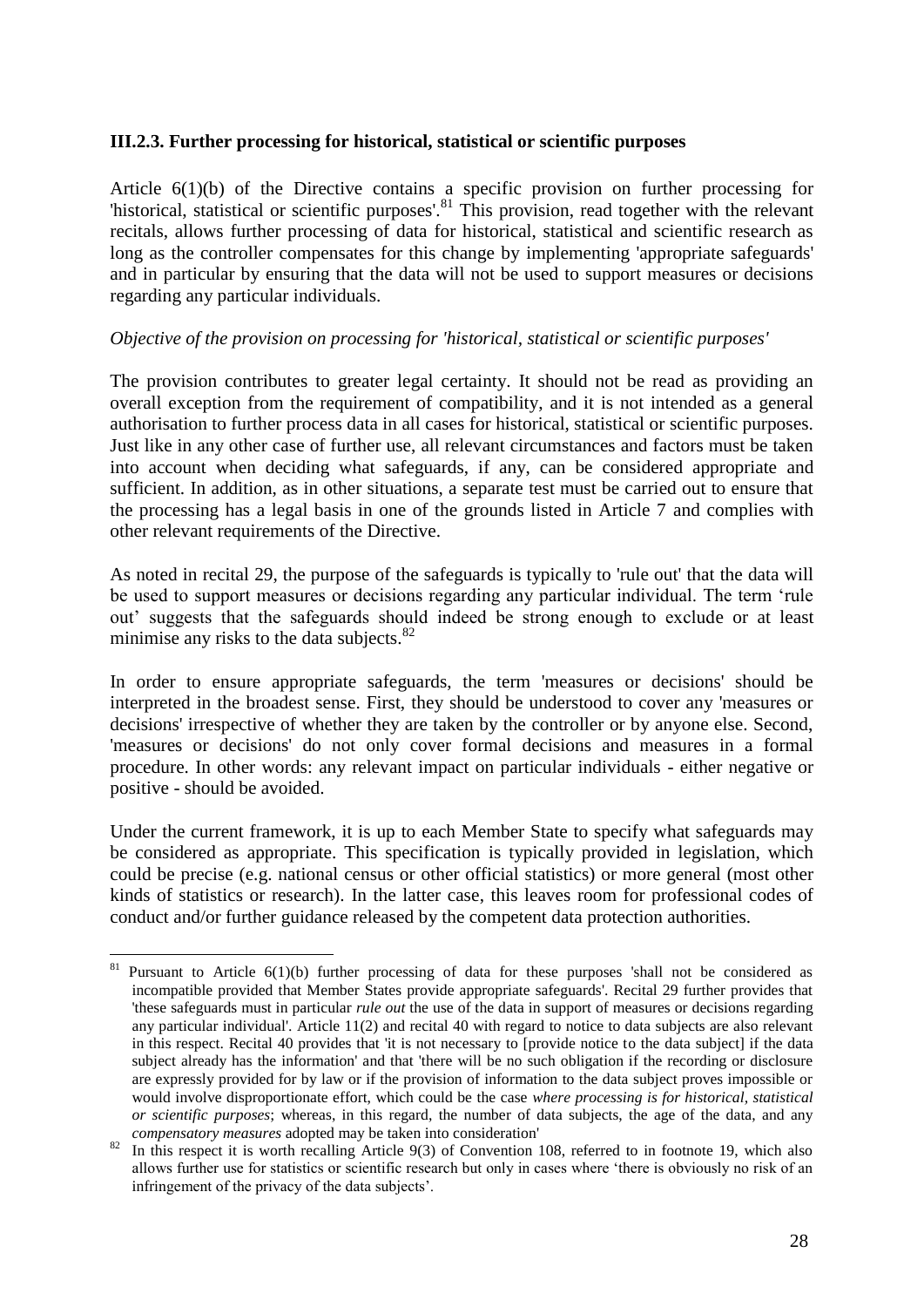### III.2.3. Further processing for historical, statistical or scientific purposes

Article 6(1)(b) of the Directive contains a specific provision on further processing for 'historical, statistical or scientific purposes'.[81] This provision, read together with the relevant recitals, allows further processing of data for historical, statistical and scientific research as long as the controller compensates for this change by implementing 'appropriate safeguards' and in particular by ensuring that the data will not be used to support measures or decisions regarding any particular individuals.

*Objective of the provision on processing for 'historical, statistical or scientific purposes'*

The provision contributes to greater legal certainty. It should not be read as providing an overall exception from the requirement of compatibility, and it is not intended as a general authorisation to further process data in all cases for historical, statistical or scientific purposes. Just like in any other case of further use, all relevant circumstances and factors must be taken into account when deciding what safeguards, if any, can be considered appropriate and sufficient. In addition, as in other situations, a separate test must be carried out to ensure that the processing has a legal basis in one of the grounds listed in Article 7 and complies with other relevant requirements of the Directive.

As noted in recital 29, the purpose of the safeguards is typically to 'rule out' that the data will be used to support measures or decisions regarding any particular individual. The term 'rule out' suggests that the safeguards should indeed be strong enough to exclude or at least minimise any risks to the data subjects.[82]

In order to ensure appropriate safeguards, the term 'measures or decisions' should be interpreted in the broadest sense. First, they should be understood to cover any 'measures or decisions' irrespective of whether they are taken by the controller or by anyone else. Second, 'measures or decisions' do not only cover formal decisions and measures in a formal procedure. In other words: any relevant impact on particular individuals - either negative or positive - should be avoided.

Under the current framework, it is up to each Member State to specify what safeguards may be considered as appropriate. This specification is typically provided in legislation, which could be precise (e.g. national census or other official statistics) or more general (most other kinds of statistics or research). In the latter case, this leaves room for professional codes of conduct and/or further guidance released by the competent data protection authorities.

---

[81] Pursuant to Article 6(1)(b) further processing of data for these purposes 'shall not be considered as incompatible provided that Member States provide appropriate safeguards'. Recital 29 further provides that 'these safeguards must in particular *rule out* the use of the data in support of measures or decisions regarding any particular individual'. Article 11(2) and recital 40 with regard to notice to data subjects are also relevant in this respect. Recital 40 provides that 'it is not necessary to [provide notice to the data subject] if the data subject already has the information' and that 'there will be no such obligation if the recording or disclosure are expressly provided for by law or if the provision of information to the data subject proves impossible or would involve disproportionate effort, which could be the case *where processing is for historical, statistical or scientific purposes*; whereas, in this regard, the number of data subjects, the age of the data, and any *compensatory measures* adopted may be taken into consideration'

[82] In this respect it is worth recalling Article 9(3) of Convention 108, referred to in footnote 19, which also allows further use for statistics or scientific research but only in cases where 'there is obviously no risk of an infringement of the privacy of the data subjects'.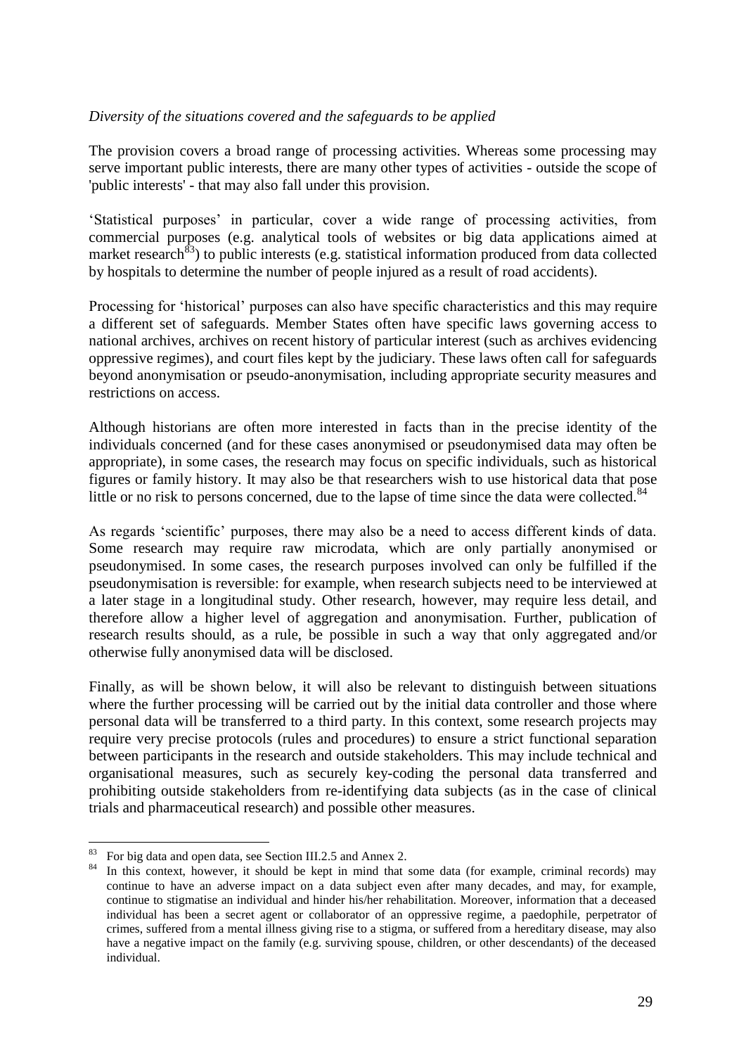*Diversity of the situations covered and the safeguards to be applied*

The provision covers a broad range of processing activities. Whereas some processing may serve important public interests, there are many other types of activities - outside the scope of 'public interests' - that may also fall under this provision.

'Statistical purposes' in particular, cover a wide range of processing activities, from commercial purposes (e.g. analytical tools of websites or big data applications aimed at market research[83]) to public interests (e.g. statistical information produced from data collected by hospitals to determine the number of people injured as a result of road accidents).

Processing for 'historical' purposes can also have specific characteristics and this may require a different set of safeguards. Member States often have specific laws governing access to national archives, archives on recent history of particular interest (such as archives evidencing oppressive regimes), and court files kept by the judiciary. These laws often call for safeguards beyond anonymisation or pseudo-anonymisation, including appropriate security measures and restrictions on access.

Although historians are often more interested in facts than in the precise identity of the individuals concerned (and for these cases anonymised or pseudonymised data may often be appropriate), in some cases, the research may focus on specific individuals, such as historical figures or family history. It may also be that researchers wish to use historical data that pose little or no risk to persons concerned, due to the lapse of time since the data were collected.[84]

As regards 'scientific' purposes, there may also be a need to access different kinds of data. Some research may require raw microdata, which are only partially anonymised or pseudonymised. In some cases, the research purposes involved can only be fulfilled if the pseudonymisation is reversible: for example, when research subjects need to be interviewed at a later stage in a longitudinal study. Other research, however, may require less detail, and therefore allow a higher level of aggregation and anonymisation. Further, publication of research results should, as a rule, be possible in such a way that only aggregated and/or otherwise fully anonymised data will be disclosed.

Finally, as will be shown below, it will also be relevant to distinguish between situations where the further processing will be carried out by the initial data controller and those where personal data will be transferred to a third party. In this context, some research projects may require very precise protocols (rules and procedures) to ensure a strict functional separation between participants in the research and outside stakeholders. This may include technical and organisational measures, such as securely key-coding the personal data transferred and prohibiting outside stakeholders from re-identifying data subjects (as in the case of clinical trials and pharmaceutical research) and possible other measures.

---

[83] For big data and open data, see Section III.2.5 and Annex 2.

[84] In this context, however, it should be kept in mind that some data (for example, criminal records) may continue to have an adverse impact on a data subject even after many decades, and may, for example, continue to stigmatise an individual and hinder his/her rehabilitation. Moreover, information that a deceased individual has been a secret agent or collaborator of an oppressive regime, a paedophile, perpetrator of crimes, suffered from a mental illness giving rise to a stigma, or suffered from a hereditary disease, may also have a negative impact on the family (e.g. surviving spouse, children, or other descendants) of the deceased individual.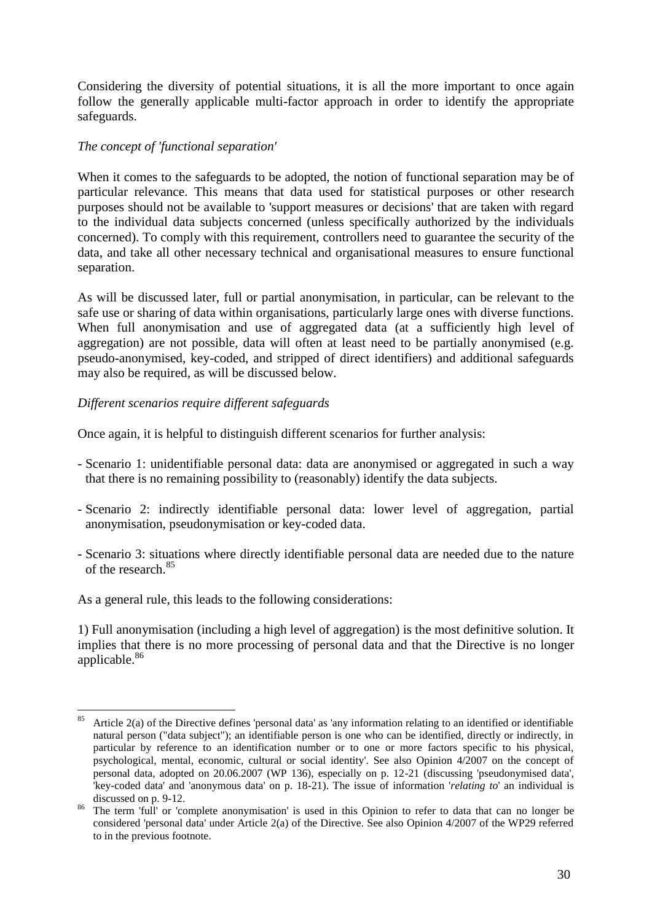Considering the diversity of potential situations, it is all the more important to once again follow the generally applicable multi-factor approach in order to identify the appropriate safeguards.

*The concept of 'functional separation'*

When it comes to the safeguards to be adopted, the notion of functional separation may be of particular relevance. This means that data used for statistical purposes or other research purposes should not be available to 'support measures or decisions' that are taken with regard to the individual data subjects concerned (unless specifically authorized by the individuals concerned). To comply with this requirement, controllers need to guarantee the security of the data, and take all other necessary technical and organisational measures to ensure functional separation.

As will be discussed later, full or partial anonymisation, in particular, can be relevant to the safe use or sharing of data within organisations, particularly large ones with diverse functions. When full anonymisation and use of aggregated data (at a sufficiently high level of aggregation) are not possible, data will often at least need to be partially anonymised (e.g. pseudo-anonymised, key-coded, and stripped of direct identifiers) and additional safeguards may also be required, as will be discussed below.

*Different scenarios require different safeguards*

Once again, it is helpful to distinguish different scenarios for further analysis:

- Scenario 1: unidentifiable personal data: data are anonymised or aggregated in such a way that there is no remaining possibility to (reasonably) identify the data subjects.

- Scenario 2: indirectly identifiable personal data: lower level of aggregation, partial anonymisation, pseudonymisation or key-coded data.

- Scenario 3: situations where directly identifiable personal data are needed due to the nature of the research.[85]

As a general rule, this leads to the following considerations:

1) Full anonymisation (including a high level of aggregation) is the most definitive solution. It implies that there is no more processing of personal data and that the Directive is no longer applicable.[86]

---

[85] Article 2(a) of the Directive defines 'personal data' as 'any information relating to an identified or identifiable natural person ("data subject"); an identifiable person is one who can be identified, directly or indirectly, in particular by reference to an identification number or to one or more factors specific to his physical, psychological, mental, economic, cultural or social identity'. See also Opinion 4/2007 on the concept of personal data, adopted on 20.06.2007 (WP 136), especially on p. 12-21 (discussing 'pseudonymised data', 'key-coded data' and 'anonymous data' on p. 18-21). The issue of information '*relating to*' an individual is discussed on p. 9-12.

[86] The term 'full' or 'complete anonymisation' is used in this Opinion to refer to data that can no longer be considered 'personal data' under Article 2(a) of the Directive. See also Opinion 4/2007 of the WP29 referred to in the previous footnote.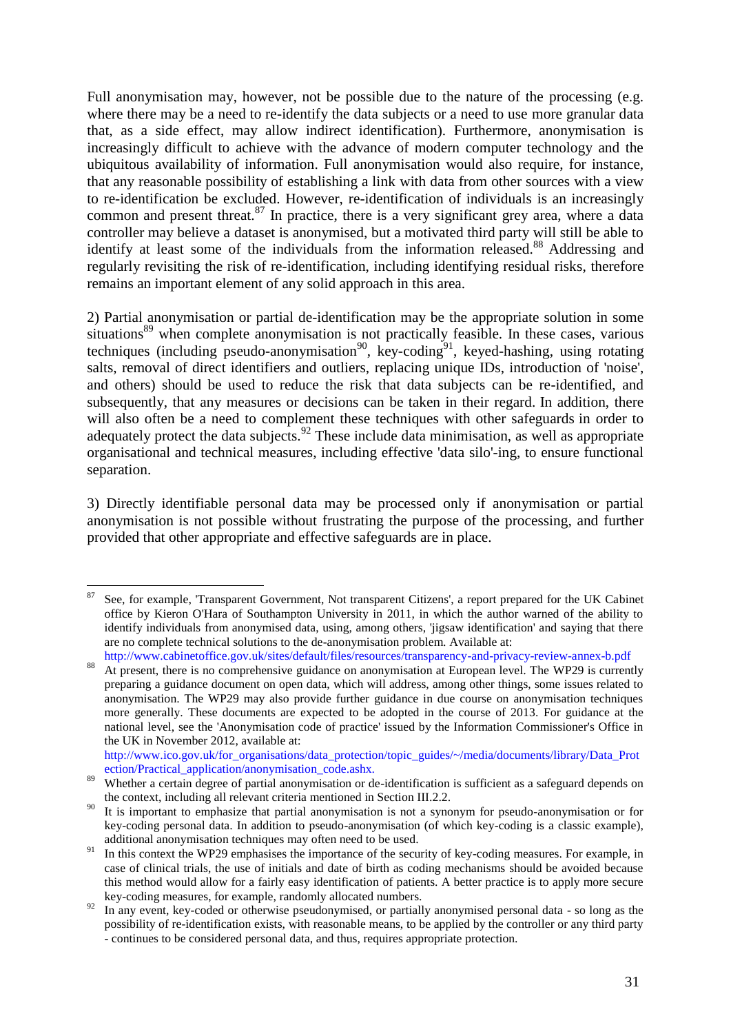Full anonymisation may, however, not be possible due to the nature of the processing (e.g. where there may be a need to re-identify the data subjects or a need to use more granular data that, as a side effect, may allow indirect identification). Furthermore, anonymisation is increasingly difficult to achieve with the advance of modern computer technology and the ubiquitous availability of information. Full anonymisation would also require, for instance, that any reasonable possibility of establishing a link with data from other sources with a view to re-identification be excluded. However, re-identification of individuals is an increasingly common and present threat.[87] In practice, there is a very significant grey area, where a data controller may believe a dataset is anonymised, but a motivated third party will still be able to identify at least some of the individuals from the information released.[88] Addressing and regularly revisiting the risk of re-identification, including identifying residual risks, therefore remains an important element of any solid approach in this area.

2) Partial anonymisation or partial de-identification may be the appropriate solution in some situations[89] when complete anonymisation is not practically feasible. In these cases, various techniques (including pseudo-anonymisation[90], key-coding[91], keyed-hashing, using rotating salts, removal of direct identifiers and outliers, replacing unique IDs, introduction of 'noise', and others) should be used to reduce the risk that data subjects can be re-identified, and subsequently, that any measures or decisions can be taken in their regard. In addition, there will also often be a need to complement these techniques with other safeguards in order to adequately protect the data subjects.[92] These include data minimisation, as well as appropriate organisational and technical measures, including effective 'data silo'-ing, to ensure functional separation.

3) Directly identifiable personal data may be processed only if anonymisation or partial anonymisation is not possible without frustrating the purpose of the processing, and further provided that other appropriate and effective safeguards are in place.

---

[87] See, for example, 'Transparent Government, Not transparent Citizens', a report prepared for the UK Cabinet office by Kieron O'Hara of Southampton University in 2011, in which the author warned of the ability to identify individuals from anonymised data, using, among others, 'jigsaw identification' and saying that there are no complete technical solutions to the de-anonymisation problem. Available at: http://www.cabinetoffice.gov.uk/sites/default/files/resources/transparency-and-privacy-review-annex-b.pdf

[88] At present, there is no comprehensive guidance on anonymisation at European level. The WP29 is currently preparing a guidance document on open data, which will address, among other things, some issues related to anonymisation. The WP29 may also provide further guidance in due course on anonymisation techniques more generally. These documents are expected to be adopted in the course of 2013. For guidance at the national level, see the 'Anonymisation code of practice' issued by the Information Commissioner's Office in the UK in November 2012, available at: http://www.ico.gov.uk/for_organisations/data_protection/topic_guides/~/media/documents/library/Data_Protection/Practical_application/anonymisation_code.ashx.

[89] Whether a certain degree of partial anonymisation or de-identification is sufficient as a safeguard depends on the context, including all relevant criteria mentioned in Section III.2.2.

[90] It is important to emphasize that partial anonymisation is not a synonym for pseudo-anonymisation or for key-coding personal data. In addition to pseudo-anonymisation (of which key-coding is a classic example), additional anonymisation techniques may often need to be used.

[91] In this context the WP29 emphasises the importance of the security of key-coding measures. For example, in case of clinical trials, the use of initials and date of birth as coding mechanisms should be avoided because this method would allow for a fairly easy identification of patients. A better practice is to apply more secure key-coding measures, for example, randomly allocated numbers.

[92] In any event, key-coded or otherwise pseudonymised, or partially anonymised personal data - so long as the possibility of re-identification exists, with reasonable means, to be applied by the controller or any third party - continues to be considered personal data, and thus, requires appropriate protection.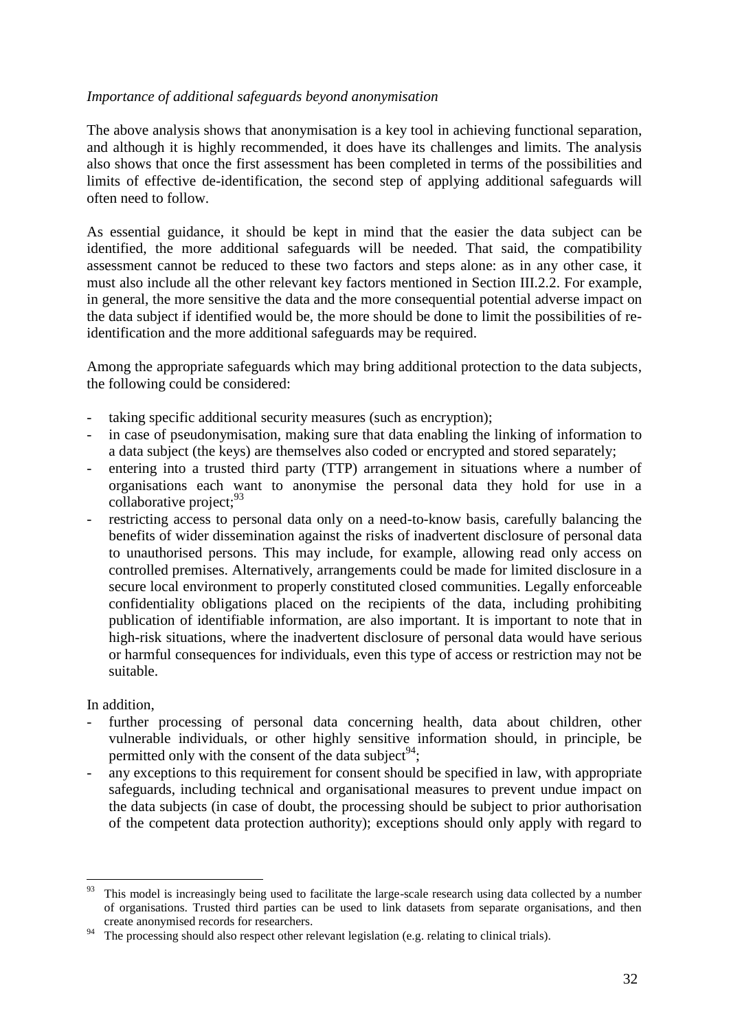*Importance of additional safeguards beyond anonymisation*

The above analysis shows that anonymisation is a key tool in achieving functional separation, and although it is highly recommended, it does have its challenges and limits. The analysis also shows that once the first assessment has been completed in terms of the possibilities and limits of effective de-identification, the second step of applying additional safeguards will often need to follow.

As essential guidance, it should be kept in mind that the easier the data subject can be identified, the more additional safeguards will be needed. That said, the compatibility assessment cannot be reduced to these two factors and steps alone: as in any other case, it must also include all the other relevant key factors mentioned in Section III.2.2. For example, in general, the more sensitive the data and the more consequential potential adverse impact on the data subject if identified would be, the more should be done to limit the possibilities of re-identification and the more additional safeguards may be required.

Among the appropriate safeguards which may bring additional protection to the data subjects, the following could be considered:

- taking specific additional security measures (such as encryption);
- in case of pseudonymisation, making sure that data enabling the linking of information to a data subject (the keys) are themselves also coded or encrypted and stored separately;
- entering into a trusted third party (TTP) arrangement in situations where a number of organisations each want to anonymise the personal data they hold for use in a collaborative project;[93]
- restricting access to personal data only on a need-to-know basis, carefully balancing the benefits of wider dissemination against the risks of inadvertent disclosure of personal data to unauthorised persons. This may include, for example, allowing read only access on controlled premises. Alternatively, arrangements could be made for limited disclosure in a secure local environment to properly constituted closed communities. Legally enforceable confidentiality obligations placed on the recipients of the data, including prohibiting publication of identifiable information, are also important. It is important to note that in high-risk situations, where the inadvertent disclosure of personal data would have serious or harmful consequences for individuals, even this type of access or restriction may not be suitable.

In addition,

- further processing of personal data concerning health, data about children, other vulnerable individuals, or other highly sensitive information should, in principle, be permitted only with the consent of the data subject[94];
- any exceptions to this requirement for consent should be specified in law, with appropriate safeguards, including technical and organisational measures to prevent undue impact on the data subjects (in case of doubt, the processing should be subject to prior authorisation of the competent data protection authority); exceptions should only apply with regard to

[93] This model is increasingly being used to facilitate the large-scale research using data collected by a number of organisations. Trusted third parties can be used to link datasets from separate organisations, and then create anonymised records for researchers.

[94] The processing should also respect other relevant legislation (e.g. relating to clinical trials).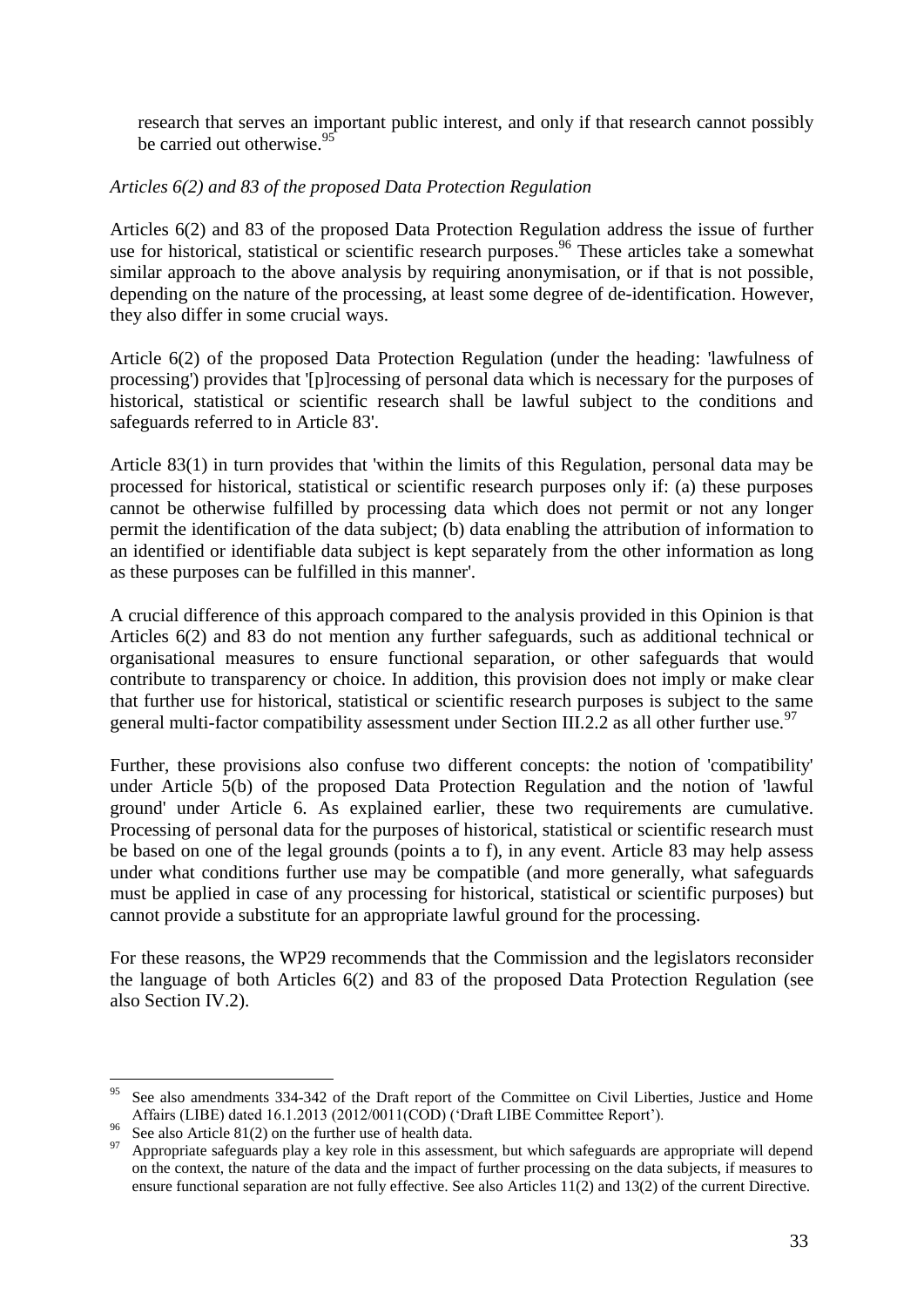research that serves an important public interest, and only if that research cannot possibly be carried out otherwise.[95]

*Articles 6(2) and 83 of the proposed Data Protection Regulation*

Articles 6(2) and 83 of the proposed Data Protection Regulation address the issue of further use for historical, statistical or scientific research purposes.[96] These articles take a somewhat similar approach to the above analysis by requiring anonymisation, or if that is not possible, depending on the nature of the processing, at least some degree of de-identification. However, they also differ in some crucial ways.

Article 6(2) of the proposed Data Protection Regulation (under the heading: 'lawfulness of processing') provides that '[p]rocessing of personal data which is necessary for the purposes of historical, statistical or scientific research shall be lawful subject to the conditions and safeguards referred to in Article 83'.

Article 83(1) in turn provides that 'within the limits of this Regulation, personal data may be processed for historical, statistical or scientific research purposes only if: (a) these purposes cannot be otherwise fulfilled by processing data which does not permit or not any longer permit the identification of the data subject; (b) data enabling the attribution of information to an identified or identifiable data subject is kept separately from the other information as long as these purposes can be fulfilled in this manner'.

A crucial difference of this approach compared to the analysis provided in this Opinion is that Articles 6(2) and 83 do not mention any further safeguards, such as additional technical or organisational measures to ensure functional separation, or other safeguards that would contribute to transparency or choice. In addition, this provision does not imply or make clear that further use for historical, statistical or scientific research purposes is subject to the same general multi-factor compatibility assessment under Section III.2.2 as all other further use.[97]

Further, these provisions also confuse two different concepts: the notion of 'compatibility' under Article 5(b) of the proposed Data Protection Regulation and the notion of 'lawful ground' under Article 6. As explained earlier, these two requirements are cumulative. Processing of personal data for the purposes of historical, statistical or scientific research must be based on one of the legal grounds (points a to f), in any event. Article 83 may help assess under what conditions further use may be compatible (and more generally, what safeguards must be applied in case of any processing for historical, statistical or scientific purposes) but cannot provide a substitute for an appropriate lawful ground for the processing.

For these reasons, the WP29 recommends that the Commission and the legislators reconsider the language of both Articles 6(2) and 83 of the proposed Data Protection Regulation (see also Section IV.2).

---

[95] See also amendments 334-342 of the Draft report of the Committee on Civil Liberties, Justice and Home Affairs (LIBE) dated 16.1.2013 (2012/0011(COD) ('Draft LIBE Committee Report').

[96] See also Article 81(2) on the further use of health data.

[97] Appropriate safeguards play a key role in this assessment, but which safeguards are appropriate will depend on the context, the nature of the data and the impact of further processing on the data subjects, if measures to ensure functional separation are not fully effective. See also Articles 11(2) and 13(2) of the current Directive.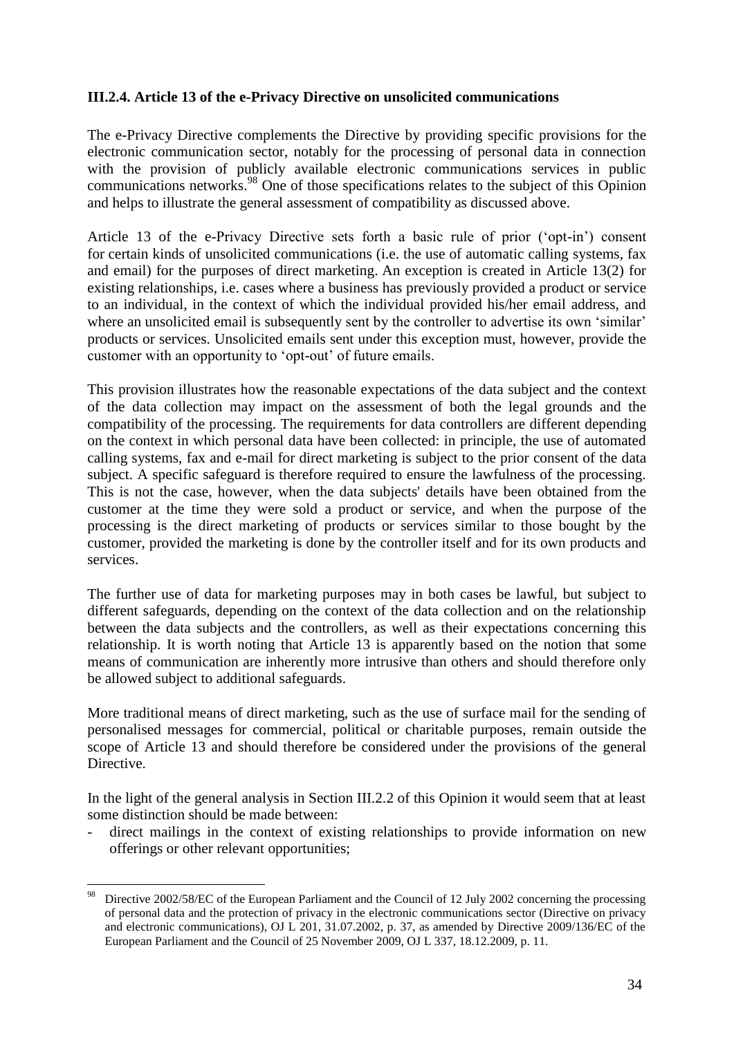### III.2.4. Article 13 of the e-Privacy Directive on unsolicited communications

The e-Privacy Directive complements the Directive by providing specific provisions for the electronic communication sector, notably for the processing of personal data in connection with the provision of publicly available electronic communications services in public communications networks.[98] One of those specifications relates to the subject of this Opinion and helps to illustrate the general assessment of compatibility as discussed above.

Article 13 of the e-Privacy Directive sets forth a basic rule of prior ('opt-in') consent for certain kinds of unsolicited communications (i.e. the use of automatic calling systems, fax and email) for the purposes of direct marketing. An exception is created in Article 13(2) for existing relationships, i.e. cases where a business has previously provided a product or service to an individual, in the context of which the individual provided his/her email address, and where an unsolicited email is subsequently sent by the controller to advertise its own 'similar' products or services. Unsolicited emails sent under this exception must, however, provide the customer with an opportunity to 'opt-out' of future emails.

This provision illustrates how the reasonable expectations of the data subject and the context of the data collection may impact on the assessment of both the legal grounds and the compatibility of the processing. The requirements for data controllers are different depending on the context in which personal data have been collected: in principle, the use of automated calling systems, fax and e-mail for direct marketing is subject to the prior consent of the data subject. A specific safeguard is therefore required to ensure the lawfulness of the processing. This is not the case, however, when the data subjects' details have been obtained from the customer at the time they were sold a product or service, and when the purpose of the processing is the direct marketing of products or services similar to those bought by the customer, provided the marketing is done by the controller itself and for its own products and services.

The further use of data for marketing purposes may in both cases be lawful, but subject to different safeguards, depending on the context of the data collection and on the relationship between the data subjects and the controllers, as well as their expectations concerning this relationship. It is worth noting that Article 13 is apparently based on the notion that some means of communication are inherently more intrusive than others and should therefore only be allowed subject to additional safeguards.

More traditional means of direct marketing, such as the use of surface mail for the sending of personalised messages for commercial, political or charitable purposes, remain outside the scope of Article 13 and should therefore be considered under the provisions of the general Directive.

In the light of the general analysis in Section III.2.2 of this Opinion it would seem that at least some distinction should be made between:

- direct mailings in the context of existing relationships to provide information on new offerings or other relevant opportunities;

---

[98] Directive 2002/58/EC of the European Parliament and the Council of 12 July 2002 concerning the processing of personal data and the protection of privacy in the electronic communications sector (Directive on privacy and electronic communications), OJ L 201, 31.07.2002, p. 37, as amended by Directive 2009/136/EC of the European Parliament and the Council of 25 November 2009, OJ L 337, 18.12.2009, p. 11.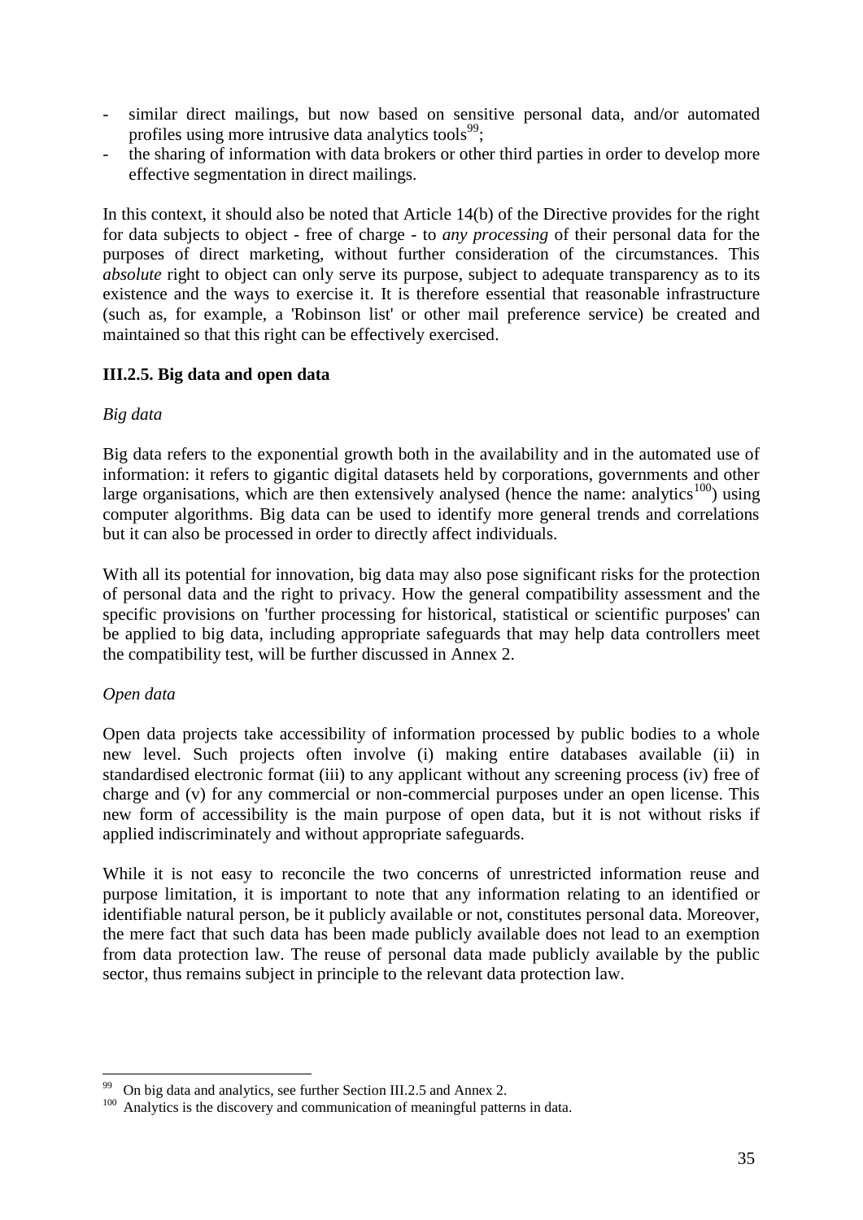- similar direct mailings, but now based on sensitive personal data, and/or automated profiles using more intrusive data analytics tools[99];
- the sharing of information with data brokers or other third parties in order to develop more effective segmentation in direct mailings.

In this context, it should also be noted that Article 14(b) of the Directive provides for the right for data subjects to object - free of charge - to *any processing* of their personal data for the purposes of direct marketing, without further consideration of the circumstances. This *absolute* right to object can only serve its purpose, subject to adequate transparency as to its existence and the ways to exercise it. It is therefore essential that reasonable infrastructure (such as, for example, a 'Robinson list' or other mail preference service) be created and maintained so that this right can be effectively exercised.

### III.2.5. Big data and open data

*Big data*

Big data refers to the exponential growth both in the availability and in the automated use of information: it refers to gigantic digital datasets held by corporations, governments and other large organisations, which are then extensively analysed (hence the name: analytics[100]) using computer algorithms. Big data can be used to identify more general trends and correlations but it can also be processed in order to directly affect individuals.

With all its potential for innovation, big data may also pose significant risks for the protection of personal data and the right to privacy. How the general compatibility assessment and the specific provisions on 'further processing for historical, statistical or scientific purposes' can be applied to big data, including appropriate safeguards that may help data controllers meet the compatibility test, will be further discussed in Annex 2.

*Open data*

Open data projects take accessibility of information processed by public bodies to a whole new level. Such projects often involve (i) making entire databases available (ii) in standardised electronic format (iii) to any applicant without any screening process (iv) free of charge and (v) for any commercial or non-commercial purposes under an open license. This new form of accessibility is the main purpose of open data, but it is not without risks if applied indiscriminately and without appropriate safeguards.

While it is not easy to reconcile the two concerns of unrestricted information reuse and purpose limitation, it is important to note that any information relating to an identified or identifiable natural person, be it publicly available or not, constitutes personal data. Moreover, the mere fact that such data has been made publicly available does not lead to an exemption from data protection law. The reuse of personal data made publicly available by the public sector, thus remains subject in principle to the relevant data protection law.

---

[99] On big data and analytics, see further Section III.2.5 and Annex 2.

[100] Analytics is the discovery and communication of meaningful patterns in data.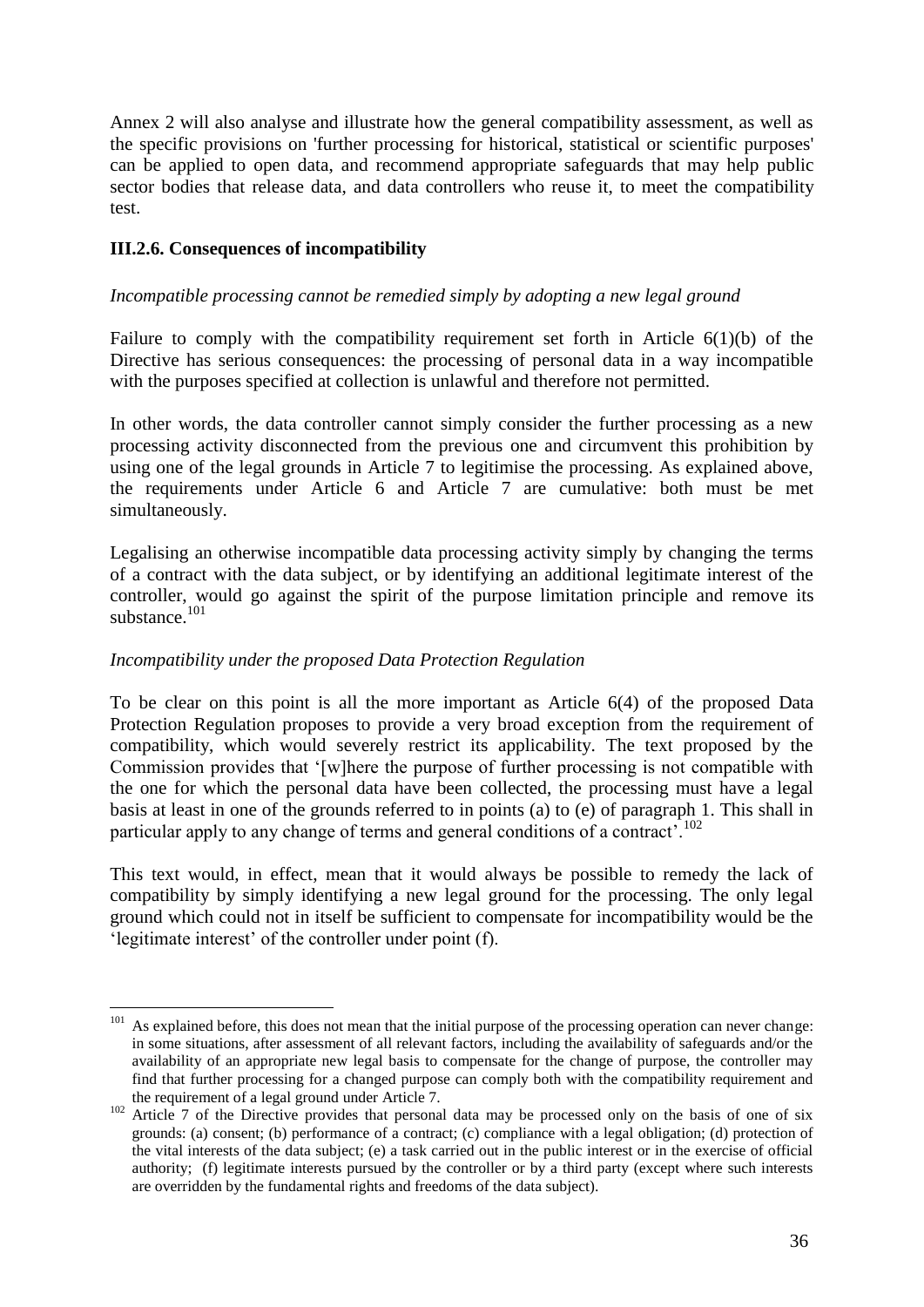Annex 2 will also analyse and illustrate how the general compatibility assessment, as well as the specific provisions on 'further processing for historical, statistical or scientific purposes' can be applied to open data, and recommend appropriate safeguards that may help public sector bodies that release data, and data controllers who reuse it, to meet the compatibility test.

### III.2.6. Consequences of incompatibility

*Incompatible processing cannot be remedied simply by adopting a new legal ground*

Failure to comply with the compatibility requirement set forth in Article 6(1)(b) of the Directive has serious consequences: the processing of personal data in a way incompatible with the purposes specified at collection is unlawful and therefore not permitted.

In other words, the data controller cannot simply consider the further processing as a new processing activity disconnected from the previous one and circumvent this prohibition by using one of the legal grounds in Article 7 to legitimise the processing. As explained above, the requirements under Article 6 and Article 7 are cumulative: both must be met simultaneously.

Legalising an otherwise incompatible data processing activity simply by changing the terms of a contract with the data subject, or by identifying an additional legitimate interest of the controller, would go against the spirit of the purpose limitation principle and remove its substance.[101]

*Incompatibility under the proposed Data Protection Regulation*

To be clear on this point is all the more important as Article 6(4) of the proposed Data Protection Regulation proposes to provide a very broad exception from the requirement of compatibility, which would severely restrict its applicability. The text proposed by the Commission provides that '[w]here the purpose of further processing is not compatible with the one for which the personal data have been collected, the processing must have a legal basis at least in one of the grounds referred to in points (a) to (e) of paragraph 1. This shall in particular apply to any change of terms and general conditions of a contract'.[102]

This text would, in effect, mean that it would always be possible to remedy the lack of compatibility by simply identifying a new legal ground for the processing. The only legal ground which could not in itself be sufficient to compensate for incompatibility would be the 'legitimate interest' of the controller under point (f).

---

[101] As explained before, this does not mean that the initial purpose of the processing operation can never change: in some situations, after assessment of all relevant factors, including the availability of safeguards and/or the availability of an appropriate new legal basis to compensate for the change of purpose, the controller may find that further processing for a changed purpose can comply both with the compatibility requirement and the requirement of a legal ground under Article 7.

[102] Article 7 of the Directive provides that personal data may be processed only on the basis of one of six grounds: (a) consent; (b) performance of a contract; (c) compliance with a legal obligation; (d) protection of the vital interests of the data subject; (e) a task carried out in the public interest or in the exercise of official authority; (f) legitimate interests pursued by the controller or by a third party (except where such interests are overridden by the fundamental rights and freedoms of the data subject).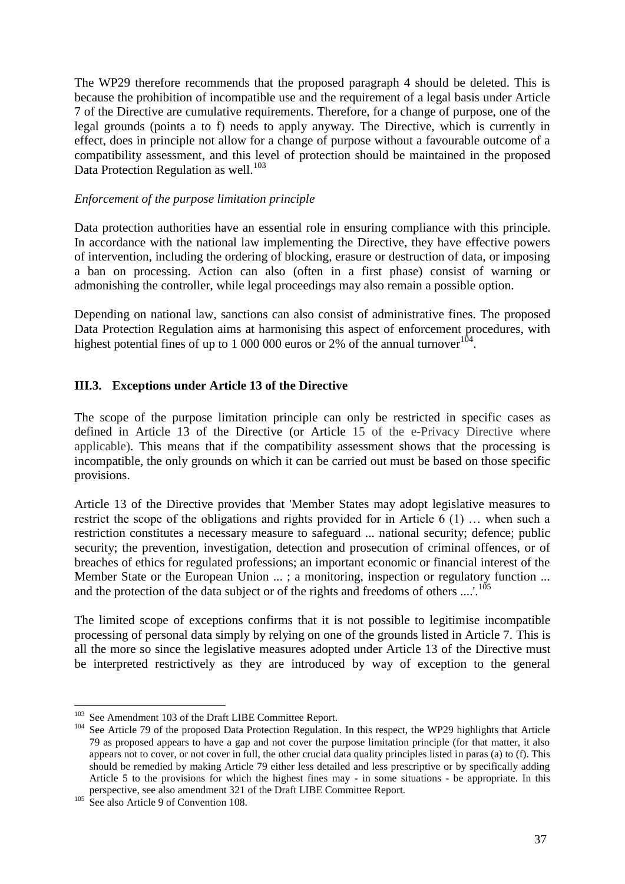The WP29 therefore recommends that the proposed paragraph 4 should be deleted. This is because the prohibition of incompatible use and the requirement of a legal basis under Article 7 of the Directive are cumulative requirements. Therefore, for a change of purpose, one of the legal grounds (points a to f) needs to apply anyway. The Directive, which is currently in effect, does in principle not allow for a change of purpose without a favourable outcome of a compatibility assessment, and this level of protection should be maintained in the proposed Data Protection Regulation as well.[103]

*Enforcement of the purpose limitation principle*

Data protection authorities have an essential role in ensuring compliance with this principle. In accordance with the national law implementing the Directive, they have effective powers of intervention, including the ordering of blocking, erasure or destruction of data, or imposing a ban on processing. Action can also (often in a first phase) consist of warning or admonishing the controller, while legal proceedings may also remain a possible option.

Depending on national law, sanctions can also consist of administrative fines. The proposed Data Protection Regulation aims at harmonising this aspect of enforcement procedures, with highest potential fines of up to 1 000 000 euros or 2% of the annual turnover[104].

### III.3. Exceptions under Article 13 of the Directive

The scope of the purpose limitation principle can only be restricted in specific cases as defined in Article 13 of the Directive (or Article 15 of the e-Privacy Directive where applicable). This means that if the compatibility assessment shows that the processing is incompatible, the only grounds on which it can be carried out must be based on those specific provisions.

Article 13 of the Directive provides that 'Member States may adopt legislative measures to restrict the scope of the obligations and rights provided for in Article 6 (1) … when such a restriction constitutes a necessary measure to safeguard ... national security; defence; public security; the prevention, investigation, detection and prosecution of criminal offences, or of breaches of ethics for regulated professions; an important economic or financial interest of the Member State or the European Union ... ; a monitoring, inspection or regulatory function ... and the protection of the data subject or of the rights and freedoms of others ....'.[105]

The limited scope of exceptions confirms that it is not possible to legitimise incompatible processing of personal data simply by relying on one of the grounds listed in Article 7. This is all the more so since the legislative measures adopted under Article 13 of the Directive must be interpreted restrictively as they are introduced by way of exception to the general

---

[103] See Amendment 103 of the Draft LIBE Committee Report.

[104] See Article 79 of the proposed Data Protection Regulation. In this respect, the WP29 highlights that Article 79 as proposed appears to have a gap and not cover the purpose limitation principle (for that matter, it also appears not to cover, or not cover in full, the other crucial data quality principles listed in paras (a) to (f). This should be remedied by making Article 79 either less detailed and less prescriptive or by specifically adding Article 5 to the provisions for which the highest fines may - in some situations - be appropriate. In this perspective, see also amendment 321 of the Draft LIBE Committee Report.

[105] See also Article 9 of Convention 108.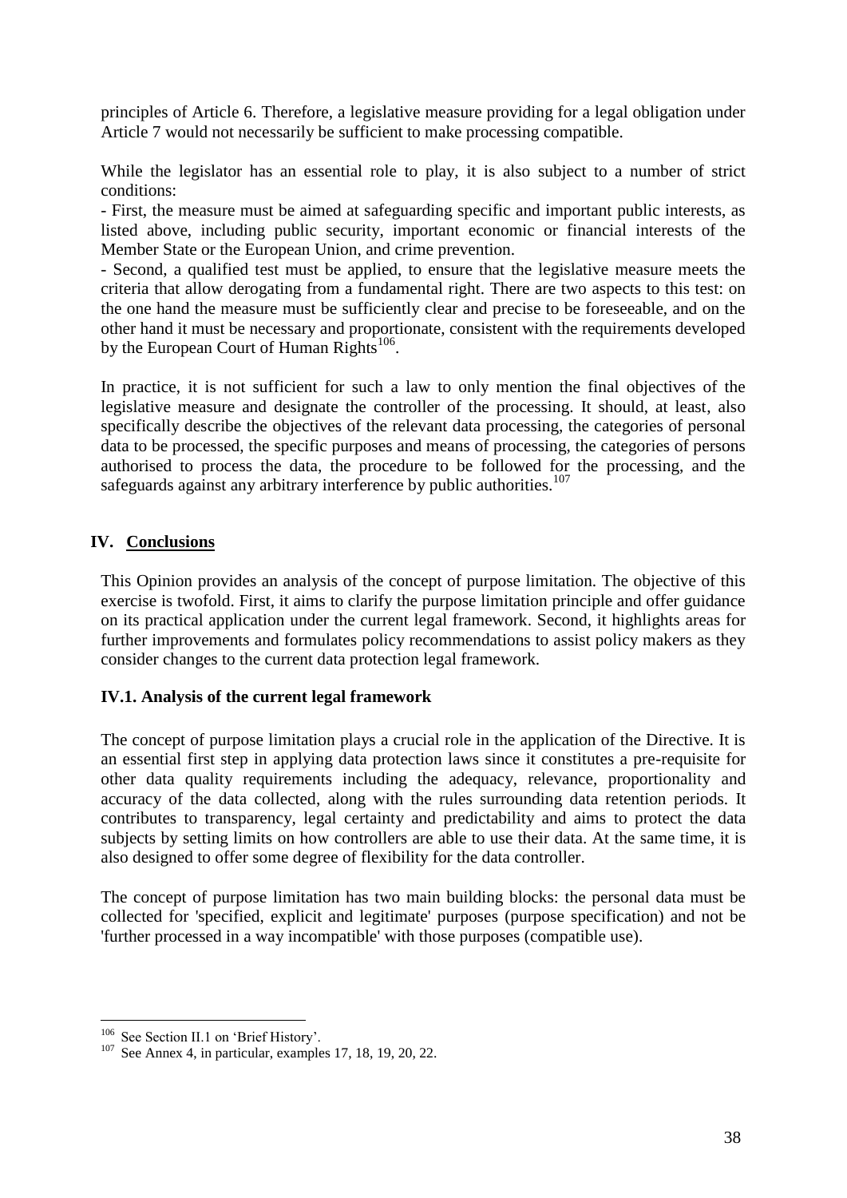principles of Article 6. Therefore, a legislative measure providing for a legal obligation under Article 7 would not necessarily be sufficient to make processing compatible.

While the legislator has an essential role to play, it is also subject to a number of strict conditions:

- First, the measure must be aimed at safeguarding specific and important public interests, as listed above, including public security, important economic or financial interests of the Member State or the European Union, and crime prevention.
- Second, a qualified test must be applied, to ensure that the legislative measure meets the criteria that allow derogating from a fundamental right. There are two aspects to this test: on the one hand the measure must be sufficiently clear and precise to be foreseeable, and on the other hand it must be necessary and proportionate, consistent with the requirements developed by the European Court of Human Rights[106].

In practice, it is not sufficient for such a law to only mention the final objectives of the legislative measure and designate the controller of the processing. It should, at least, also specifically describe the objectives of the relevant data processing, the categories of personal data to be processed, the specific purposes and means of processing, the categories of persons authorised to process the data, the procedure to be followed for the processing, and the safeguards against any arbitrary interference by public authorities.[107]

## IV. Conclusions

This Opinion provides an analysis of the concept of purpose limitation. The objective of this exercise is twofold. First, it aims to clarify the purpose limitation principle and offer guidance on its practical application under the current legal framework. Second, it highlights areas for further improvements and formulates policy recommendations to assist policy makers as they consider changes to the current data protection legal framework.

### IV.1. Analysis of the current legal framework

The concept of purpose limitation plays a crucial role in the application of the Directive. It is an essential first step in applying data protection laws since it constitutes a pre-requisite for other data quality requirements including the adequacy, relevance, proportionality and accuracy of the data collected, along with the rules surrounding data retention periods. It contributes to transparency, legal certainty and predictability and aims to protect the data subjects by setting limits on how controllers are able to use their data. At the same time, it is also designed to offer some degree of flexibility for the data controller.

The concept of purpose limitation has two main building blocks: the personal data must be collected for 'specified, explicit and legitimate' purposes (purpose specification) and not be 'further processed in a way incompatible' with those purposes (compatible use).

---

[106] See Section II.1 on 'Brief History'.

[107] See Annex 4, in particular, examples 17, 18, 19, 20, 22.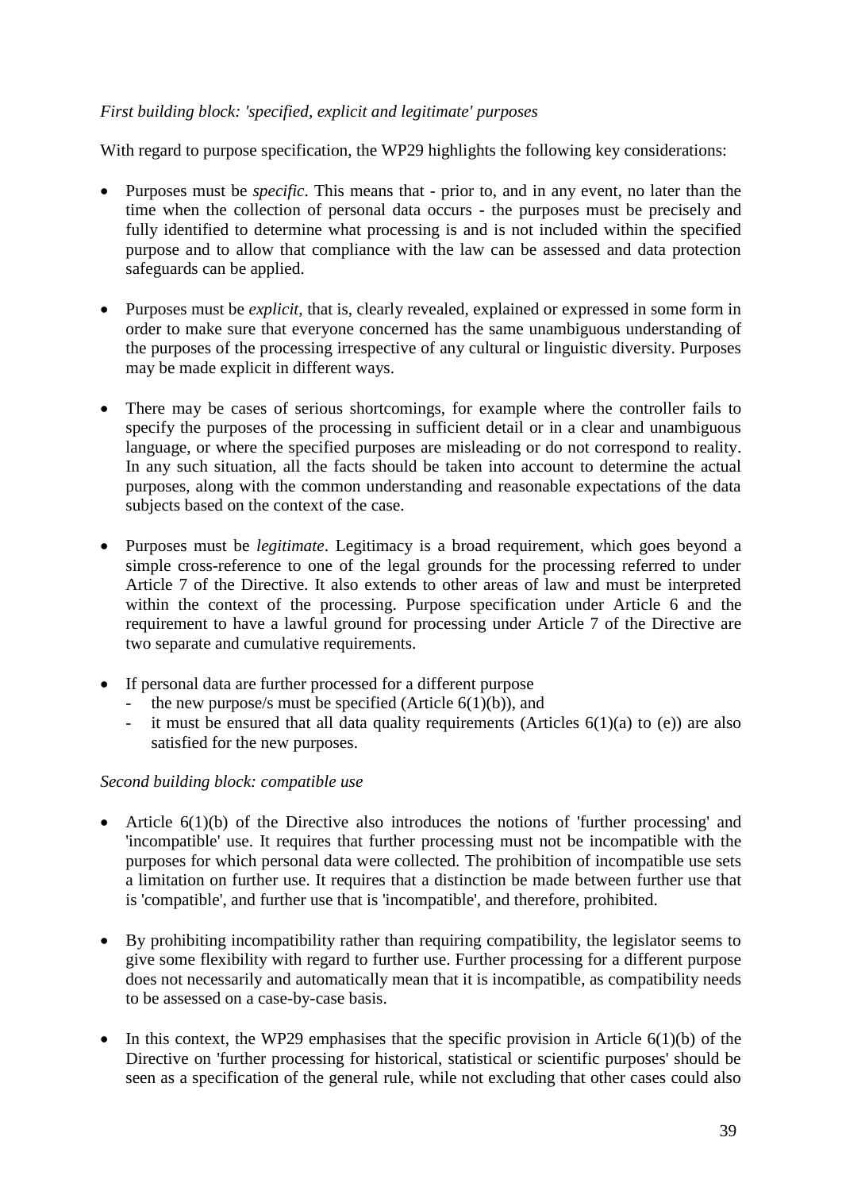*First building block: 'specified, explicit and legitimate' purposes*

With regard to purpose specification, the WP29 highlights the following key considerations:

- Purposes must be *specific*. This means that - prior to, and in any event, no later than the time when the collection of personal data occurs - the purposes must be precisely and fully identified to determine what processing is and is not included within the specified purpose and to allow that compliance with the law can be assessed and data protection safeguards can be applied.

- Purposes must be *explicit*, that is, clearly revealed, explained or expressed in some form in order to make sure that everyone concerned has the same unambiguous understanding of the purposes of the processing irrespective of any cultural or linguistic diversity. Purposes may be made explicit in different ways.

- There may be cases of serious shortcomings, for example where the controller fails to specify the purposes of the processing in sufficient detail or in a clear and unambiguous language, or where the specified purposes are misleading or do not correspond to reality. In any such situation, all the facts should be taken into account to determine the actual purposes, along with the common understanding and reasonable expectations of the data subjects based on the context of the case.

- Purposes must be *legitimate*. Legitimacy is a broad requirement, which goes beyond a simple cross-reference to one of the legal grounds for the processing referred to under Article 7 of the Directive. It also extends to other areas of law and must be interpreted within the context of the processing. Purpose specification under Article 6 and the requirement to have a lawful ground for processing under Article 7 of the Directive are two separate and cumulative requirements.

- If personal data are further processed for a different purpose
  - the new purpose/s must be specified (Article 6(1)(b)), and
  - it must be ensured that all data quality requirements (Articles 6(1)(a) to (e)) are also satisfied for the new purposes.

*Second building block: compatible use*

- Article 6(1)(b) of the Directive also introduces the notions of 'further processing' and 'incompatible' use. It requires that further processing must not be incompatible with the purposes for which personal data were collected. The prohibition of incompatible use sets a limitation on further use. It requires that a distinction be made between further use that is 'compatible', and further use that is 'incompatible', and therefore, prohibited.

- By prohibiting incompatibility rather than requiring compatibility, the legislator seems to give some flexibility with regard to further use. Further processing for a different purpose does not necessarily and automatically mean that it is incompatible, as compatibility needs to be assessed on a case-by-case basis.

- In this context, the WP29 emphasises that the specific provision in Article 6(1)(b) of the Directive on 'further processing for historical, statistical or scientific purposes' should be seen as a specification of the general rule, while not excluding that other cases could also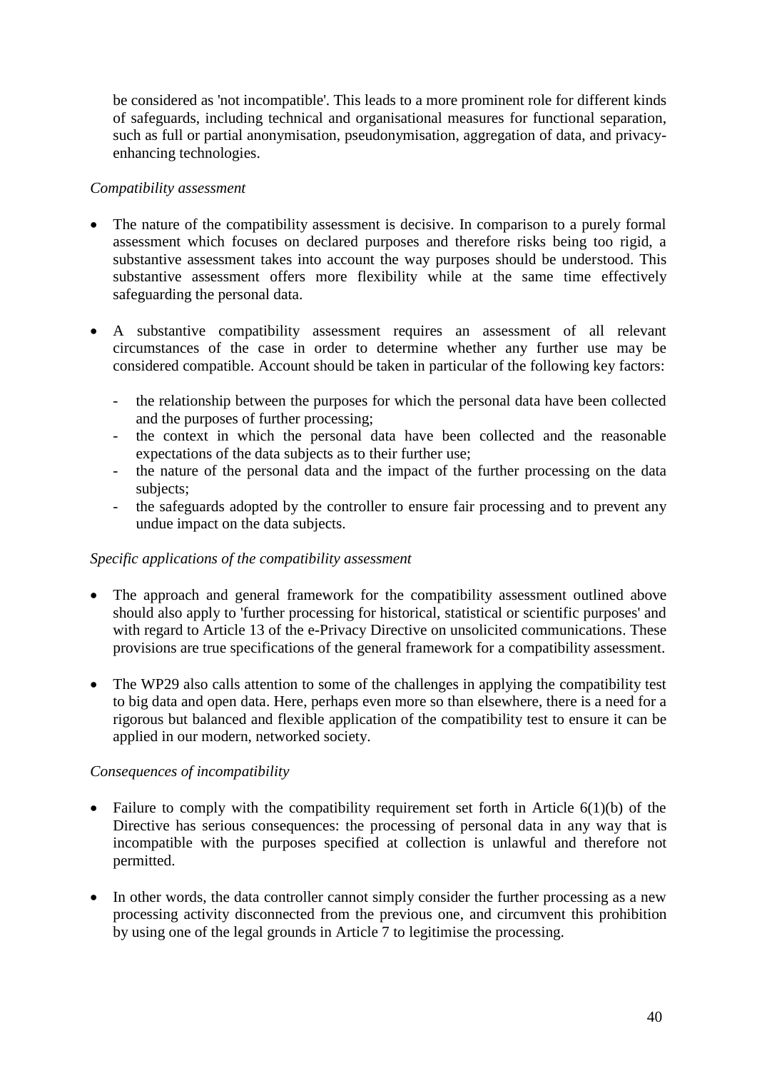be considered as 'not incompatible'. This leads to a more prominent role for different kinds of safeguards, including technical and organisational measures for functional separation, such as full or partial anonymisation, pseudonymisation, aggregation of data, and privacy-enhancing technologies.

*Compatibility assessment*

- The nature of the compatibility assessment is decisive. In comparison to a purely formal assessment which focuses on declared purposes and therefore risks being too rigid, a substantive assessment takes into account the way purposes should be understood. This substantive assessment offers more flexibility while at the same time effectively safeguarding the personal data.

- A substantive compatibility assessment requires an assessment of all relevant circumstances of the case in order to determine whether any further use may be considered compatible. Account should be taken in particular of the following key factors:

  - the relationship between the purposes for which the personal data have been collected and the purposes of further processing;
  - the context in which the personal data have been collected and the reasonable expectations of the data subjects as to their further use;
  - the nature of the personal data and the impact of the further processing on the data subjects;
  - the safeguards adopted by the controller to ensure fair processing and to prevent any undue impact on the data subjects.

*Specific applications of the compatibility assessment*

- The approach and general framework for the compatibility assessment outlined above should also apply to 'further processing for historical, statistical or scientific purposes' and with regard to Article 13 of the e-Privacy Directive on unsolicited communications. These provisions are true specifications of the general framework for a compatibility assessment.

- The WP29 also calls attention to some of the challenges in applying the compatibility test to big data and open data. Here, perhaps even more so than elsewhere, there is a need for a rigorous but balanced and flexible application of the compatibility test to ensure it can be applied in our modern, networked society.

*Consequences of incompatibility*

- Failure to comply with the compatibility requirement set forth in Article 6(1)(b) of the Directive has serious consequences: the processing of personal data in any way that is incompatible with the purposes specified at collection is unlawful and therefore not permitted.

- In other words, the data controller cannot simply consider the further processing as a new processing activity disconnected from the previous one, and circumvent this prohibition by using one of the legal grounds in Article 7 to legitimise the processing.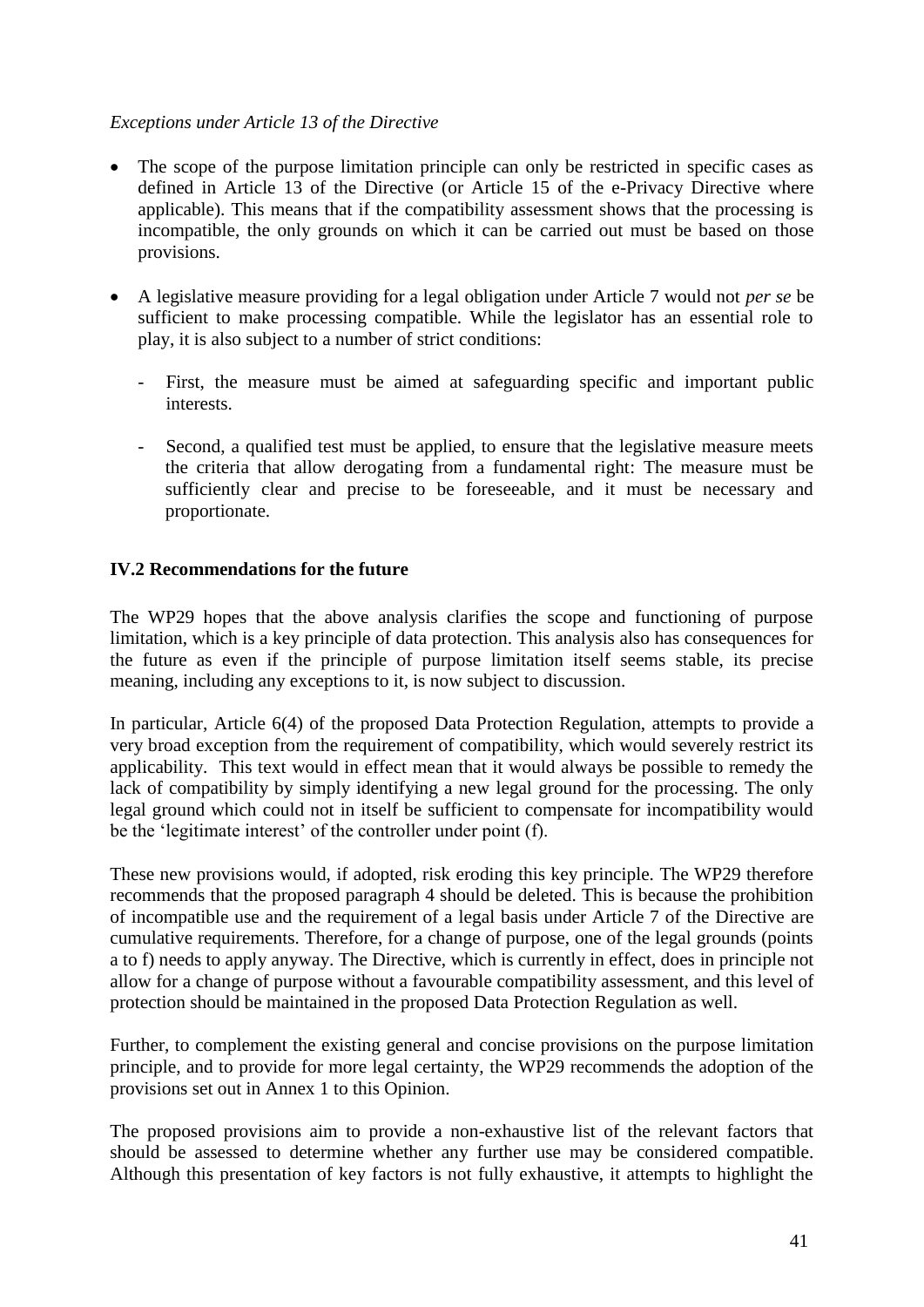*Exceptions under Article 13 of the Directive*

- The scope of the purpose limitation principle can only be restricted in specific cases as defined in Article 13 of the Directive (or Article 15 of the e-Privacy Directive where applicable). This means that if the compatibility assessment shows that the processing is incompatible, the only grounds on which it can be carried out must be based on those provisions.
- A legislative measure providing for a legal obligation under Article 7 would not *per se* be sufficient to make processing compatible. While the legislator has an essential role to play, it is also subject to a number of strict conditions:
  - First, the measure must be aimed at safeguarding specific and important public interests.
  - Second, a qualified test must be applied, to ensure that the legislative measure meets the criteria that allow derogating from a fundamental right: The measure must be sufficiently clear and precise to be foreseeable, and it must be necessary and proportionate.

### IV.2 Recommendations for the future

The WP29 hopes that the above analysis clarifies the scope and functioning of purpose limitation, which is a key principle of data protection. This analysis also has consequences for the future as even if the principle of purpose limitation itself seems stable, its precise meaning, including any exceptions to it, is now subject to discussion.

In particular, Article 6(4) of the proposed Data Protection Regulation, attempts to provide a very broad exception from the requirement of compatibility, which would severely restrict its applicability. This text would in effect mean that it would always be possible to remedy the lack of compatibility by simply identifying a new legal ground for the processing. The only legal ground which could not in itself be sufficient to compensate for incompatibility would be the 'legitimate interest' of the controller under point (f).

These new provisions would, if adopted, risk eroding this key principle. The WP29 therefore recommends that the proposed paragraph 4 should be deleted. This is because the prohibition of incompatible use and the requirement of a legal basis under Article 7 of the Directive are cumulative requirements. Therefore, for a change of purpose, one of the legal grounds (points a to f) needs to apply anyway. The Directive, which is currently in effect, does in principle not allow for a change of purpose without a favourable compatibility assessment, and this level of protection should be maintained in the proposed Data Protection Regulation as well.

Further, to complement the existing general and concise provisions on the purpose limitation principle, and to provide for more legal certainty, the WP29 recommends the adoption of the provisions set out in Annex 1 to this Opinion.

The proposed provisions aim to provide a non-exhaustive list of the relevant factors that should be assessed to determine whether any further use may be considered compatible. Although this presentation of key factors is not fully exhaustive, it attempts to highlight the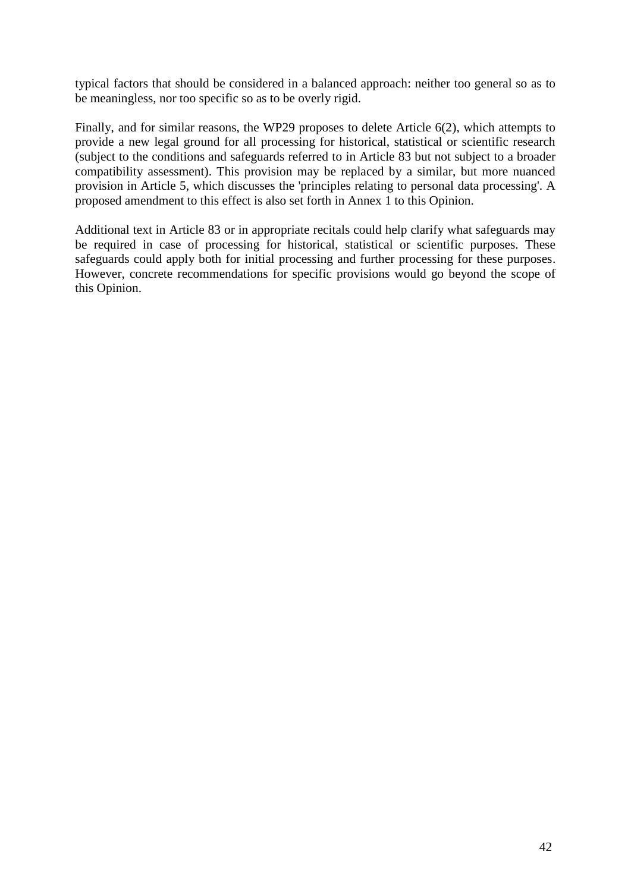typical factors that should be considered in a balanced approach: neither too general so as to be meaningless, nor too specific so as to be overly rigid.

Finally, and for similar reasons, the WP29 proposes to delete Article 6(2), which attempts to provide a new legal ground for all processing for historical, statistical or scientific research (subject to the conditions and safeguards referred to in Article 83 but not subject to a broader compatibility assessment). This provision may be replaced by a similar, but more nuanced provision in Article 5, which discusses the 'principles relating to personal data processing'. A proposed amendment to this effect is also set forth in Annex 1 to this Opinion.

Additional text in Article 83 or in appropriate recitals could help clarify what safeguards may be required in case of processing for historical, statistical or scientific purposes. These safeguards could apply both for initial processing and further processing for these purposes. However, concrete recommendations for specific provisions would go beyond the scope of this Opinion.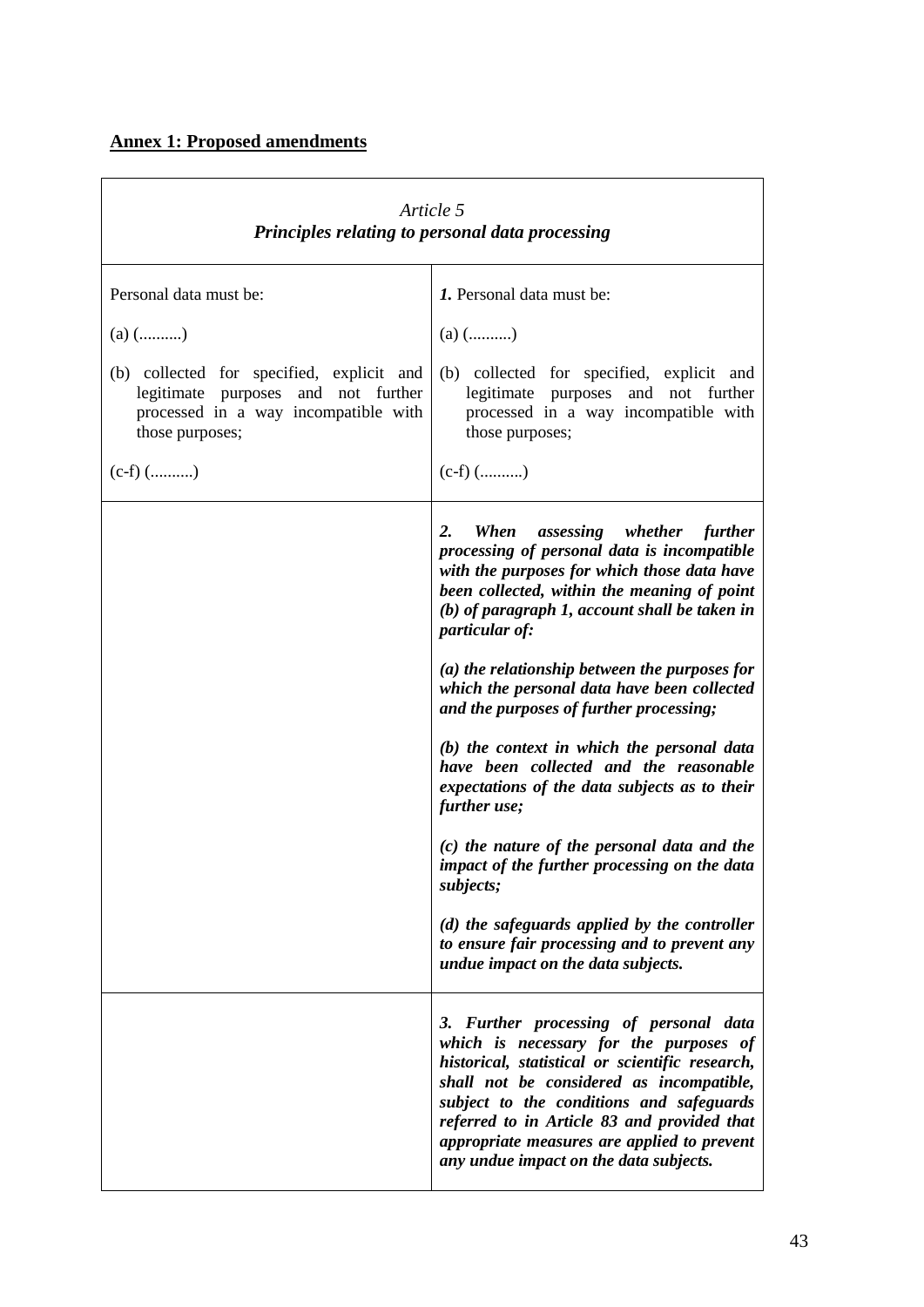**Annex 1: Proposed amendments**

| *Article 5* <br> ***Principles relating to personal data processing*** | |
|---|---|
| Personal data must be:<br><br>(a) (..........)<br><br>(b) collected for specified, explicit and legitimate purposes and not further processed in a way incompatible with those purposes;<br><br>(c-f) (..........) | ***1.*** Personal data must be:<br><br>(a) (..........)<br><br>(b) collected for specified, explicit and legitimate purposes and not further processed in a way incompatible with those purposes;<br><br>(c-f) (..........) |
| | ***2. When assessing whether further processing of personal data is incompatible with the purposes for which those data have been collected, within the meaning of point (b) of paragraph 1, account shall be taken in particular of:***<br><br>***(a) the relationship between the purposes for which the personal data have been collected and the purposes of further processing;***<br><br>***(b) the context in which the personal data have been collected and the reasonable expectations of the data subjects as to their further use;***<br><br>***(c) the nature of the personal data and the impact of the further processing on the data subjects;***<br><br>***(d) the safeguards applied by the controller to ensure fair processing and to prevent any undue impact on the data subjects.*** |
| | ***3. Further processing of personal data which is necessary for the purposes of historical, statistical or scientific research, shall not be considered as incompatible, subject to the conditions and safeguards referred to in Article 83 and provided that appropriate measures are applied to prevent any undue impact on the data subjects.*** |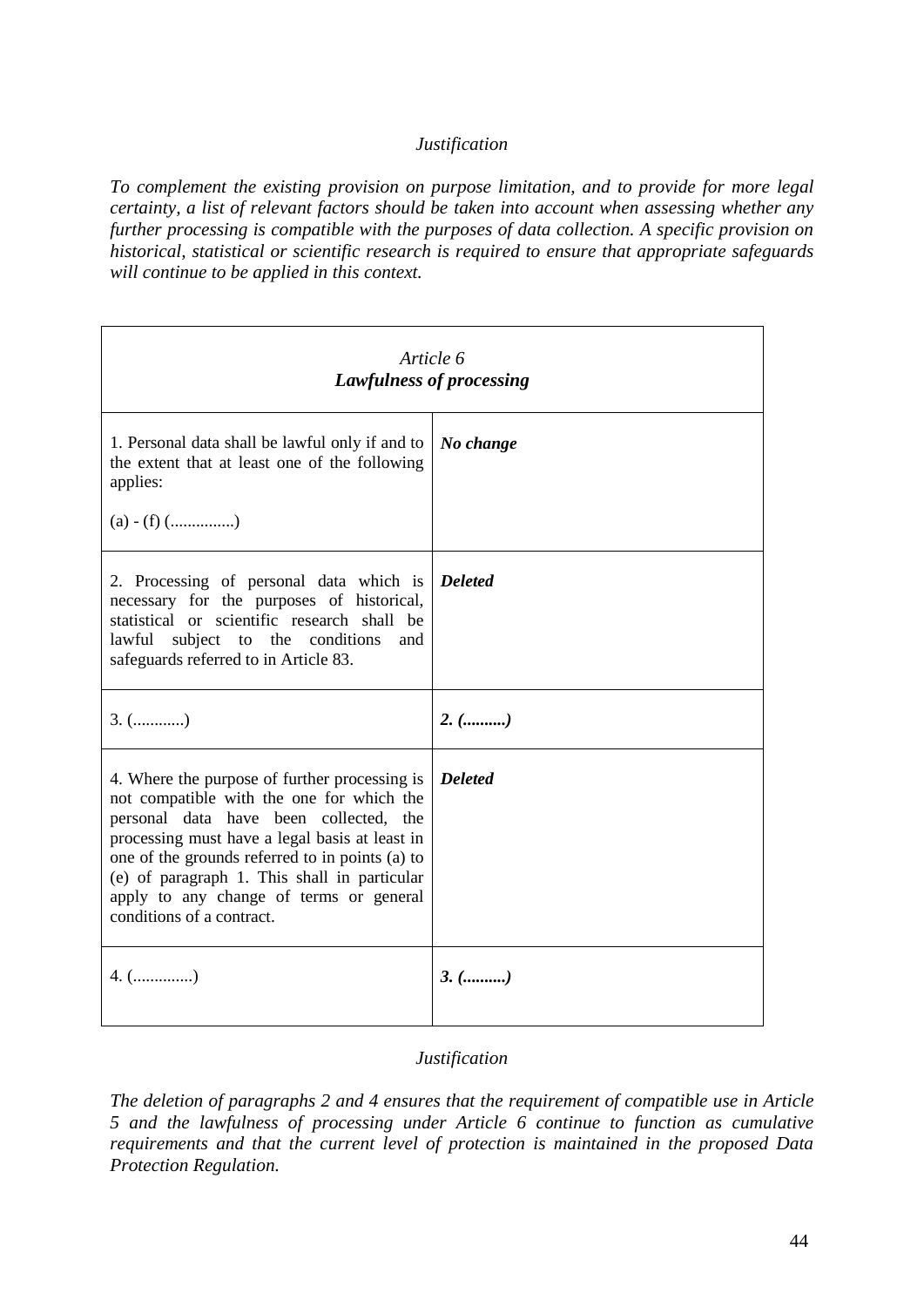*Justification*

*To complement the existing provision on purpose limitation, and to provide for more legal certainty, a list of relevant factors should be taken into account when assessing whether any further processing is compatible with the purposes of data collection. A specific provision on historical, statistical or scientific research is required to ensure that appropriate safeguards will continue to be applied in this context.*

| *Article 6*<br>***Lawfulness of processing*** | |
|---|---|
| 1. Personal data shall be lawful only if and to the extent that at least one of the following applies:<br><br>(a) - (f) (...............) | ***No change*** |
| 2. Processing of personal data which is necessary for the purposes of historical, statistical or scientific research shall be lawful subject to the conditions and safeguards referred to in Article 83. | ***Deleted*** |
| 3. (............) | ***2. (..........)*** |
| 4. Where the purpose of further processing is not compatible with the one for which the personal data have been collected, the processing must have a legal basis at least in one of the grounds referred to in points (a) to (e) of paragraph 1. This shall in particular apply to any change of terms or general conditions of a contract. | ***Deleted*** |
| 4. (.............) | ***3. (..........)*** |

*Justification*

*The deletion of paragraphs 2 and 4 ensures that the requirement of compatible use in Article 5 and the lawfulness of processing under Article 6 continue to function as cumulative requirements and that the current level of protection is maintained in the proposed Data Protection Regulation.*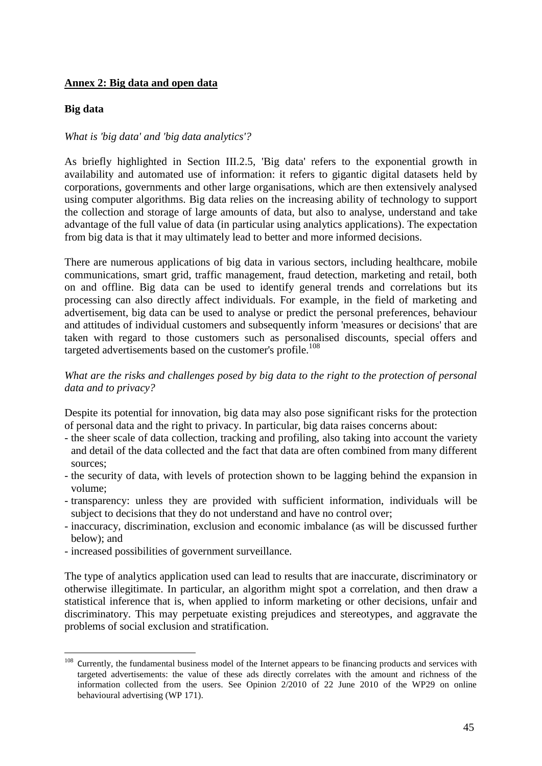## Annex 2: Big data and open data

### Big data

*What is 'big data' and 'big data analytics'?*

As briefly highlighted in Section III.2.5, 'Big data' refers to the exponential growth in availability and automated use of information: it refers to gigantic digital datasets held by corporations, governments and other large organisations, which are then extensively analysed using computer algorithms. Big data relies on the increasing ability of technology to support the collection and storage of large amounts of data, but also to analyse, understand and take advantage of the full value of data (in particular using analytics applications). The expectation from big data is that it may ultimately lead to better and more informed decisions.

There are numerous applications of big data in various sectors, including healthcare, mobile communications, smart grid, traffic management, fraud detection, marketing and retail, both on and offline. Big data can be used to identify general trends and correlations but its processing can also directly affect individuals. For example, in the field of marketing and advertisement, big data can be used to analyse or predict the personal preferences, behaviour and attitudes of individual customers and subsequently inform 'measures or decisions' that are taken with regard to those customers such as personalised discounts, special offers and targeted advertisements based on the customer's profile.[108]

*What are the risks and challenges posed by big data to the right to the protection of personal data and to privacy?*

Despite its potential for innovation, big data may also pose significant risks for the protection of personal data and the right to privacy. In particular, big data raises concerns about:

- the sheer scale of data collection, tracking and profiling, also taking into account the variety and detail of the data collected and the fact that data are often combined from many different sources;
- the security of data, with levels of protection shown to be lagging behind the expansion in volume;
- transparency: unless they are provided with sufficient information, individuals will be subject to decisions that they do not understand and have no control over;
- inaccuracy, discrimination, exclusion and economic imbalance (as will be discussed further below); and
- increased possibilities of government surveillance.

The type of analytics application used can lead to results that are inaccurate, discriminatory or otherwise illegitimate. In particular, an algorithm might spot a correlation, and then draw a statistical inference that is, when applied to inform marketing or other decisions, unfair and discriminatory. This may perpetuate existing prejudices and stereotypes, and aggravate the problems of social exclusion and stratification.

[108] Currently, the fundamental business model of the Internet appears to be financing products and services with targeted advertisements: the value of these ads directly correlates with the amount and richness of the information collected from the users. See Opinion 2/2010 of 22 June 2010 of the WP29 on online behavioural advertising (WP 171).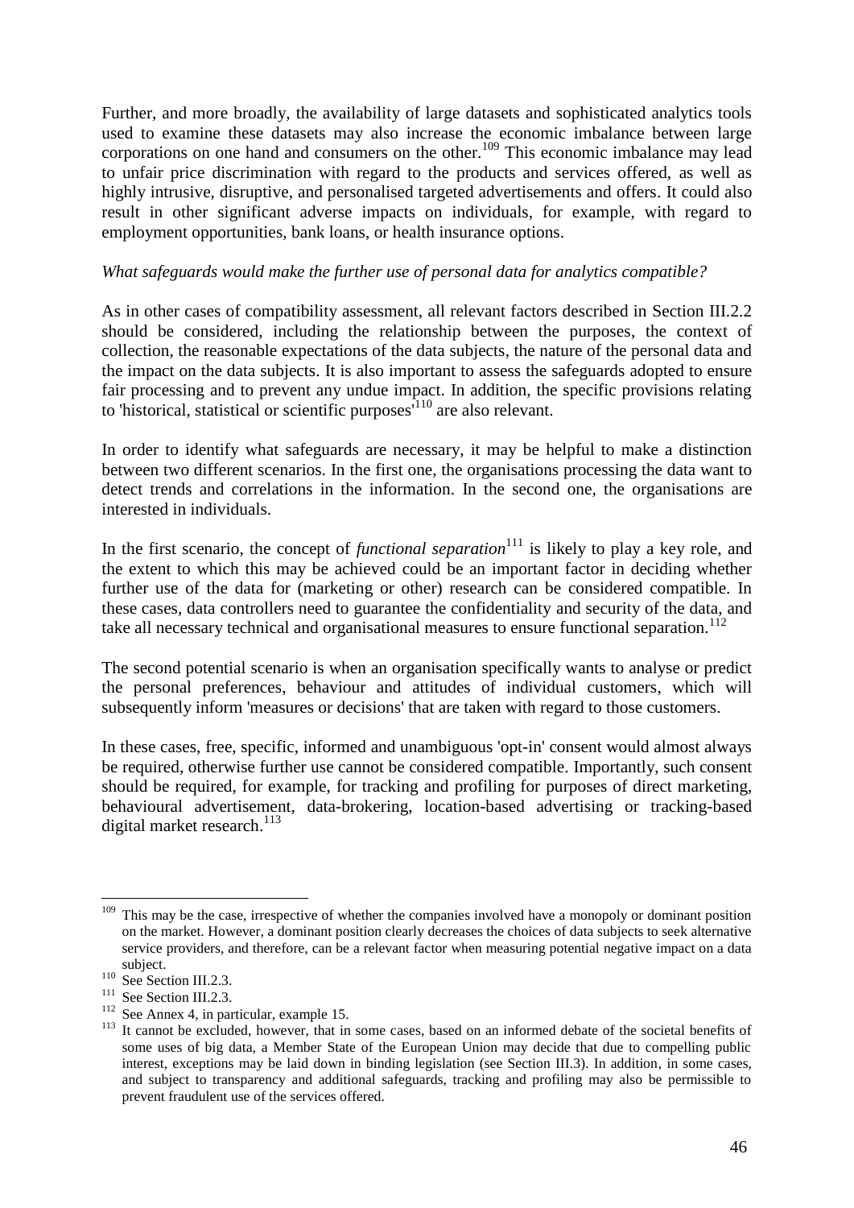Further, and more broadly, the availability of large datasets and sophisticated analytics tools used to examine these datasets may also increase the economic imbalance between large corporations on one hand and consumers on the other.[109] This economic imbalance may lead to unfair price discrimination with regard to the products and services offered, as well as highly intrusive, disruptive, and personalised targeted advertisements and offers. It could also result in other significant adverse impacts on individuals, for example, with regard to employment opportunities, bank loans, or health insurance options.

*What safeguards would make the further use of personal data for analytics compatible?*

As in other cases of compatibility assessment, all relevant factors described in Section III.2.2 should be considered, including the relationship between the purposes, the context of collection, the reasonable expectations of the data subjects, the nature of the personal data and the impact on the data subjects. It is also important to assess the safeguards adopted to ensure fair processing and to prevent any undue impact. In addition, the specific provisions relating to 'historical, statistical or scientific purposes'[110] are also relevant.

In order to identify what safeguards are necessary, it may be helpful to make a distinction between two different scenarios. In the first one, the organisations processing the data want to detect trends and correlations in the information. In the second one, the organisations are interested in individuals.

In the first scenario, the concept of *functional separation*[111] is likely to play a key role, and the extent to which this may be achieved could be an important factor in deciding whether further use of the data for (marketing or other) research can be considered compatible. In these cases, data controllers need to guarantee the confidentiality and security of the data, and take all necessary technical and organisational measures to ensure functional separation.[112]

The second potential scenario is when an organisation specifically wants to analyse or predict the personal preferences, behaviour and attitudes of individual customers, which will subsequently inform 'measures or decisions' that are taken with regard to those customers.

In these cases, free, specific, informed and unambiguous 'opt-in' consent would almost always be required, otherwise further use cannot be considered compatible. Importantly, such consent should be required, for example, for tracking and profiling for purposes of direct marketing, behavioural advertisement, data-brokering, location-based advertising or tracking-based digital market research.[113]

---

[109] This may be the case, irrespective of whether the companies involved have a monopoly or dominant position on the market. However, a dominant position clearly decreases the choices of data subjects to seek alternative service providers, and therefore, can be a relevant factor when measuring potential negative impact on a data subject.

[110] See Section III.2.3.

[111] See Section III.2.3.

[112] See Annex 4, in particular, example 15.

[113] It cannot be excluded, however, that in some cases, based on an informed debate of the societal benefits of some uses of big data, a Member State of the European Union may decide that due to compelling public interest, exceptions may be laid down in binding legislation (see Section III.3). In addition, in some cases, and subject to transparency and additional safeguards, tracking and profiling may also be permissible to prevent fraudulent use of the services offered.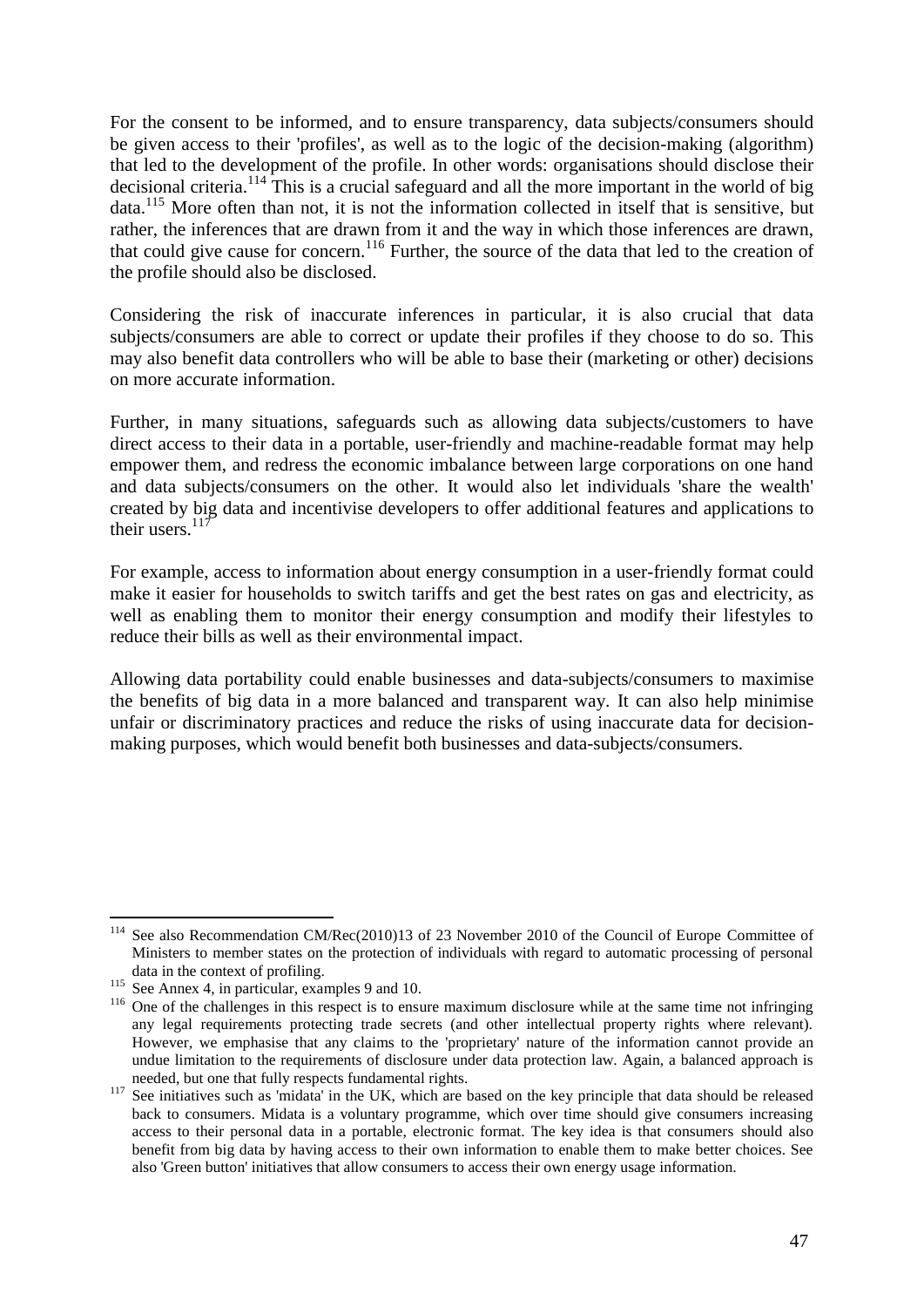For the consent to be informed, and to ensure transparency, data subjects/consumers should be given access to their 'profiles', as well as to the logic of the decision-making (algorithm) that led to the development of the profile. In other words: organisations should disclose their decisional criteria.[114] This is a crucial safeguard and all the more important in the world of big data.[115] More often than not, it is not the information collected in itself that is sensitive, but rather, the inferences that are drawn from it and the way in which those inferences are drawn, that could give cause for concern.[116] Further, the source of the data that led to the creation of the profile should also be disclosed.

Considering the risk of inaccurate inferences in particular, it is also crucial that data subjects/consumers are able to correct or update their profiles if they choose to do so. This may also benefit data controllers who will be able to base their (marketing or other) decisions on more accurate information.

Further, in many situations, safeguards such as allowing data subjects/customers to have direct access to their data in a portable, user-friendly and machine-readable format may help empower them, and redress the economic imbalance between large corporations on one hand and data subjects/consumers on the other. It would also let individuals 'share the wealth' created by big data and incentivise developers to offer additional features and applications to their users.[117]

For example, access to information about energy consumption in a user-friendly format could make it easier for households to switch tariffs and get the best rates on gas and electricity, as well as enabling them to monitor their energy consumption and modify their lifestyles to reduce their bills as well as their environmental impact.

Allowing data portability could enable businesses and data-subjects/consumers to maximise the benefits of big data in a more balanced and transparent way. It can also help minimise unfair or discriminatory practices and reduce the risks of using inaccurate data for decision-making purposes, which would benefit both businesses and data-subjects/consumers.

---

[114] See also Recommendation CM/Rec(2010)13 of 23 November 2010 of the Council of Europe Committee of Ministers to member states on the protection of individuals with regard to automatic processing of personal data in the context of profiling.

[115] See Annex 4, in particular, examples 9 and 10.

[116] One of the challenges in this respect is to ensure maximum disclosure while at the same time not infringing any legal requirements protecting trade secrets (and other intellectual property rights where relevant). However, we emphasise that any claims to the 'proprietary' nature of the information cannot provide an undue limitation to the requirements of disclosure under data protection law. Again, a balanced approach is needed, but one that fully respects fundamental rights.

[117] See initiatives such as 'midata' in the UK, which are based on the key principle that data should be released back to consumers. Midata is a voluntary programme, which over time should give consumers increasing access to their personal data in a portable, electronic format. The key idea is that consumers should also benefit from big data by having access to their own information to enable them to make better choices. See also 'Green button' initiatives that allow consumers to access their own energy usage information.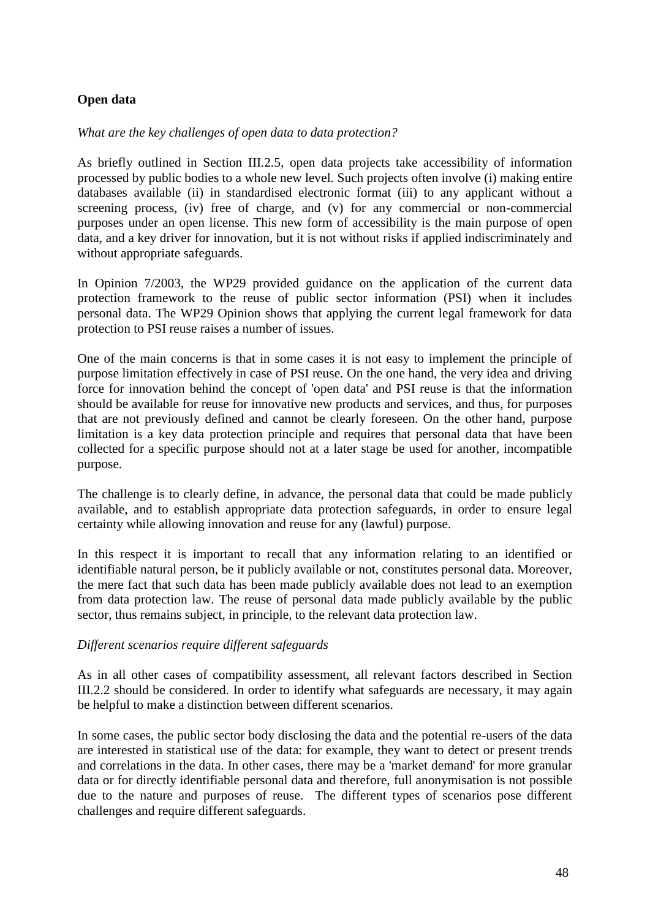**Open data**

*What are the key challenges of open data to data protection?*

As briefly outlined in Section III.2.5, open data projects take accessibility of information processed by public bodies to a whole new level. Such projects often involve (i) making entire databases available (ii) in standardised electronic format (iii) to any applicant without a screening process, (iv) free of charge, and (v) for any commercial or non-commercial purposes under an open license. This new form of accessibility is the main purpose of open data, and a key driver for innovation, but it is not without risks if applied indiscriminately and without appropriate safeguards.

In Opinion 7/2003, the WP29 provided guidance on the application of the current data protection framework to the reuse of public sector information (PSI) when it includes personal data. The WP29 Opinion shows that applying the current legal framework for data protection to PSI reuse raises a number of issues.

One of the main concerns is that in some cases it is not easy to implement the principle of purpose limitation effectively in case of PSI reuse. On the one hand, the very idea and driving force for innovation behind the concept of 'open data' and PSI reuse is that the information should be available for reuse for innovative new products and services, and thus, for purposes that are not previously defined and cannot be clearly foreseen. On the other hand, purpose limitation is a key data protection principle and requires that personal data that have been collected for a specific purpose should not at a later stage be used for another, incompatible purpose.

The challenge is to clearly define, in advance, the personal data that could be made publicly available, and to establish appropriate data protection safeguards, in order to ensure legal certainty while allowing innovation and reuse for any (lawful) purpose.

In this respect it is important to recall that any information relating to an identified or identifiable natural person, be it publicly available or not, constitutes personal data. Moreover, the mere fact that such data has been made publicly available does not lead to an exemption from data protection law. The reuse of personal data made publicly available by the public sector, thus remains subject, in principle, to the relevant data protection law.

*Different scenarios require different safeguards*

As in all other cases of compatibility assessment, all relevant factors described in Section III.2.2 should be considered. In order to identify what safeguards are necessary, it may again be helpful to make a distinction between different scenarios.

In some cases, the public sector body disclosing the data and the potential re-users of the data are interested in statistical use of the data: for example, they want to detect or present trends and correlations in the data. In other cases, there may be a 'market demand' for more granular data or for directly identifiable personal data and therefore, full anonymisation is not possible due to the nature and purposes of reuse. The different types of scenarios pose different challenges and require different safeguards.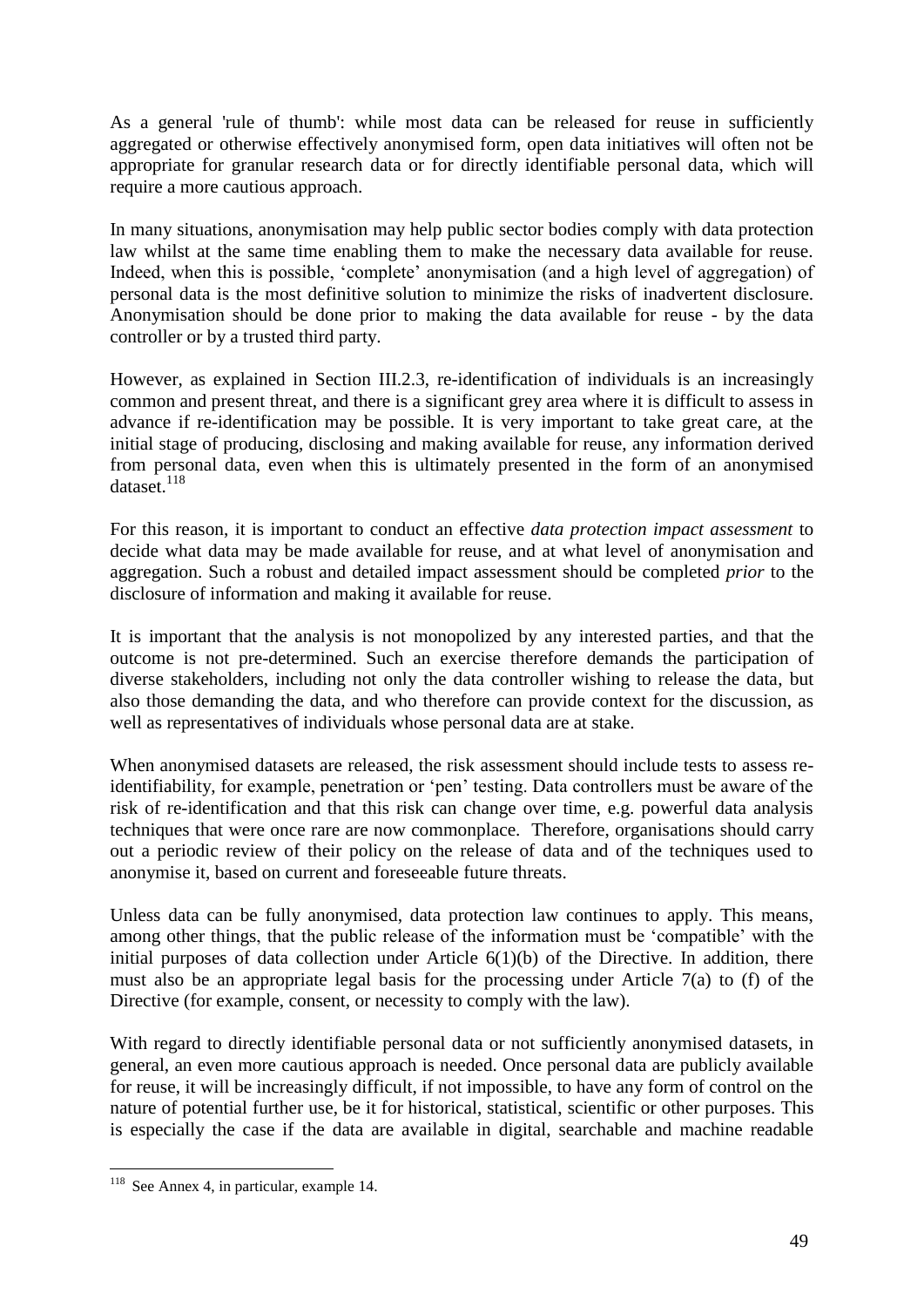As a general 'rule of thumb': while most data can be released for reuse in sufficiently aggregated or otherwise effectively anonymised form, open data initiatives will often not be appropriate for granular research data or for directly identifiable personal data, which will require a more cautious approach.

In many situations, anonymisation may help public sector bodies comply with data protection law whilst at the same time enabling them to make the necessary data available for reuse. Indeed, when this is possible, 'complete' anonymisation (and a high level of aggregation) of personal data is the most definitive solution to minimize the risks of inadvertent disclosure. Anonymisation should be done prior to making the data available for reuse - by the data controller or by a trusted third party.

However, as explained in Section III.2.3, re-identification of individuals is an increasingly common and present threat, and there is a significant grey area where it is difficult to assess in advance if re-identification may be possible. It is very important to take great care, at the initial stage of producing, disclosing and making available for reuse, any information derived from personal data, even when this is ultimately presented in the form of an anonymised dataset.[118]

For this reason, it is important to conduct an effective *data protection impact assessment* to decide what data may be made available for reuse, and at what level of anonymisation and aggregation. Such a robust and detailed impact assessment should be completed *prior* to the disclosure of information and making it available for reuse.

It is important that the analysis is not monopolized by any interested parties, and that the outcome is not pre-determined. Such an exercise therefore demands the participation of diverse stakeholders, including not only the data controller wishing to release the data, but also those demanding the data, and who therefore can provide context for the discussion, as well as representatives of individuals whose personal data are at stake.

When anonymised datasets are released, the risk assessment should include tests to assess re-identifiability, for example, penetration or 'pen' testing. Data controllers must be aware of the risk of re-identification and that this risk can change over time, e.g. powerful data analysis techniques that were once rare are now commonplace. Therefore, organisations should carry out a periodic review of their policy on the release of data and of the techniques used to anonymise it, based on current and foreseeable future threats.

Unless data can be fully anonymised, data protection law continues to apply. This means, among other things, that the public release of the information must be 'compatible' with the initial purposes of data collection under Article 6(1)(b) of the Directive. In addition, there must also be an appropriate legal basis for the processing under Article 7(a) to (f) of the Directive (for example, consent, or necessity to comply with the law).

With regard to directly identifiable personal data or not sufficiently anonymised datasets, in general, an even more cautious approach is needed. Once personal data are publicly available for reuse, it will be increasingly difficult, if not impossible, to have any form of control on the nature of potential further use, be it for historical, statistical, scientific or other purposes. This is especially the case if the data are available in digital, searchable and machine readable

---

[118] See Annex 4, in particular, example 14.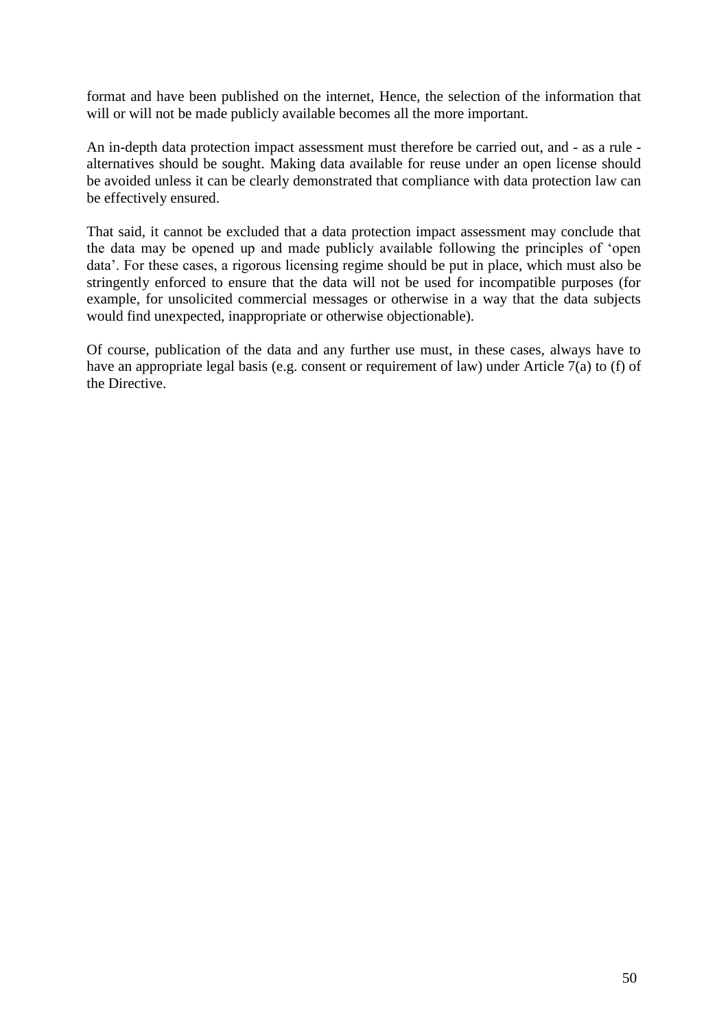format and have been published on the internet, Hence, the selection of the information that will or will not be made publicly available becomes all the more important.

An in-depth data protection impact assessment must therefore be carried out, and - as a rule - alternatives should be sought. Making data available for reuse under an open license should be avoided unless it can be clearly demonstrated that compliance with data protection law can be effectively ensured.

That said, it cannot be excluded that a data protection impact assessment may conclude that the data may be opened up and made publicly available following the principles of 'open data'. For these cases, a rigorous licensing regime should be put in place, which must also be stringently enforced to ensure that the data will not be used for incompatible purposes (for example, for unsolicited commercial messages or otherwise in a way that the data subjects would find unexpected, inappropriate or otherwise objectionable).

Of course, publication of the data and any further use must, in these cases, always have to have an appropriate legal basis (e.g. consent or requirement of law) under Article 7(a) to (f) of the Directive.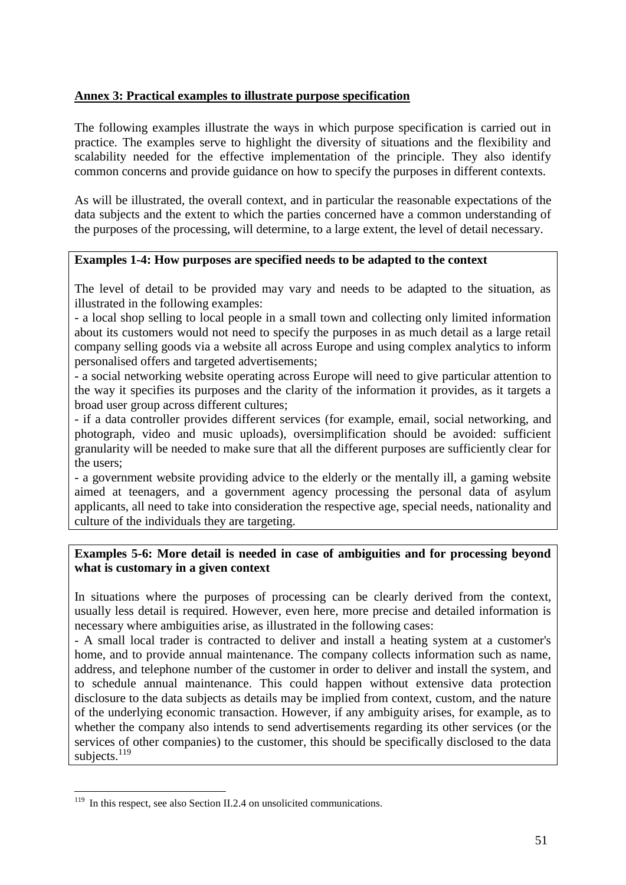## Annex 3: Practical examples to illustrate purpose specification

The following examples illustrate the ways in which purpose specification is carried out in practice. The examples serve to highlight the diversity of situations and the flexibility and scalability needed for the effective implementation of the principle. They also identify common concerns and provide guidance on how to specify the purposes in different contexts.

As will be illustrated, the overall context, and in particular the reasonable expectations of the data subjects and the extent to which the parties concerned have a common understanding of the purposes of the processing, will determine, to a large extent, the level of detail necessary.

**Examples 1-4: How purposes are specified needs to be adapted to the context**

The level of detail to be provided may vary and needs to be adapted to the situation, as illustrated in the following examples:

- a local shop selling to local people in a small town and collecting only limited information about its customers would not need to specify the purposes in as much detail as a large retail company selling goods via a website all across Europe and using complex analytics to inform personalised offers and targeted advertisements;
- a social networking website operating across Europe will need to give particular attention to the way it specifies its purposes and the clarity of the information it provides, as it targets a broad user group across different cultures;
- if a data controller provides different services (for example, email, social networking, and photograph, video and music uploads), oversimplification should be avoided: sufficient granularity will be needed to make sure that all the different purposes are sufficiently clear for the users;
- a government website providing advice to the elderly or the mentally ill, a gaming website aimed at teenagers, and a government agency processing the personal data of asylum applicants, all need to take into consideration the respective age, special needs, nationality and culture of the individuals they are targeting.

**Examples 5-6: More detail is needed in case of ambiguities and for processing beyond what is customary in a given context**

In situations where the purposes of processing can be clearly derived from the context, usually less detail is required. However, even here, more precise and detailed information is necessary where ambiguities arise, as illustrated in the following cases:

- A small local trader is contracted to deliver and install a heating system at a customer's home, and to provide annual maintenance. The company collects information such as name, address, and telephone number of the customer in order to deliver and install the system, and to schedule annual maintenance. This could happen without extensive data protection disclosure to the data subjects as details may be implied from context, custom, and the nature of the underlying economic transaction. However, if any ambiguity arises, for example, as to whether the company also intends to send advertisements regarding its other services (or the services of other companies) to the customer, this should be specifically disclosed to the data subjects.[119]

[119] In this respect, see also Section II.2.4 on unsolicited communications.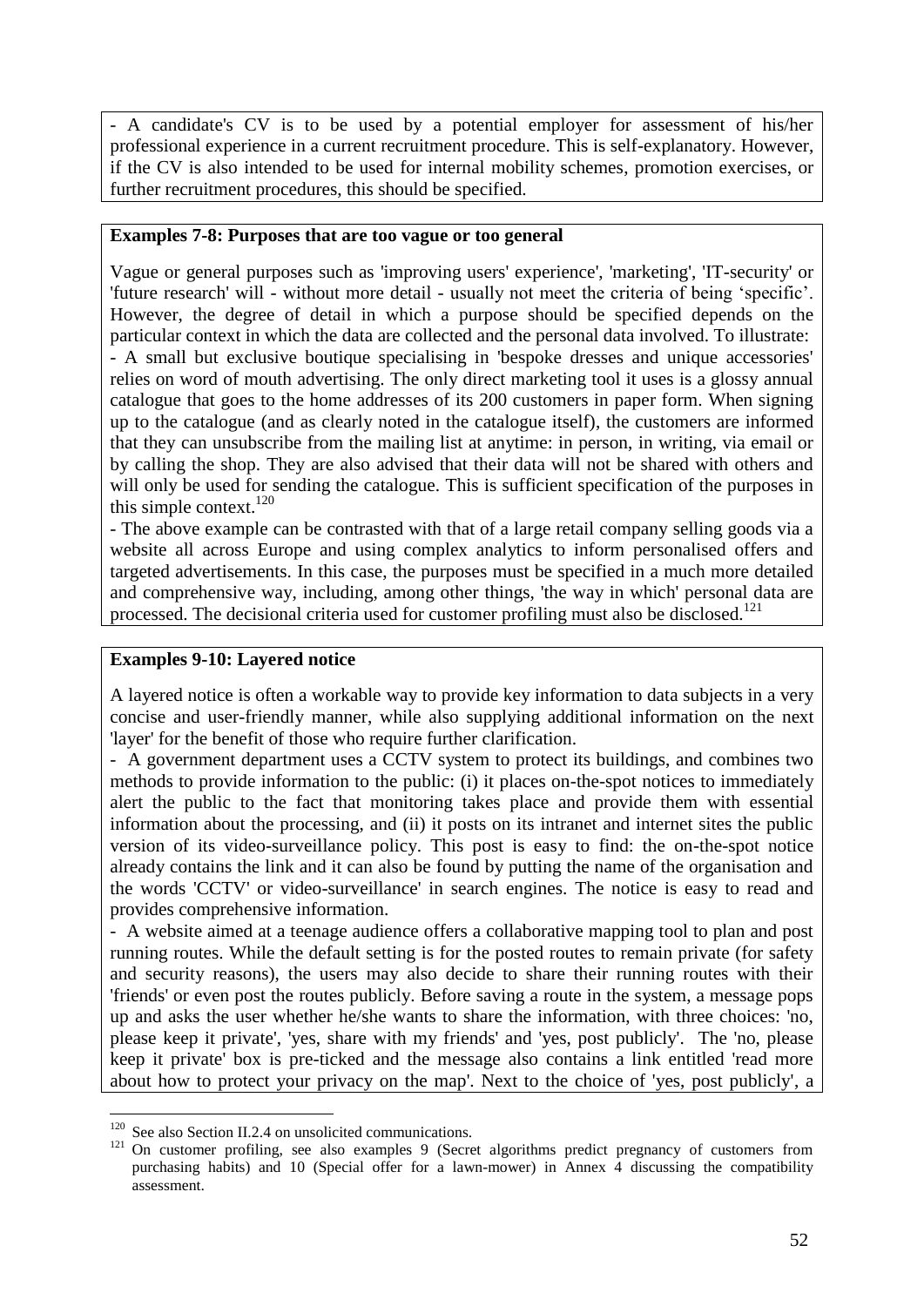- A candidate's CV is to be used by a potential employer for assessment of his/her professional experience in a current recruitment procedure. This is self-explanatory. However, if the CV is also intended to be used for internal mobility schemes, promotion exercises, or further recruitment procedures, this should be specified.

**Examples 7-8: Purposes that are too vague or too general**

Vague or general purposes such as 'improving users' experience', 'marketing', 'IT-security' or 'future research' will - without more detail - usually not meet the criteria of being 'specific'. However, the degree of detail in which a purpose should be specified depends on the particular context in which the data are collected and the personal data involved. To illustrate:

- A small but exclusive boutique specialising in 'bespoke dresses and unique accessories' relies on word of mouth advertising. The only direct marketing tool it uses is a glossy annual catalogue that goes to the home addresses of its 200 customers in paper form. When signing up to the catalogue (and as clearly noted in the catalogue itself), the customers are informed that they can unsubscribe from the mailing list at anytime: in person, in writing, via email or by calling the shop. They are also advised that their data will not be shared with others and will only be used for sending the catalogue. This is sufficient specification of the purposes in this simple context.[120]

- The above example can be contrasted with that of a large retail company selling goods via a website all across Europe and using complex analytics to inform personalised offers and targeted advertisements. In this case, the purposes must be specified in a much more detailed and comprehensive way, including, among other things, 'the way in which' personal data are processed. The decisional criteria used for customer profiling must also be disclosed.[121]

**Examples 9-10: Layered notice**

A layered notice is often a workable way to provide key information to data subjects in a very concise and user-friendly manner, while also supplying additional information on the next 'layer' for the benefit of those who require further clarification.

- A government department uses a CCTV system to protect its buildings, and combines two methods to provide information to the public: (i) it places on-the-spot notices to immediately alert the public to the fact that monitoring takes place and provide them with essential information about the processing, and (ii) it posts on its intranet and internet sites the public version of its video-surveillance policy. This post is easy to find: the on-the-spot notice already contains the link and it can also be found by putting the name of the organisation and the words 'CCTV' or video-surveillance' in search engines. The notice is easy to read and provides comprehensive information.

- A website aimed at a teenage audience offers a collaborative mapping tool to plan and post running routes. While the default setting is for the posted routes to remain private (for safety and security reasons), the users may also decide to share their running routes with their 'friends' or even post the routes publicly. Before saving a route in the system, a message pops up and asks the user whether he/she wants to share the information, with three choices: 'no, please keep it private', 'yes, share with my friends' and 'yes, post publicly'. The 'no, please keep it private' box is pre-ticked and the message also contains a link entitled 'read more about how to protect your privacy on the map'. Next to the choice of 'yes, post publicly', a

---

[120] See also Section II.2.4 on unsolicited communications.

[121] On customer profiling, see also examples 9 (Secret algorithms predict pregnancy of customers from purchasing habits) and 10 (Special offer for a lawn-mower) in Annex 4 discussing the compatibility assessment.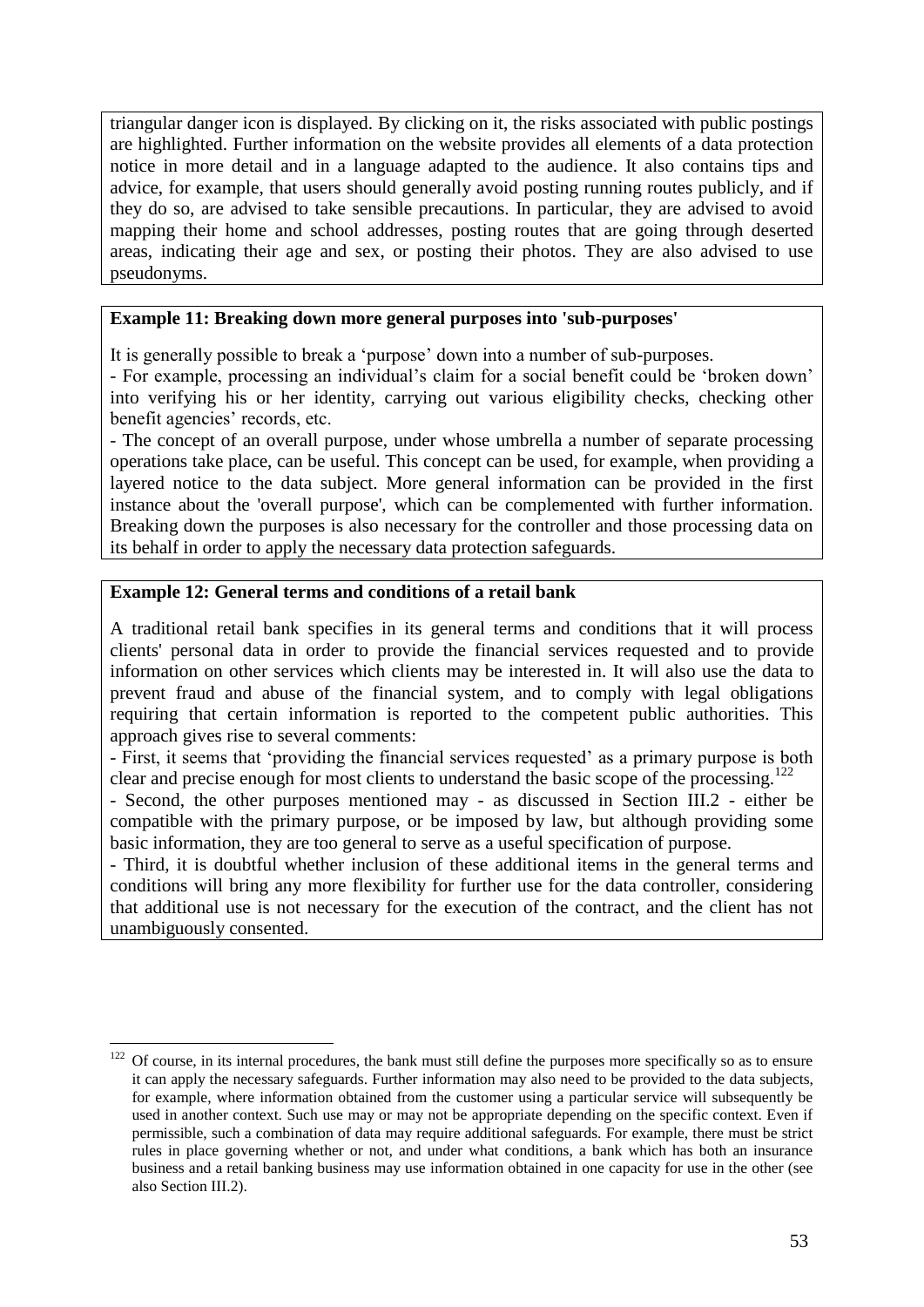triangular danger icon is displayed. By clicking on it, the risks associated with public postings are highlighted. Further information on the website provides all elements of a data protection notice in more detail and in a language adapted to the audience. It also contains tips and advice, for example, that users should generally avoid posting running routes publicly, and if they do so, are advised to take sensible precautions. In particular, they are advised to avoid mapping their home and school addresses, posting routes that are going through deserted areas, indicating their age and sex, or posting their photos. They are also advised to use pseudonyms.

**Example 11: Breaking down more general purposes into 'sub-purposes'**

It is generally possible to break a 'purpose' down into a number of sub-purposes.

- For example, processing an individual's claim for a social benefit could be 'broken down' into verifying his or her identity, carrying out various eligibility checks, checking other benefit agencies' records, etc.
- The concept of an overall purpose, under whose umbrella a number of separate processing operations take place, can be useful. This concept can be used, for example, when providing a layered notice to the data subject. More general information can be provided in the first instance about the 'overall purpose', which can be complemented with further information. Breaking down the purposes is also necessary for the controller and those processing data on its behalf in order to apply the necessary data protection safeguards.

**Example 12: General terms and conditions of a retail bank**

A traditional retail bank specifies in its general terms and conditions that it will process clients' personal data in order to provide the financial services requested and to provide information on other services which clients may be interested in. It will also use the data to prevent fraud and abuse of the financial system, and to comply with legal obligations requiring that certain information is reported to the competent public authorities. This approach gives rise to several comments:

- First, it seems that 'providing the financial services requested' as a primary purpose is both clear and precise enough for most clients to understand the basic scope of the processing.[122]
- Second, the other purposes mentioned may - as discussed in Section III.2 - either be compatible with the primary purpose, or be imposed by law, but although providing some basic information, they are too general to serve as a useful specification of purpose.
- Third, it is doubtful whether inclusion of these additional items in the general terms and conditions will bring any more flexibility for further use for the data controller, considering that additional use is not necessary for the execution of the contract, and the client has not unambiguously consented.

---

[122] Of course, in its internal procedures, the bank must still define the purposes more specifically so as to ensure it can apply the necessary safeguards. Further information may also need to be provided to the data subjects, for example, where information obtained from the customer using a particular service will subsequently be used in another context. Such use may or may not be appropriate depending on the specific context. Even if permissible, such a combination of data may require additional safeguards. For example, there must be strict rules in place governing whether or not, and under what conditions, a bank which has both an insurance business and a retail banking business may use information obtained in one capacity for use in the other (see also Section III.2).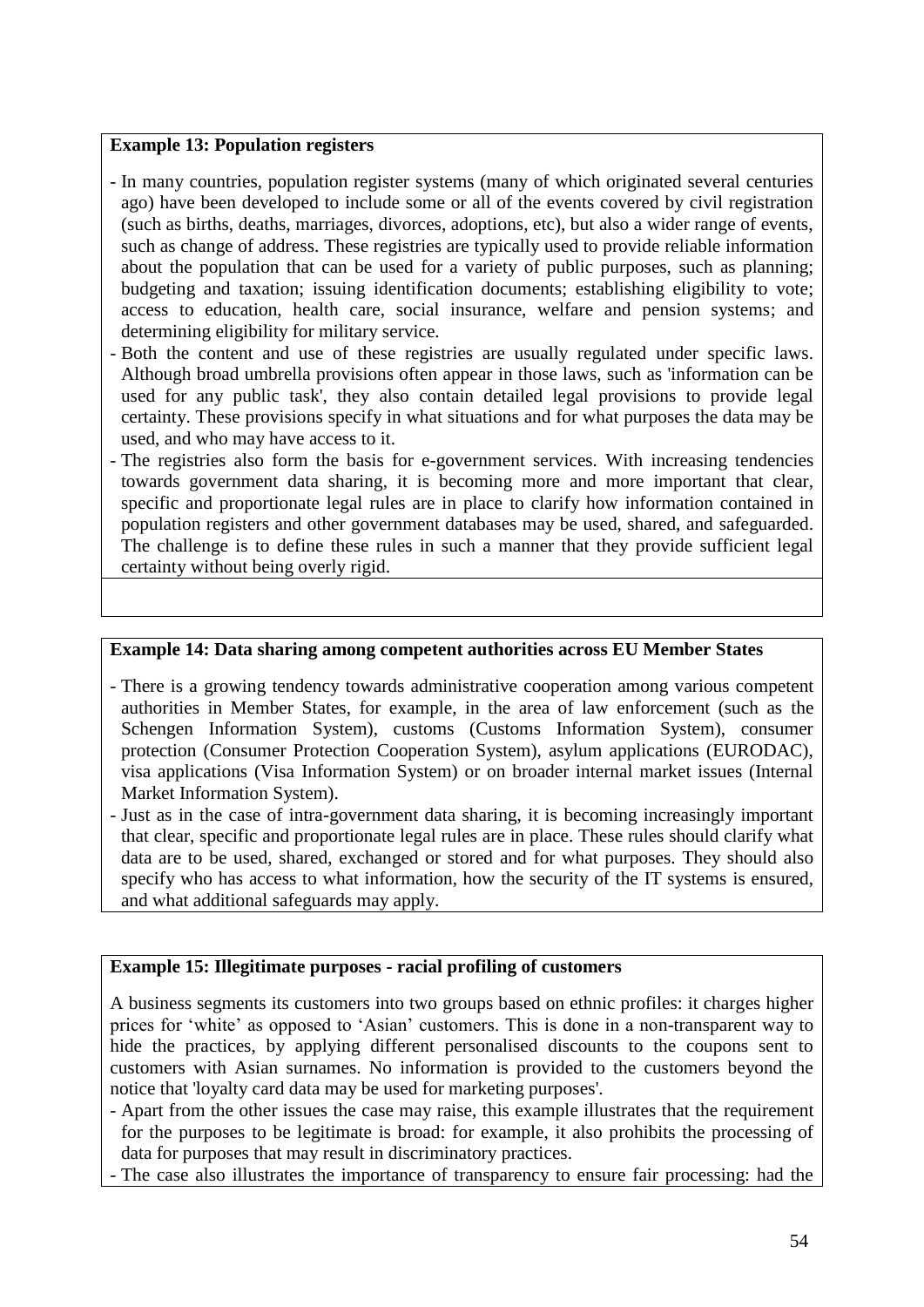**Example 13: Population registers**

- In many countries, population register systems (many of which originated several centuries ago) have been developed to include some or all of the events covered by civil registration (such as births, deaths, marriages, divorces, adoptions, etc), but also a wider range of events, such as change of address. These registries are typically used to provide reliable information about the population that can be used for a variety of public purposes, such as planning; budgeting and taxation; issuing identification documents; establishing eligibility to vote; access to education, health care, social insurance, welfare and pension systems; and determining eligibility for military service.
- Both the content and use of these registries are usually regulated under specific laws. Although broad umbrella provisions often appear in those laws, such as 'information can be used for any public task', they also contain detailed legal provisions to provide legal certainty. These provisions specify in what situations and for what purposes the data may be used, and who may have access to it.
- The registries also form the basis for e-government services. With increasing tendencies towards government data sharing, it is becoming more and more important that clear, specific and proportionate legal rules are in place to clarify how information contained in population registers and other government databases may be used, shared, and safeguarded. The challenge is to define these rules in such a manner that they provide sufficient legal certainty without being overly rigid.

**Example 14: Data sharing among competent authorities across EU Member States**

- There is a growing tendency towards administrative cooperation among various competent authorities in Member States, for example, in the area of law enforcement (such as the Schengen Information System), customs (Customs Information System), consumer protection (Consumer Protection Cooperation System), asylum applications (EURODAC), visa applications (Visa Information System) or on broader internal market issues (Internal Market Information System).
- Just as in the case of intra-government data sharing, it is becoming increasingly important that clear, specific and proportionate legal rules are in place. These rules should clarify what data are to be used, shared, exchanged or stored and for what purposes. They should also specify who has access to what information, how the security of the IT systems is ensured, and what additional safeguards may apply.

**Example 15: Illegitimate purposes - racial profiling of customers**

A business segments its customers into two groups based on ethnic profiles: it charges higher prices for 'white' as opposed to 'Asian' customers. This is done in a non-transparent way to hide the practices, by applying different personalised discounts to the coupons sent to customers with Asian surnames. No information is provided to the customers beyond the notice that 'loyalty card data may be used for marketing purposes'.

- Apart from the other issues the case may raise, this example illustrates that the requirement for the purposes to be legitimate is broad: for example, it also prohibits the processing of data for purposes that may result in discriminatory practices.
- The case also illustrates the importance of transparency to ensure fair processing: had the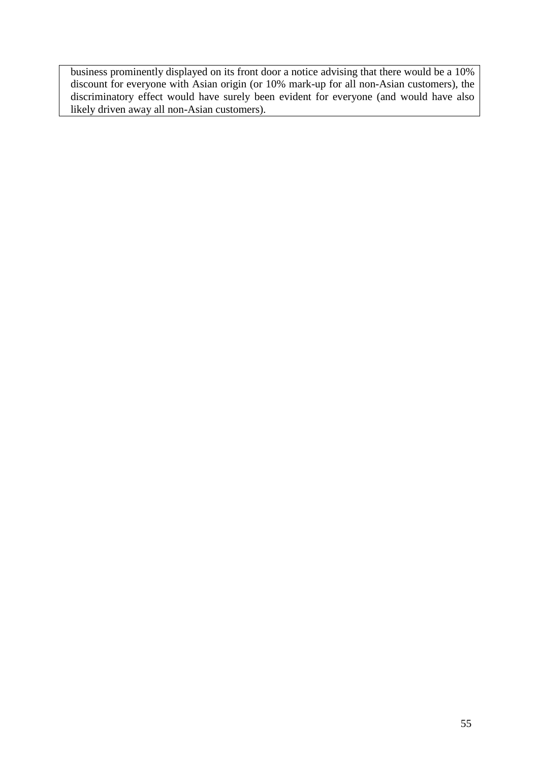business prominently displayed on its front door a notice advising that there would be a 10% discount for everyone with Asian origin (or 10% mark-up for all non-Asian customers), the discriminatory effect would have surely been evident for everyone (and would have also likely driven away all non-Asian customers).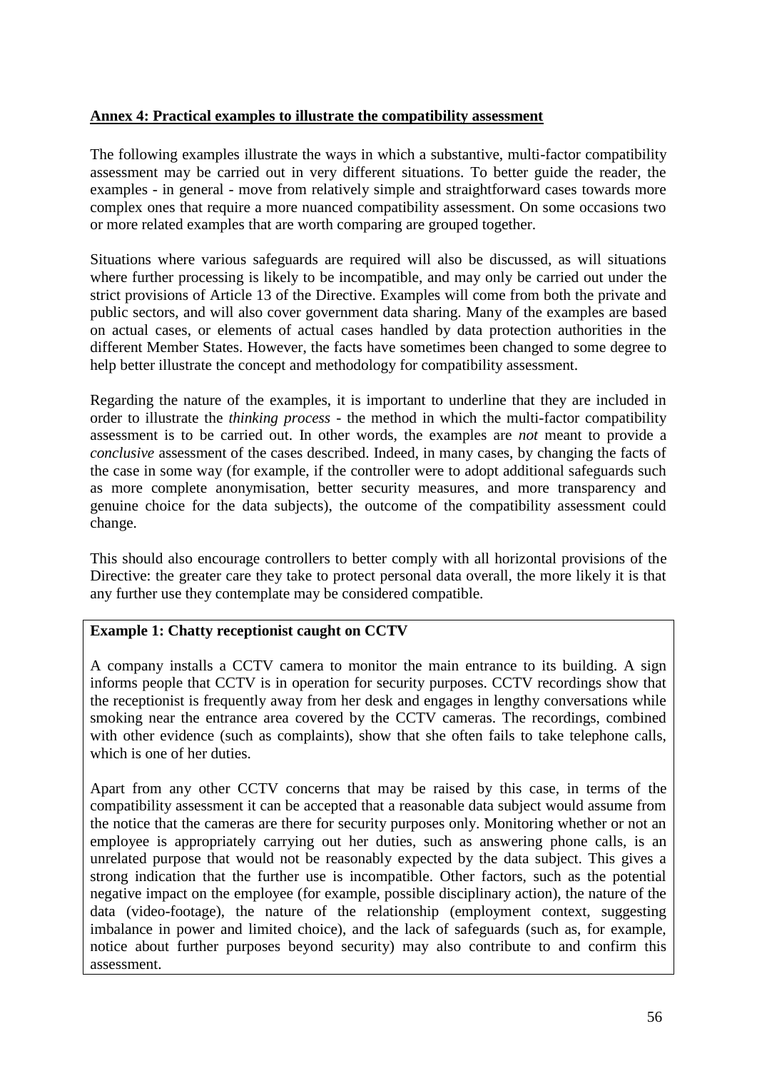## Annex 4: Practical examples to illustrate the compatibility assessment

The following examples illustrate the ways in which a substantive, multi-factor compatibility assessment may be carried out in very different situations. To better guide the reader, the examples - in general - move from relatively simple and straightforward cases towards more complex ones that require a more nuanced compatibility assessment. On some occasions two or more related examples that are worth comparing are grouped together.

Situations where various safeguards are required will also be discussed, as will situations where further processing is likely to be incompatible, and may only be carried out under the strict provisions of Article 13 of the Directive. Examples will come from both the private and public sectors, and will also cover government data sharing. Many of the examples are based on actual cases, or elements of actual cases handled by data protection authorities in the different Member States. However, the facts have sometimes been changed to some degree to help better illustrate the concept and methodology for compatibility assessment.

Regarding the nature of the examples, it is important to underline that they are included in order to illustrate the *thinking process* - the method in which the multi-factor compatibility assessment is to be carried out. In other words, the examples are *not* meant to provide a *conclusive* assessment of the cases described. Indeed, in many cases, by changing the facts of the case in some way (for example, if the controller were to adopt additional safeguards such as more complete anonymisation, better security measures, and more transparency and genuine choice for the data subjects), the outcome of the compatibility assessment could change.

This should also encourage controllers to better comply with all horizontal provisions of the Directive: the greater care they take to protect personal data overall, the more likely it is that any further use they contemplate may be considered compatible.

**Example 1: Chatty receptionist caught on CCTV**

A company installs a CCTV camera to monitor the main entrance to its building. A sign informs people that CCTV is in operation for security purposes. CCTV recordings show that the receptionist is frequently away from her desk and engages in lengthy conversations while smoking near the entrance area covered by the CCTV cameras. The recordings, combined with other evidence (such as complaints), show that she often fails to take telephone calls, which is one of her duties.

Apart from any other CCTV concerns that may be raised by this case, in terms of the compatibility assessment it can be accepted that a reasonable data subject would assume from the notice that the cameras are there for security purposes only. Monitoring whether or not an employee is appropriately carrying out her duties, such as answering phone calls, is an unrelated purpose that would not be reasonably expected by the data subject. This gives a strong indication that the further use is incompatible. Other factors, such as the potential negative impact on the employee (for example, possible disciplinary action), the nature of the data (video-footage), the nature of the relationship (employment context, suggesting imbalance in power and limited choice), and the lack of safeguards (such as, for example, notice about further purposes beyond security) may also contribute to and confirm this assessment.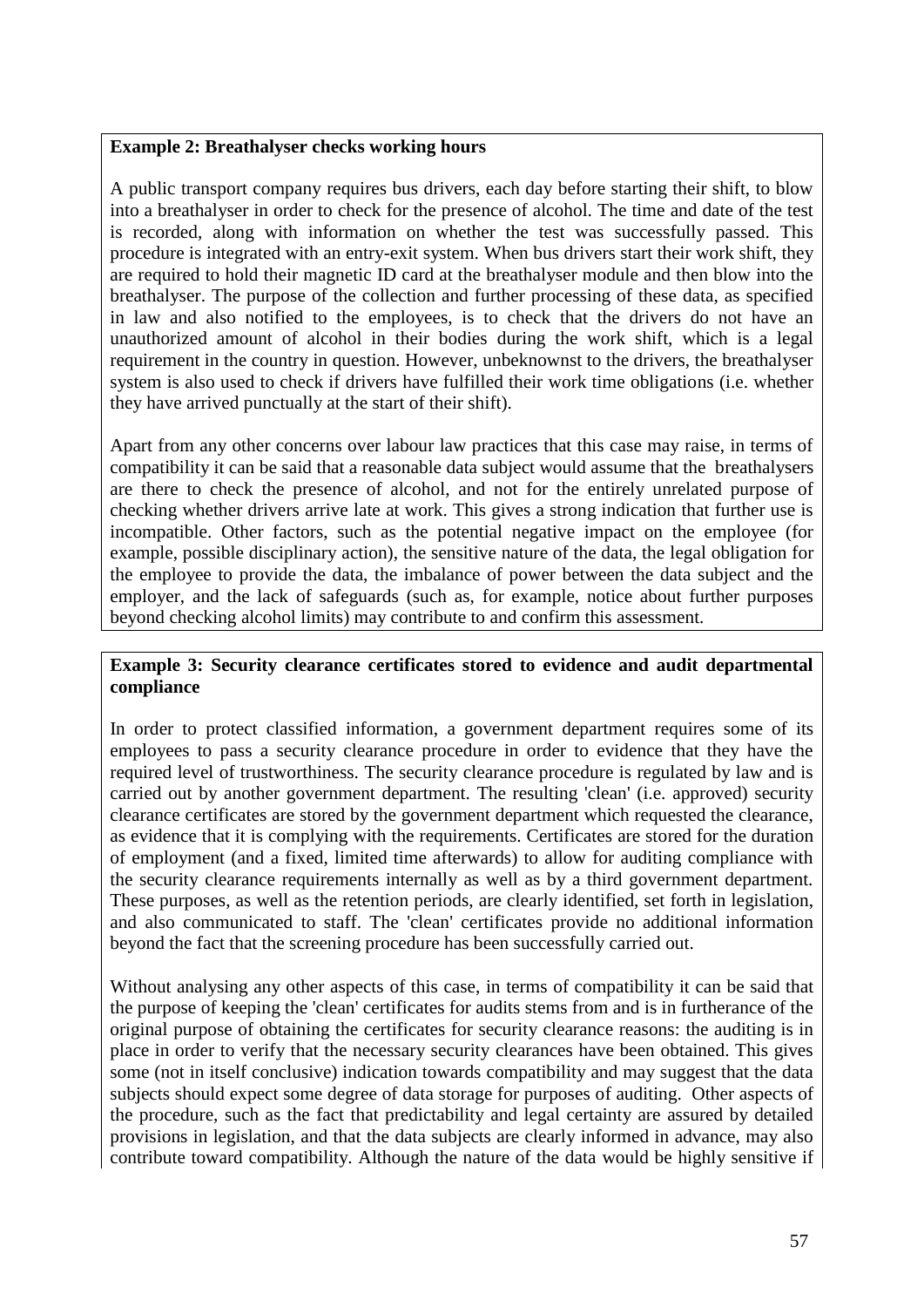**Example 2: Breathalyser checks working hours**

A public transport company requires bus drivers, each day before starting their shift, to blow into a breathalyser in order to check for the presence of alcohol. The time and date of the test is recorded, along with information on whether the test was successfully passed. This procedure is integrated with an entry-exit system. When bus drivers start their work shift, they are required to hold their magnetic ID card at the breathalyser module and then blow into the breathalyser. The purpose of the collection and further processing of these data, as specified in law and also notified to the employees, is to check that the drivers do not have an unauthorized amount of alcohol in their bodies during the work shift, which is a legal requirement in the country in question. However, unbeknownst to the drivers, the breathalyser system is also used to check if drivers have fulfilled their work time obligations (i.e. whether they have arrived punctually at the start of their shift).

Apart from any other concerns over labour law practices that this case may raise, in terms of compatibility it can be said that a reasonable data subject would assume that the breathalysers are there to check the presence of alcohol, and not for the entirely unrelated purpose of checking whether drivers arrive late at work. This gives a strong indication that further use is incompatible. Other factors, such as the potential negative impact on the employee (for example, possible disciplinary action), the sensitive nature of the data, the legal obligation for the employee to provide the data, the imbalance of power between the data subject and the employer, and the lack of safeguards (such as, for example, notice about further purposes beyond checking alcohol limits) may contribute to and confirm this assessment.

**Example 3: Security clearance certificates stored to evidence and audit departmental compliance**

In order to protect classified information, a government department requires some of its employees to pass a security clearance procedure in order to evidence that they have the required level of trustworthiness. The security clearance procedure is regulated by law and is carried out by another government department. The resulting 'clean' (i.e. approved) security clearance certificates are stored by the government department which requested the clearance, as evidence that it is complying with the requirements. Certificates are stored for the duration of employment (and a fixed, limited time afterwards) to allow for auditing compliance with the security clearance requirements internally as well as by a third government department. These purposes, as well as the retention periods, are clearly identified, set forth in legislation, and also communicated to staff. The 'clean' certificates provide no additional information beyond the fact that the screening procedure has been successfully carried out.

Without analysing any other aspects of this case, in terms of compatibility it can be said that the purpose of keeping the 'clean' certificates for audits stems from and is in furtherance of the original purpose of obtaining the certificates for security clearance reasons: the auditing is in place in order to verify that the necessary security clearances have been obtained. This gives some (not in itself conclusive) indication towards compatibility and may suggest that the data subjects should expect some degree of data storage for purposes of auditing. Other aspects of the procedure, such as the fact that predictability and legal certainty are assured by detailed provisions in legislation, and that the data subjects are clearly informed in advance, may also contribute toward compatibility. Although the nature of the data would be highly sensitive if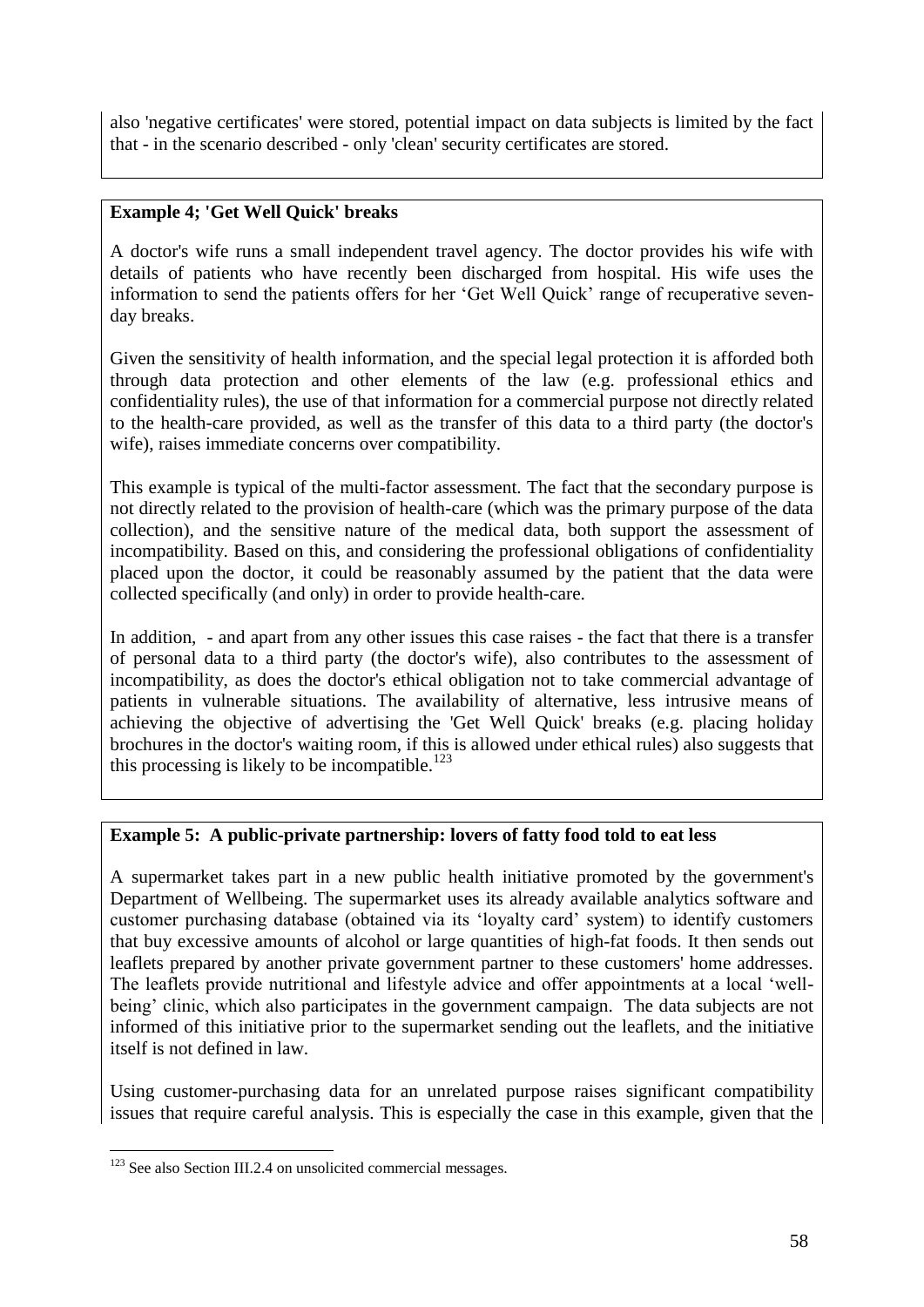also 'negative certificates' were stored, potential impact on data subjects is limited by the fact that - in the scenario described - only 'clean' security certificates are stored.

**Example 4; 'Get Well Quick' breaks**

A doctor's wife runs a small independent travel agency. The doctor provides his wife with details of patients who have recently been discharged from hospital. His wife uses the information to send the patients offers for her 'Get Well Quick' range of recuperative seven-day breaks.

Given the sensitivity of health information, and the special legal protection it is afforded both through data protection and other elements of the law (e.g. professional ethics and confidentiality rules), the use of that information for a commercial purpose not directly related to the health-care provided, as well as the transfer of this data to a third party (the doctor's wife), raises immediate concerns over compatibility.

This example is typical of the multi-factor assessment. The fact that the secondary purpose is not directly related to the provision of health-care (which was the primary purpose of the data collection), and the sensitive nature of the medical data, both support the assessment of incompatibility. Based on this, and considering the professional obligations of confidentiality placed upon the doctor, it could be reasonably assumed by the patient that the data were collected specifically (and only) in order to provide health-care.

In addition, - and apart from any other issues this case raises - the fact that there is a transfer of personal data to a third party (the doctor's wife), also contributes to the assessment of incompatibility, as does the doctor's ethical obligation not to take commercial advantage of patients in vulnerable situations. The availability of alternative, less intrusive means of achieving the objective of advertising the 'Get Well Quick' breaks (e.g. placing holiday brochures in the doctor's waiting room, if this is allowed under ethical rules) also suggests that this processing is likely to be incompatible.[123]

**Example 5: A public-private partnership: lovers of fatty food told to eat less**

A supermarket takes part in a new public health initiative promoted by the government's Department of Wellbeing. The supermarket uses its already available analytics software and customer purchasing database (obtained via its 'loyalty card' system) to identify customers that buy excessive amounts of alcohol or large quantities of high-fat foods. It then sends out leaflets prepared by another private government partner to these customers' home addresses. The leaflets provide nutritional and lifestyle advice and offer appointments at a local 'well-being' clinic, which also participates in the government campaign. The data subjects are not informed of this initiative prior to the supermarket sending out the leaflets, and the initiative itself is not defined in law.

Using customer-purchasing data for an unrelated purpose raises significant compatibility issues that require careful analysis. This is especially the case in this example, given that the

[123] See also Section III.2.4 on unsolicited commercial messages.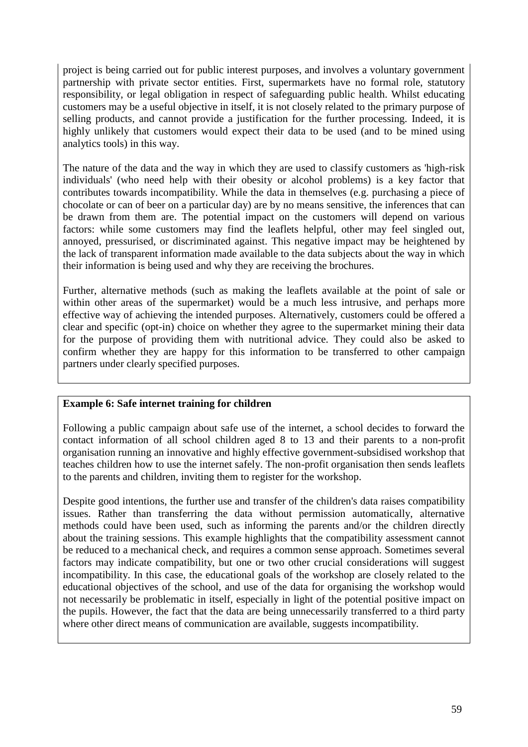project is being carried out for public interest purposes, and involves a voluntary government partnership with private sector entities. First, supermarkets have no formal role, statutory responsibility, or legal obligation in respect of safeguarding public health. Whilst educating customers may be a useful objective in itself, it is not closely related to the primary purpose of selling products, and cannot provide a justification for the further processing. Indeed, it is highly unlikely that customers would expect their data to be used (and to be mined using analytics tools) in this way.

The nature of the data and the way in which they are used to classify customers as 'high-risk individuals' (who need help with their obesity or alcohol problems) is a key factor that contributes towards incompatibility. While the data in themselves (e.g. purchasing a piece of chocolate or can of beer on a particular day) are by no means sensitive, the inferences that can be drawn from them are. The potential impact on the customers will depend on various factors: while some customers may find the leaflets helpful, other may feel singled out, annoyed, pressurised, or discriminated against. This negative impact may be heightened by the lack of transparent information made available to the data subjects about the way in which their information is being used and why they are receiving the brochures.

Further, alternative methods (such as making the leaflets available at the point of sale or within other areas of the supermarket) would be a much less intrusive, and perhaps more effective way of achieving the intended purposes. Alternatively, customers could be offered a clear and specific (opt-in) choice on whether they agree to the supermarket mining their data for the purpose of providing them with nutritional advice. They could also be asked to confirm whether they are happy for this information to be transferred to other campaign partners under clearly specified purposes.

**Example 6: Safe internet training for children**

Following a public campaign about safe use of the internet, a school decides to forward the contact information of all school children aged 8 to 13 and their parents to a non-profit organisation running an innovative and highly effective government-subsidised workshop that teaches children how to use the internet safely. The non-profit organisation then sends leaflets to the parents and children, inviting them to register for the workshop.

Despite good intentions, the further use and transfer of the children's data raises compatibility issues. Rather than transferring the data without permission automatically, alternative methods could have been used, such as informing the parents and/or the children directly about the training sessions. This example highlights that the compatibility assessment cannot be reduced to a mechanical check, and requires a common sense approach. Sometimes several factors may indicate compatibility, but one or two other crucial considerations will suggest incompatibility. In this case, the educational goals of the workshop are closely related to the educational objectives of the school, and use of the data for organising the workshop would not necessarily be problematic in itself, especially in light of the potential positive impact on the pupils. However, the fact that the data are being unnecessarily transferred to a third party where other direct means of communication are available, suggests incompatibility.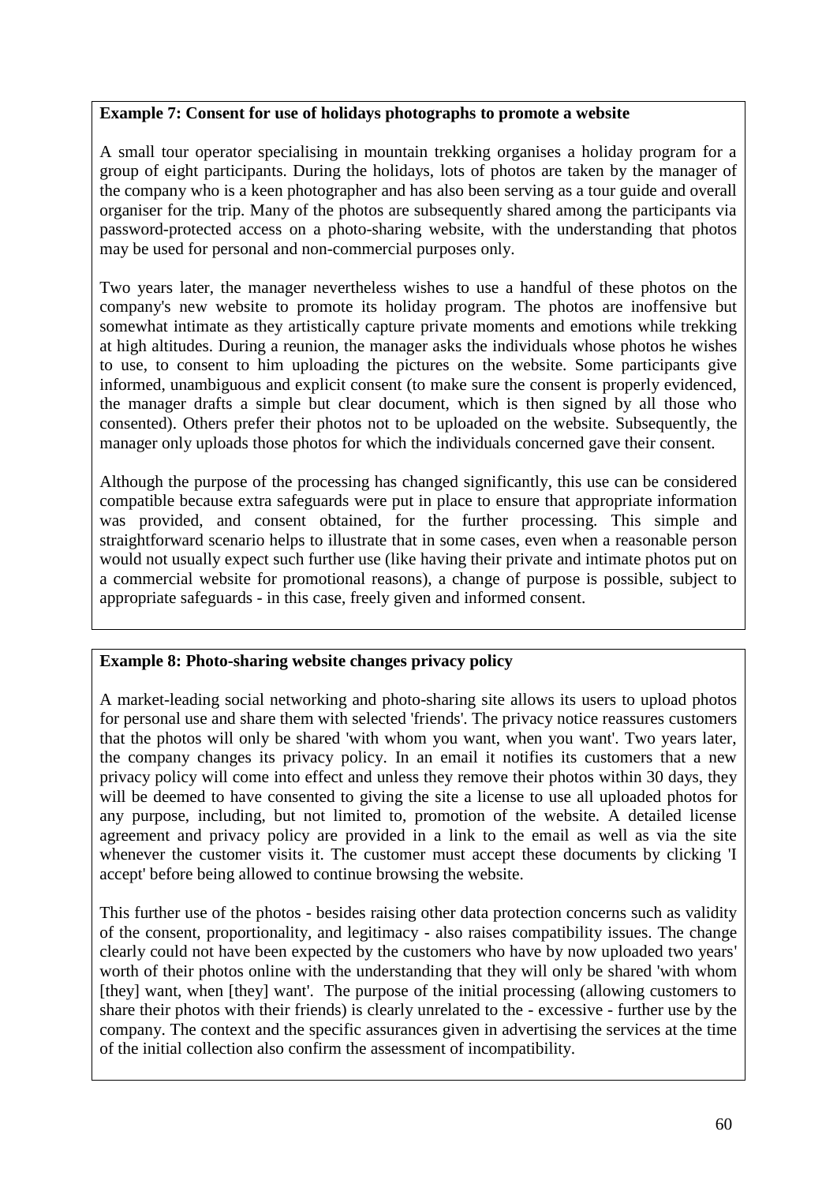**Example 7: Consent for use of holidays photographs to promote a website**

A small tour operator specialising in mountain trekking organises a holiday program for a group of eight participants. During the holidays, lots of photos are taken by the manager of the company who is a keen photographer and has also been serving as a tour guide and overall organiser for the trip. Many of the photos are subsequently shared among the participants via password-protected access on a photo-sharing website, with the understanding that photos may be used for personal and non-commercial purposes only.

Two years later, the manager nevertheless wishes to use a handful of these photos on the company's new website to promote its holiday program. The photos are inoffensive but somewhat intimate as they artistically capture private moments and emotions while trekking at high altitudes. During a reunion, the manager asks the individuals whose photos he wishes to use, to consent to him uploading the pictures on the website. Some participants give informed, unambiguous and explicit consent (to make sure the consent is properly evidenced, the manager drafts a simple but clear document, which is then signed by all those who consented). Others prefer their photos not to be uploaded on the website. Subsequently, the manager only uploads those photos for which the individuals concerned gave their consent.

Although the purpose of the processing has changed significantly, this use can be considered compatible because extra safeguards were put in place to ensure that appropriate information was provided, and consent obtained, for the further processing. This simple and straightforward scenario helps to illustrate that in some cases, even when a reasonable person would not usually expect such further use (like having their private and intimate photos put on a commercial website for promotional reasons), a change of purpose is possible, subject to appropriate safeguards - in this case, freely given and informed consent.

**Example 8: Photo-sharing website changes privacy policy**

A market-leading social networking and photo-sharing site allows its users to upload photos for personal use and share them with selected 'friends'. The privacy notice reassures customers that the photos will only be shared 'with whom you want, when you want'. Two years later, the company changes its privacy policy. In an email it notifies its customers that a new privacy policy will come into effect and unless they remove their photos within 30 days, they will be deemed to have consented to giving the site a license to use all uploaded photos for any purpose, including, but not limited to, promotion of the website. A detailed license agreement and privacy policy are provided in a link to the email as well as via the site whenever the customer visits it. The customer must accept these documents by clicking 'I accept' before being allowed to continue browsing the website.

This further use of the photos - besides raising other data protection concerns such as validity of the consent, proportionality, and legitimacy - also raises compatibility issues. The change clearly could not have been expected by the customers who have by now uploaded two years' worth of their photos online with the understanding that they will only be shared 'with whom [they] want, when [they] want'. The purpose of the initial processing (allowing customers to share their photos with their friends) is clearly unrelated to the - excessive - further use by the company. The context and the specific assurances given in advertising the services at the time of the initial collection also confirm the assessment of incompatibility.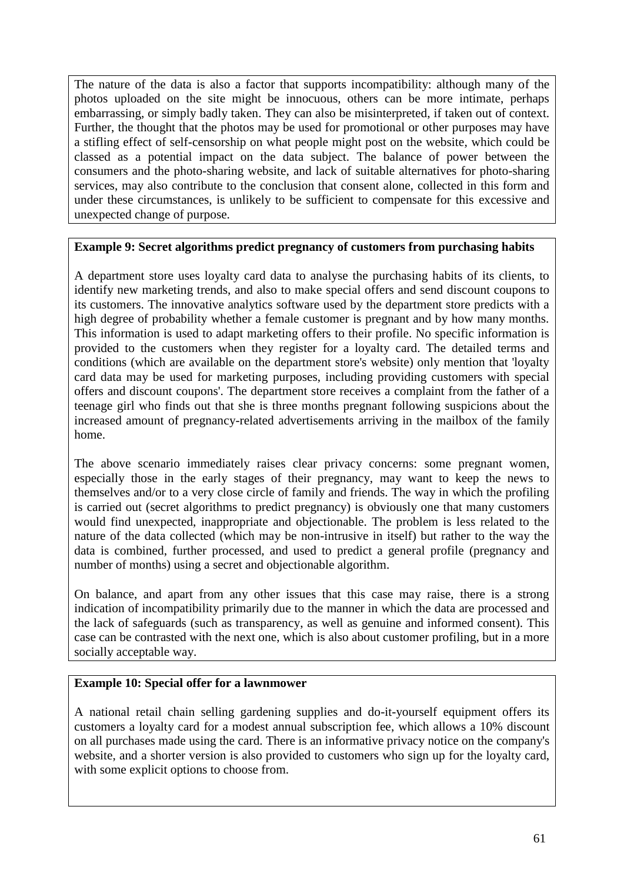The nature of the data is also a factor that supports incompatibility: although many of the photos uploaded on the site might be innocuous, others can be more intimate, perhaps embarrassing, or simply badly taken. They can also be misinterpreted, if taken out of context. Further, the thought that the photos may be used for promotional or other purposes may have a stifling effect of self-censorship on what people might post on the website, which could be classed as a potential impact on the data subject. The balance of power between the consumers and the photo-sharing website, and lack of suitable alternatives for photo-sharing services, may also contribute to the conclusion that consent alone, collected in this form and under these circumstances, is unlikely to be sufficient to compensate for this excessive and unexpected change of purpose.

**Example 9: Secret algorithms predict pregnancy of customers from purchasing habits**

A department store uses loyalty card data to analyse the purchasing habits of its clients, to identify new marketing trends, and also to make special offers and send discount coupons to its customers. The innovative analytics software used by the department store predicts with a high degree of probability whether a female customer is pregnant and by how many months. This information is used to adapt marketing offers to their profile. No specific information is provided to the customers when they register for a loyalty card. The detailed terms and conditions (which are available on the department store's website) only mention that 'loyalty card data may be used for marketing purposes, including providing customers with special offers and discount coupons'. The department store receives a complaint from the father of a teenage girl who finds out that she is three months pregnant following suspicions about the increased amount of pregnancy-related advertisements arriving in the mailbox of the family home.

The above scenario immediately raises clear privacy concerns: some pregnant women, especially those in the early stages of their pregnancy, may want to keep the news to themselves and/or to a very close circle of family and friends. The way in which the profiling is carried out (secret algorithms to predict pregnancy) is obviously one that many customers would find unexpected, inappropriate and objectionable. The problem is less related to the nature of the data collected (which may be non-intrusive in itself) but rather to the way the data is combined, further processed, and used to predict a general profile (pregnancy and number of months) using a secret and objectionable algorithm.

On balance, and apart from any other issues that this case may raise, there is a strong indication of incompatibility primarily due to the manner in which the data are processed and the lack of safeguards (such as transparency, as well as genuine and informed consent). This case can be contrasted with the next one, which is also about customer profiling, but in a more socially acceptable way.

**Example 10: Special offer for a lawnmower**

A national retail chain selling gardening supplies and do-it-yourself equipment offers its customers a loyalty card for a modest annual subscription fee, which allows a 10% discount on all purchases made using the card. There is an informative privacy notice on the company's website, and a shorter version is also provided to customers who sign up for the loyalty card, with some explicit options to choose from.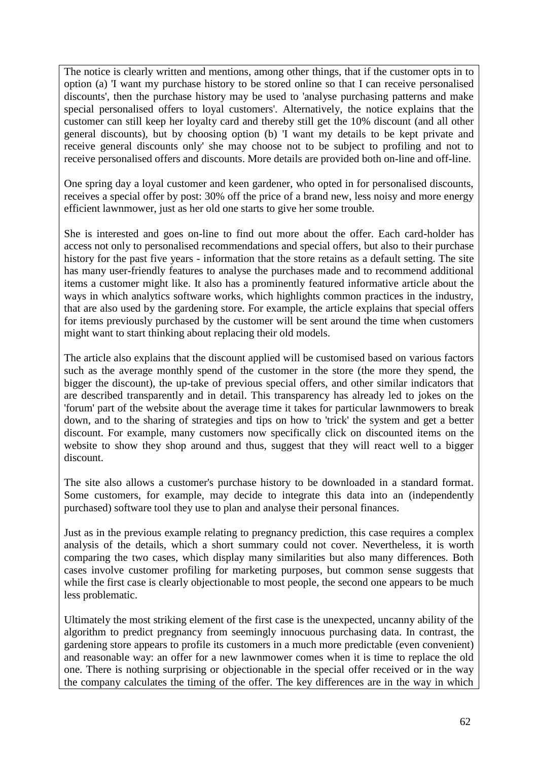The notice is clearly written and mentions, among other things, that if the customer opts in to option (a) 'I want my purchase history to be stored online so that I can receive personalised discounts', then the purchase history may be used to 'analyse purchasing patterns and make special personalised offers to loyal customers'. Alternatively, the notice explains that the customer can still keep her loyalty card and thereby still get the 10% discount (and all other general discounts), but by choosing option (b) 'I want my details to be kept private and receive general discounts only' she may choose not to be subject to profiling and not to receive personalised offers and discounts. More details are provided both on-line and off-line.

One spring day a loyal customer and keen gardener, who opted in for personalised discounts, receives a special offer by post: 30% off the price of a brand new, less noisy and more energy efficient lawnmower, just as her old one starts to give her some trouble.

She is interested and goes on-line to find out more about the offer. Each card-holder has access not only to personalised recommendations and special offers, but also to their purchase history for the past five years - information that the store retains as a default setting. The site has many user-friendly features to analyse the purchases made and to recommend additional items a customer might like. It also has a prominently featured informative article about the ways in which analytics software works, which highlights common practices in the industry, that are also used by the gardening store. For example, the article explains that special offers for items previously purchased by the customer will be sent around the time when customers might want to start thinking about replacing their old models.

The article also explains that the discount applied will be customised based on various factors such as the average monthly spend of the customer in the store (the more they spend, the bigger the discount), the up-take of previous special offers, and other similar indicators that are described transparently and in detail. This transparency has already led to jokes on the 'forum' part of the website about the average time it takes for particular lawnmowers to break down, and to the sharing of strategies and tips on how to 'trick' the system and get a better discount. For example, many customers now specifically click on discounted items on the website to show they shop around and thus, suggest that they will react well to a bigger discount.

The site also allows a customer's purchase history to be downloaded in a standard format. Some customers, for example, may decide to integrate this data into an (independently purchased) software tool they use to plan and analyse their personal finances.

Just as in the previous example relating to pregnancy prediction, this case requires a complex analysis of the details, which a short summary could not cover. Nevertheless, it is worth comparing the two cases, which display many similarities but also many differences. Both cases involve customer profiling for marketing purposes, but common sense suggests that while the first case is clearly objectionable to most people, the second one appears to be much less problematic.

Ultimately the most striking element of the first case is the unexpected, uncanny ability of the algorithm to predict pregnancy from seemingly innocuous purchasing data. In contrast, the gardening store appears to profile its customers in a much more predictable (even convenient) and reasonable way: an offer for a new lawnmower comes when it is time to replace the old one. There is nothing surprising or objectionable in the special offer received or in the way the company calculates the timing of the offer. The key differences are in the way in which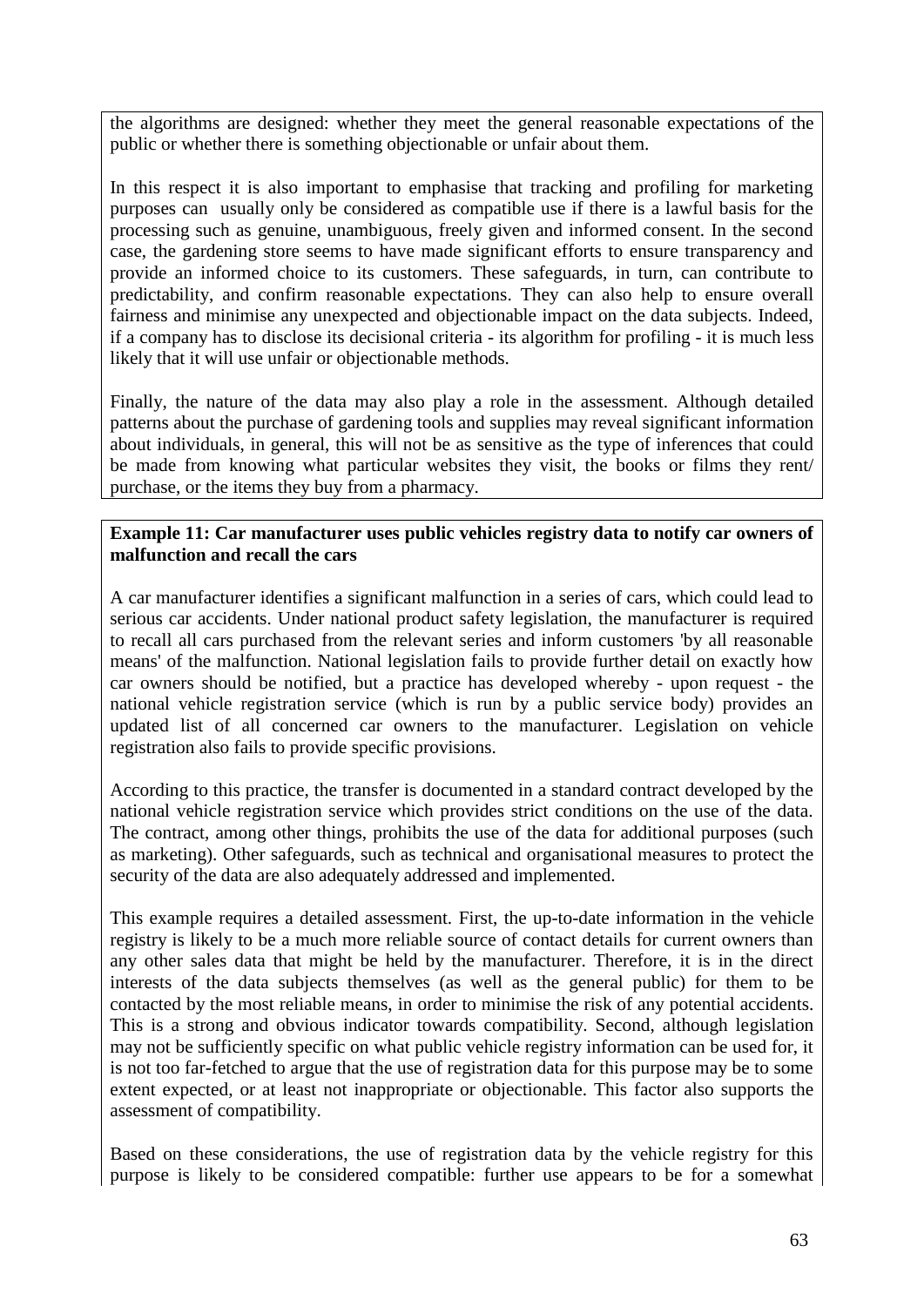the algorithms are designed: whether they meet the general reasonable expectations of the public or whether there is something objectionable or unfair about them.

In this respect it is also important to emphasise that tracking and profiling for marketing purposes can usually only be considered as compatible use if there is a lawful basis for the processing such as genuine, unambiguous, freely given and informed consent. In the second case, the gardening store seems to have made significant efforts to ensure transparency and provide an informed choice to its customers. These safeguards, in turn, can contribute to predictability, and confirm reasonable expectations. They can also help to ensure overall fairness and minimise any unexpected and objectionable impact on the data subjects. Indeed, if a company has to disclose its decisional criteria - its algorithm for profiling - it is much less likely that it will use unfair or objectionable methods.

Finally, the nature of the data may also play a role in the assessment. Although detailed patterns about the purchase of gardening tools and supplies may reveal significant information about individuals, in general, this will not be as sensitive as the type of inferences that could be made from knowing what particular websites they visit, the books or films they rent/ purchase, or the items they buy from a pharmacy.

**Example 11: Car manufacturer uses public vehicles registry data to notify car owners of malfunction and recall the cars**

A car manufacturer identifies a significant malfunction in a series of cars, which could lead to serious car accidents. Under national product safety legislation, the manufacturer is required to recall all cars purchased from the relevant series and inform customers 'by all reasonable means' of the malfunction. National legislation fails to provide further detail on exactly how car owners should be notified, but a practice has developed whereby - upon request - the national vehicle registration service (which is run by a public service body) provides an updated list of all concerned car owners to the manufacturer. Legislation on vehicle registration also fails to provide specific provisions.

According to this practice, the transfer is documented in a standard contract developed by the national vehicle registration service which provides strict conditions on the use of the data. The contract, among other things, prohibits the use of the data for additional purposes (such as marketing). Other safeguards, such as technical and organisational measures to protect the security of the data are also adequately addressed and implemented.

This example requires a detailed assessment. First, the up-to-date information in the vehicle registry is likely to be a much more reliable source of contact details for current owners than any other sales data that might be held by the manufacturer. Therefore, it is in the direct interests of the data subjects themselves (as well as the general public) for them to be contacted by the most reliable means, in order to minimise the risk of any potential accidents. This is a strong and obvious indicator towards compatibility. Second, although legislation may not be sufficiently specific on what public vehicle registry information can be used for, it is not too far-fetched to argue that the use of registration data for this purpose may be to some extent expected, or at least not inappropriate or objectionable. This factor also supports the assessment of compatibility.

Based on these considerations, the use of registration data by the vehicle registry for this purpose is likely to be considered compatible: further use appears to be for a somewhat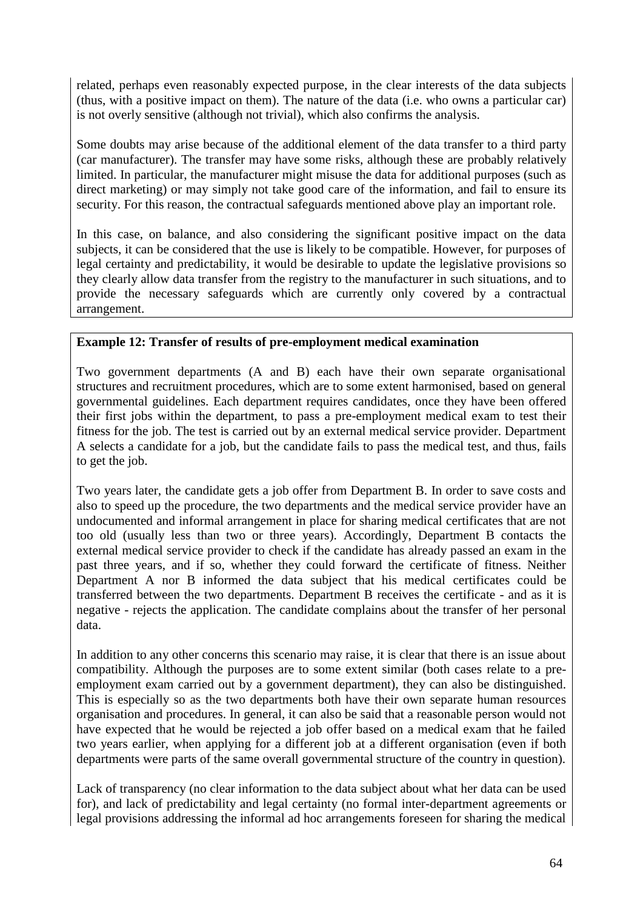related, perhaps even reasonably expected purpose, in the clear interests of the data subjects (thus, with a positive impact on them). The nature of the data (i.e. who owns a particular car) is not overly sensitive (although not trivial), which also confirms the analysis.

Some doubts may arise because of the additional element of the data transfer to a third party (car manufacturer). The transfer may have some risks, although these are probably relatively limited. In particular, the manufacturer might misuse the data for additional purposes (such as direct marketing) or may simply not take good care of the information, and fail to ensure its security. For this reason, the contractual safeguards mentioned above play an important role.

In this case, on balance, and also considering the significant positive impact on the data subjects, it can be considered that the use is likely to be compatible. However, for purposes of legal certainty and predictability, it would be desirable to update the legislative provisions so they clearly allow data transfer from the registry to the manufacturer in such situations, and to provide the necessary safeguards which are currently only covered by a contractual arrangement.

**Example 12: Transfer of results of pre-employment medical examination**

Two government departments (A and B) each have their own separate organisational structures and recruitment procedures, which are to some extent harmonised, based on general governmental guidelines. Each department requires candidates, once they have been offered their first jobs within the department, to pass a pre-employment medical exam to test their fitness for the job. The test is carried out by an external medical service provider. Department A selects a candidate for a job, but the candidate fails to pass the medical test, and thus, fails to get the job.

Two years later, the candidate gets a job offer from Department B. In order to save costs and also to speed up the procedure, the two departments and the medical service provider have an undocumented and informal arrangement in place for sharing medical certificates that are not too old (usually less than two or three years). Accordingly, Department B contacts the external medical service provider to check if the candidate has already passed an exam in the past three years, and if so, whether they could forward the certificate of fitness. Neither Department A nor B informed the data subject that his medical certificates could be transferred between the two departments. Department B receives the certificate - and as it is negative - rejects the application. The candidate complains about the transfer of her personal data.

In addition to any other concerns this scenario may raise, it is clear that there is an issue about compatibility. Although the purposes are to some extent similar (both cases relate to a pre-employment exam carried out by a government department), they can also be distinguished. This is especially so as the two departments both have their own separate human resources organisation and procedures. In general, it can also be said that a reasonable person would not have expected that he would be rejected a job offer based on a medical exam that he failed two years earlier, when applying for a different job at a different organisation (even if both departments were parts of the same overall governmental structure of the country in question).

Lack of transparency (no clear information to the data subject about what her data can be used for), and lack of predictability and legal certainty (no formal inter-department agreements or legal provisions addressing the informal ad hoc arrangements foreseen for sharing the medical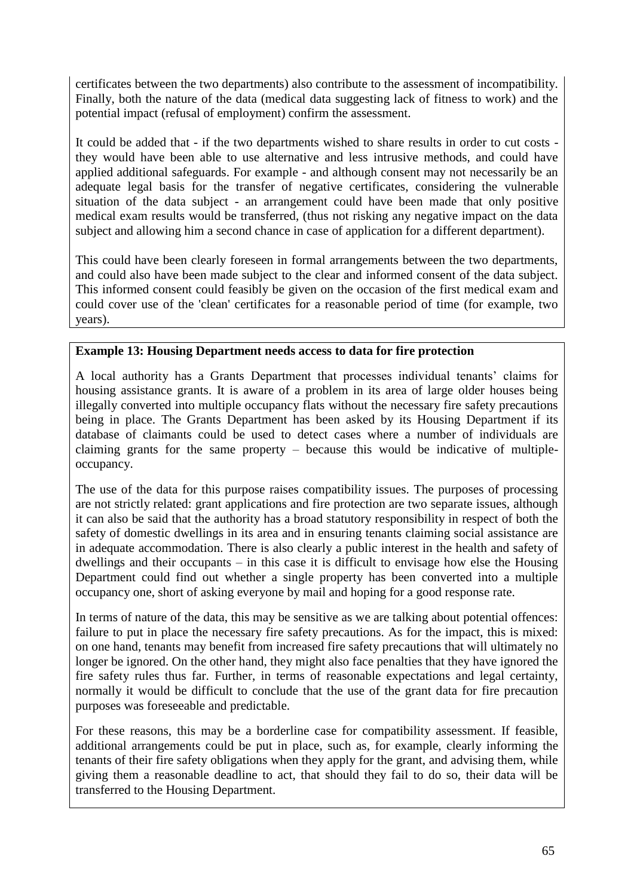certificates between the two departments) also contribute to the assessment of incompatibility. Finally, both the nature of the data (medical data suggesting lack of fitness to work) and the potential impact (refusal of employment) confirm the assessment.

It could be added that - if the two departments wished to share results in order to cut costs - they would have been able to use alternative and less intrusive methods, and could have applied additional safeguards. For example - and although consent may not necessarily be an adequate legal basis for the transfer of negative certificates, considering the vulnerable situation of the data subject - an arrangement could have been made that only positive medical exam results would be transferred, (thus not risking any negative impact on the data subject and allowing him a second chance in case of application for a different department).

This could have been clearly foreseen in formal arrangements between the two departments, and could also have been made subject to the clear and informed consent of the data subject. This informed consent could feasibly be given on the occasion of the first medical exam and could cover use of the 'clean' certificates for a reasonable period of time (for example, two years).

**Example 13: Housing Department needs access to data for fire protection**

A local authority has a Grants Department that processes individual tenants' claims for housing assistance grants. It is aware of a problem in its area of large older houses being illegally converted into multiple occupancy flats without the necessary fire safety precautions being in place. The Grants Department has been asked by its Housing Department if its database of claimants could be used to detect cases where a number of individuals are claiming grants for the same property – because this would be indicative of multiple-occupancy.

The use of the data for this purpose raises compatibility issues. The purposes of processing are not strictly related: grant applications and fire protection are two separate issues, although it can also be said that the authority has a broad statutory responsibility in respect of both the safety of domestic dwellings in its area and in ensuring tenants claiming social assistance are in adequate accommodation. There is also clearly a public interest in the health and safety of dwellings and their occupants – in this case it is difficult to envisage how else the Housing Department could find out whether a single property has been converted into a multiple occupancy one, short of asking everyone by mail and hoping for a good response rate.

In terms of nature of the data, this may be sensitive as we are talking about potential offences: failure to put in place the necessary fire safety precautions. As for the impact, this is mixed: on one hand, tenants may benefit from increased fire safety precautions that will ultimately no longer be ignored. On the other hand, they might also face penalties that they have ignored the fire safety rules thus far. Further, in terms of reasonable expectations and legal certainty, normally it would be difficult to conclude that the use of the grant data for fire precaution purposes was foreseeable and predictable.

For these reasons, this may be a borderline case for compatibility assessment. If feasible, additional arrangements could be put in place, such as, for example, clearly informing the tenants of their fire safety obligations when they apply for the grant, and advising them, while giving them a reasonable deadline to act, that should they fail to do so, their data will be transferred to the Housing Department.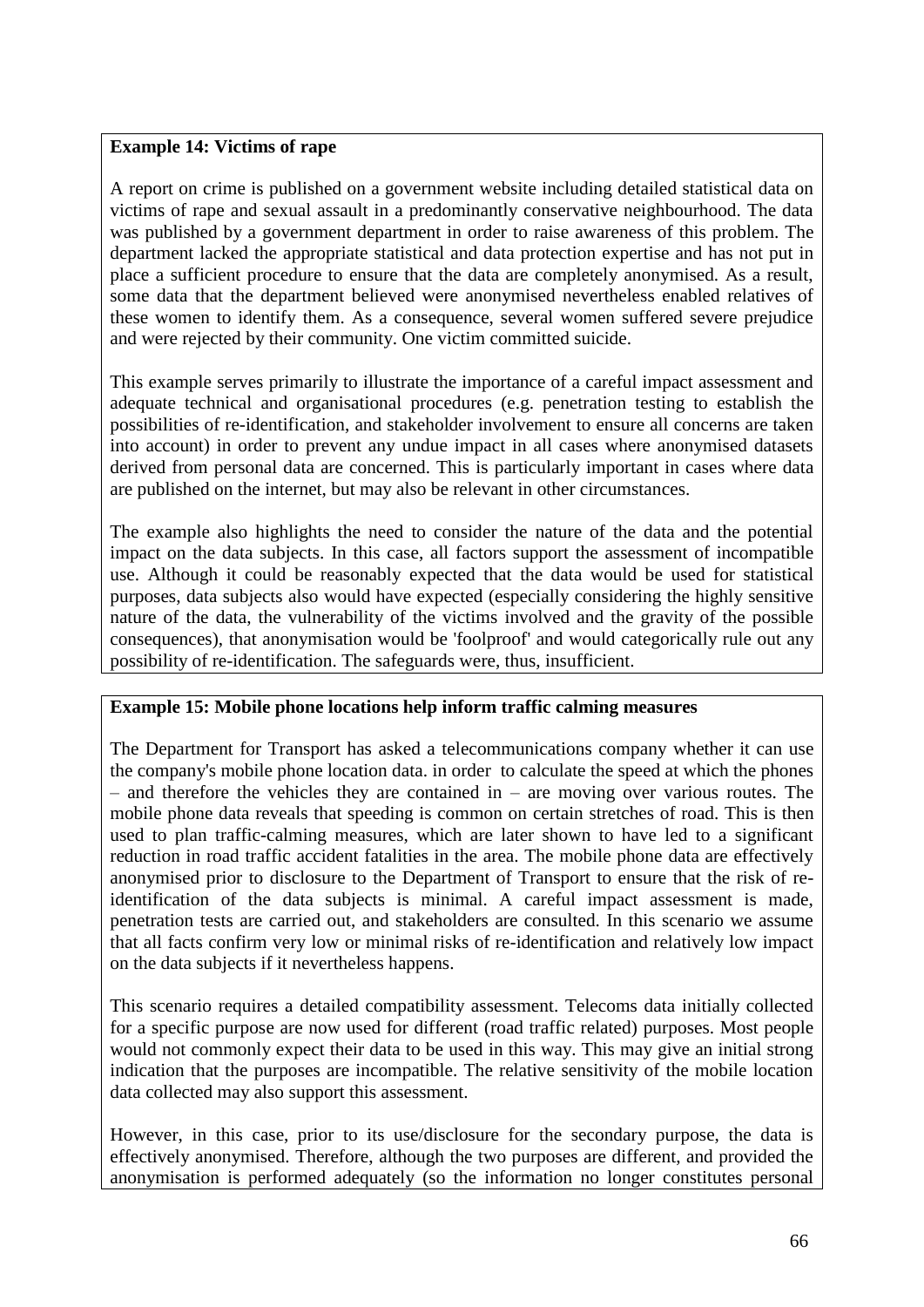**Example 14: Victims of rape**

A report on crime is published on a government website including detailed statistical data on victims of rape and sexual assault in a predominantly conservative neighbourhood. The data was published by a government department in order to raise awareness of this problem. The department lacked the appropriate statistical and data protection expertise and has not put in place a sufficient procedure to ensure that the data are completely anonymised. As a result, some data that the department believed were anonymised nevertheless enabled relatives of these women to identify them. As a consequence, several women suffered severe prejudice and were rejected by their community. One victim committed suicide.

This example serves primarily to illustrate the importance of a careful impact assessment and adequate technical and organisational procedures (e.g. penetration testing to establish the possibilities of re-identification, and stakeholder involvement to ensure all concerns are taken into account) in order to prevent any undue impact in all cases where anonymised datasets derived from personal data are concerned. This is particularly important in cases where data are published on the internet, but may also be relevant in other circumstances.

The example also highlights the need to consider the nature of the data and the potential impact on the data subjects. In this case, all factors support the assessment of incompatible use. Although it could be reasonably expected that the data would be used for statistical purposes, data subjects also would have expected (especially considering the highly sensitive nature of the data, the vulnerability of the victims involved and the gravity of the possible consequences), that anonymisation would be 'foolproof' and would categorically rule out any possibility of re-identification. The safeguards were, thus, insufficient.

**Example 15: Mobile phone locations help inform traffic calming measures**

The Department for Transport has asked a telecommunications company whether it can use the company's mobile phone location data. in order to calculate the speed at which the phones – and therefore the vehicles they are contained in – are moving over various routes. The mobile phone data reveals that speeding is common on certain stretches of road. This is then used to plan traffic-calming measures, which are later shown to have led to a significant reduction in road traffic accident fatalities in the area. The mobile phone data are effectively anonymised prior to disclosure to the Department of Transport to ensure that the risk of re-identification of the data subjects is minimal. A careful impact assessment is made, penetration tests are carried out, and stakeholders are consulted. In this scenario we assume that all facts confirm very low or minimal risks of re-identification and relatively low impact on the data subjects if it nevertheless happens.

This scenario requires a detailed compatibility assessment. Telecoms data initially collected for a specific purpose are now used for different (road traffic related) purposes. Most people would not commonly expect their data to be used in this way. This may give an initial strong indication that the purposes are incompatible. The relative sensitivity of the mobile location data collected may also support this assessment.

However, in this case, prior to its use/disclosure for the secondary purpose, the data is effectively anonymised. Therefore, although the two purposes are different, and provided the anonymisation is performed adequately (so the information no longer constitutes personal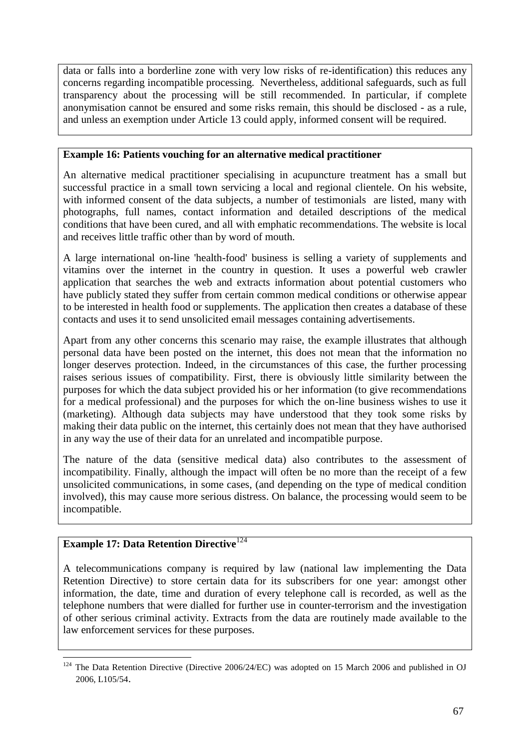data or falls into a borderline zone with very low risks of re-identification) this reduces any concerns regarding incompatible processing. Nevertheless, additional safeguards, such as full transparency about the processing will be still recommended. In particular, if complete anonymisation cannot be ensured and some risks remain, this should be disclosed - as a rule, and unless an exemption under Article 13 could apply, informed consent will be required.

**Example 16: Patients vouching for an alternative medical practitioner**

An alternative medical practitioner specialising in acupuncture treatment has a small but successful practice in a small town servicing a local and regional clientele. On his website, with informed consent of the data subjects, a number of testimonials are listed, many with photographs, full names, contact information and detailed descriptions of the medical conditions that have been cured, and all with emphatic recommendations. The website is local and receives little traffic other than by word of mouth.

A large international on-line 'health-food' business is selling a variety of supplements and vitamins over the internet in the country in question. It uses a powerful web crawler application that searches the web and extracts information about potential customers who have publicly stated they suffer from certain common medical conditions or otherwise appear to be interested in health food or supplements. The application then creates a database of these contacts and uses it to send unsolicited email messages containing advertisements.

Apart from any other concerns this scenario may raise, the example illustrates that although personal data have been posted on the internet, this does not mean that the information no longer deserves protection. Indeed, in the circumstances of this case, the further processing raises serious issues of compatibility. First, there is obviously little similarity between the purposes for which the data subject provided his or her information (to give recommendations for a medical professional) and the purposes for which the on-line business wishes to use it (marketing). Although data subjects may have understood that they took some risks by making their data public on the internet, this certainly does not mean that they have authorised in any way the use of their data for an unrelated and incompatible purpose.

The nature of the data (sensitive medical data) also contributes to the assessment of incompatibility. Finally, although the impact will often be no more than the receipt of a few unsolicited communications, in some cases, (and depending on the type of medical condition involved), this may cause more serious distress. On balance, the processing would seem to be incompatible.

**Example 17: Data Retention Directive**[124]

A telecommunications company is required by law (national law implementing the Data Retention Directive) to store certain data for its subscribers for one year: amongst other information, the date, time and duration of every telephone call is recorded, as well as the telephone numbers that were dialled for further use in counter-terrorism and the investigation of other serious criminal activity. Extracts from the data are routinely made available to the law enforcement services for these purposes.

[124] The Data Retention Directive (Directive 2006/24/EC) was adopted on 15 March 2006 and published in OJ 2006, L105/54.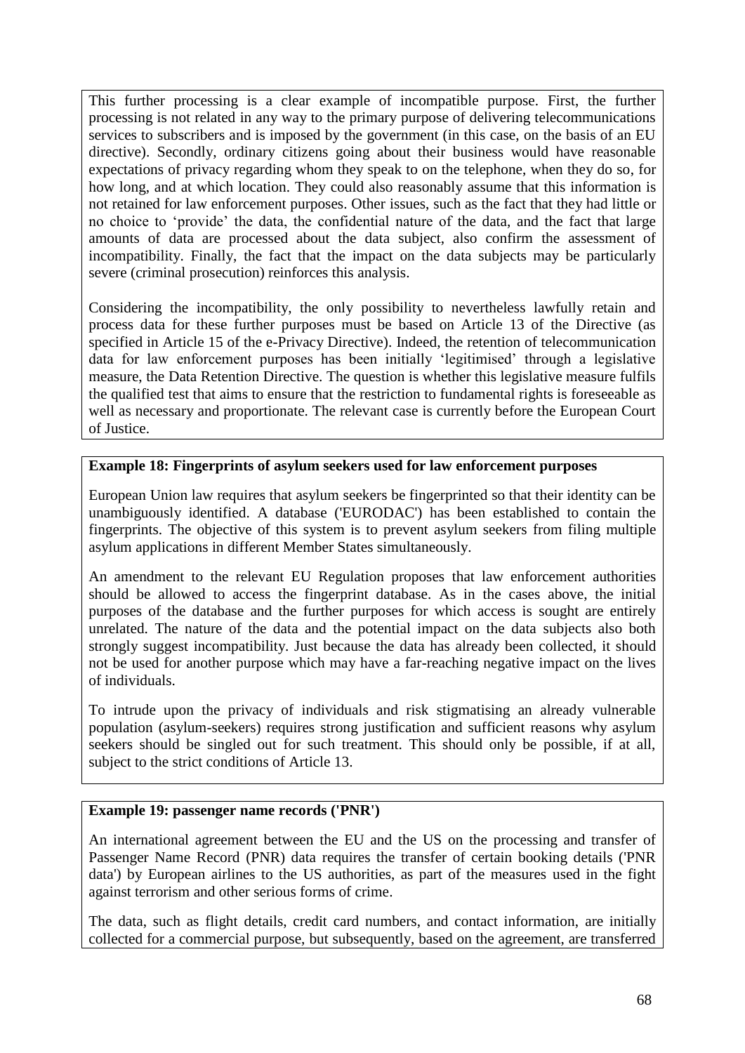This further processing is a clear example of incompatible purpose. First, the further processing is not related in any way to the primary purpose of delivering telecommunications services to subscribers and is imposed by the government (in this case, on the basis of an EU directive). Secondly, ordinary citizens going about their business would have reasonable expectations of privacy regarding whom they speak to on the telephone, when they do so, for how long, and at which location. They could also reasonably assume that this information is not retained for law enforcement purposes. Other issues, such as the fact that they had little or no choice to 'provide' the data, the confidential nature of the data, and the fact that large amounts of data are processed about the data subject, also confirm the assessment of incompatibility. Finally, the fact that the impact on the data subjects may be particularly severe (criminal prosecution) reinforces this analysis.

Considering the incompatibility, the only possibility to nevertheless lawfully retain and process data for these further purposes must be based on Article 13 of the Directive (as specified in Article 15 of the e-Privacy Directive). Indeed, the retention of telecommunication data for law enforcement purposes has been initially 'legitimised' through a legislative measure, the Data Retention Directive. The question is whether this legislative measure fulfils the qualified test that aims to ensure that the restriction to fundamental rights is foreseeable as well as necessary and proportionate. The relevant case is currently before the European Court of Justice.

**Example 18: Fingerprints of asylum seekers used for law enforcement purposes**

European Union law requires that asylum seekers be fingerprinted so that their identity can be unambiguously identified. A database ('EURODAC') has been established to contain the fingerprints. The objective of this system is to prevent asylum seekers from filing multiple asylum applications in different Member States simultaneously.

An amendment to the relevant EU Regulation proposes that law enforcement authorities should be allowed to access the fingerprint database. As in the cases above, the initial purposes of the database and the further purposes for which access is sought are entirely unrelated. The nature of the data and the potential impact on the data subjects also both strongly suggest incompatibility. Just because the data has already been collected, it should not be used for another purpose which may have a far-reaching negative impact on the lives of individuals.

To intrude upon the privacy of individuals and risk stigmatising an already vulnerable population (asylum-seekers) requires strong justification and sufficient reasons why asylum seekers should be singled out for such treatment. This should only be possible, if at all, subject to the strict conditions of Article 13.

**Example 19: passenger name records ('PNR')**

An international agreement between the EU and the US on the processing and transfer of Passenger Name Record (PNR) data requires the transfer of certain booking details ('PNR data') by European airlines to the US authorities, as part of the measures used in the fight against terrorism and other serious forms of crime.

The data, such as flight details, credit card numbers, and contact information, are initially collected for a commercial purpose, but subsequently, based on the agreement, are transferred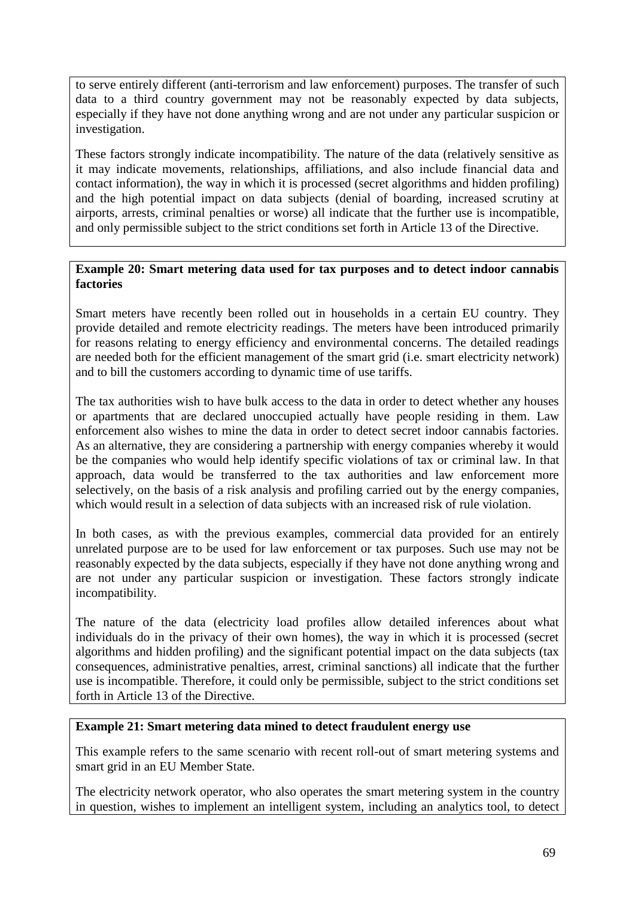to serve entirely different (anti-terrorism and law enforcement) purposes. The transfer of such data to a third country government may not be reasonably expected by data subjects, especially if they have not done anything wrong and are not under any particular suspicion or investigation.

These factors strongly indicate incompatibility. The nature of the data (relatively sensitive as it may indicate movements, relationships, affiliations, and also include financial data and contact information), the way in which it is processed (secret algorithms and hidden profiling) and the high potential impact on data subjects (denial of boarding, increased scrutiny at airports, arrests, criminal penalties or worse) all indicate that the further use is incompatible, and only permissible subject to the strict conditions set forth in Article 13 of the Directive.

**Example 20: Smart metering data used for tax purposes and to detect indoor cannabis factories**

Smart meters have recently been rolled out in households in a certain EU country. They provide detailed and remote electricity readings. The meters have been introduced primarily for reasons relating to energy efficiency and environmental concerns. The detailed readings are needed both for the efficient management of the smart grid (i.e. smart electricity network) and to bill the customers according to dynamic time of use tariffs.

The tax authorities wish to have bulk access to the data in order to detect whether any houses or apartments that are declared unoccupied actually have people residing in them. Law enforcement also wishes to mine the data in order to detect secret indoor cannabis factories. As an alternative, they are considering a partnership with energy companies whereby it would be the companies who would help identify specific violations of tax or criminal law. In that approach, data would be transferred to the tax authorities and law enforcement more selectively, on the basis of a risk analysis and profiling carried out by the energy companies, which would result in a selection of data subjects with an increased risk of rule violation.

In both cases, as with the previous examples, commercial data provided for an entirely unrelated purpose are to be used for law enforcement or tax purposes. Such use may not be reasonably expected by the data subjects, especially if they have not done anything wrong and are not under any particular suspicion or investigation. These factors strongly indicate incompatibility.

The nature of the data (electricity load profiles allow detailed inferences about what individuals do in the privacy of their own homes), the way in which it is processed (secret algorithms and hidden profiling) and the significant potential impact on the data subjects (tax consequences, administrative penalties, arrest, criminal sanctions) all indicate that the further use is incompatible. Therefore, it could only be permissible, subject to the strict conditions set forth in Article 13 of the Directive.

**Example 21: Smart metering data mined to detect fraudulent energy use**

This example refers to the same scenario with recent roll-out of smart metering systems and smart grid in an EU Member State.

The electricity network operator, who also operates the smart metering system in the country in question, wishes to implement an intelligent system, including an analytics tool, to detect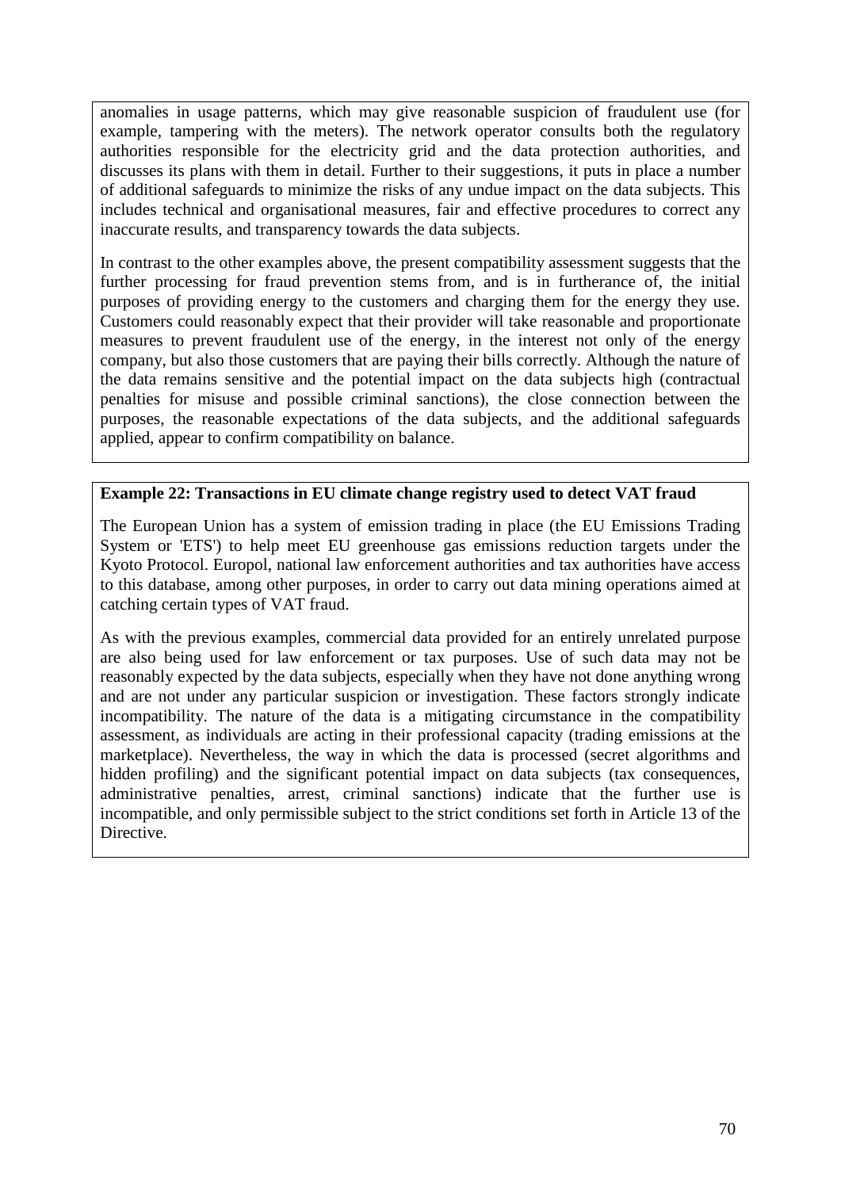anomalies in usage patterns, which may give reasonable suspicion of fraudulent use (for example, tampering with the meters). The network operator consults both the regulatory authorities responsible for the electricity grid and the data protection authorities, and discusses its plans with them in detail. Further to their suggestions, it puts in place a number of additional safeguards to minimize the risks of any undue impact on the data subjects. This includes technical and organisational measures, fair and effective procedures to correct any inaccurate results, and transparency towards the data subjects.

In contrast to the other examples above, the present compatibility assessment suggests that the further processing for fraud prevention stems from, and is in furtherance of, the initial purposes of providing energy to the customers and charging them for the energy they use. Customers could reasonably expect that their provider will take reasonable and proportionate measures to prevent fraudulent use of the energy, in the interest not only of the energy company, but also those customers that are paying their bills correctly. Although the nature of the data remains sensitive and the potential impact on the data subjects high (contractual penalties for misuse and possible criminal sanctions), the close connection between the purposes, the reasonable expectations of the data subjects, and the additional safeguards applied, appear to confirm compatibility on balance.

**Example 22: Transactions in EU climate change registry used to detect VAT fraud**

The European Union has a system of emission trading in place (the EU Emissions Trading System or 'ETS') to help meet EU greenhouse gas emissions reduction targets under the Kyoto Protocol. Europol, national law enforcement authorities and tax authorities have access to this database, among other purposes, in order to carry out data mining operations aimed at catching certain types of VAT fraud.

As with the previous examples, commercial data provided for an entirely unrelated purpose are also being used for law enforcement or tax purposes. Use of such data may not be reasonably expected by the data subjects, especially when they have not done anything wrong and are not under any particular suspicion or investigation. These factors strongly indicate incompatibility. The nature of the data is a mitigating circumstance in the compatibility assessment, as individuals are acting in their professional capacity (trading emissions at the marketplace). Nevertheless, the way in which the data is processed (secret algorithms and hidden profiling) and the significant potential impact on data subjects (tax consequences, administrative penalties, arrest, criminal sanctions) indicate that the further use is incompatible, and only permissible subject to the strict conditions set forth in Article 13 of the Directive.